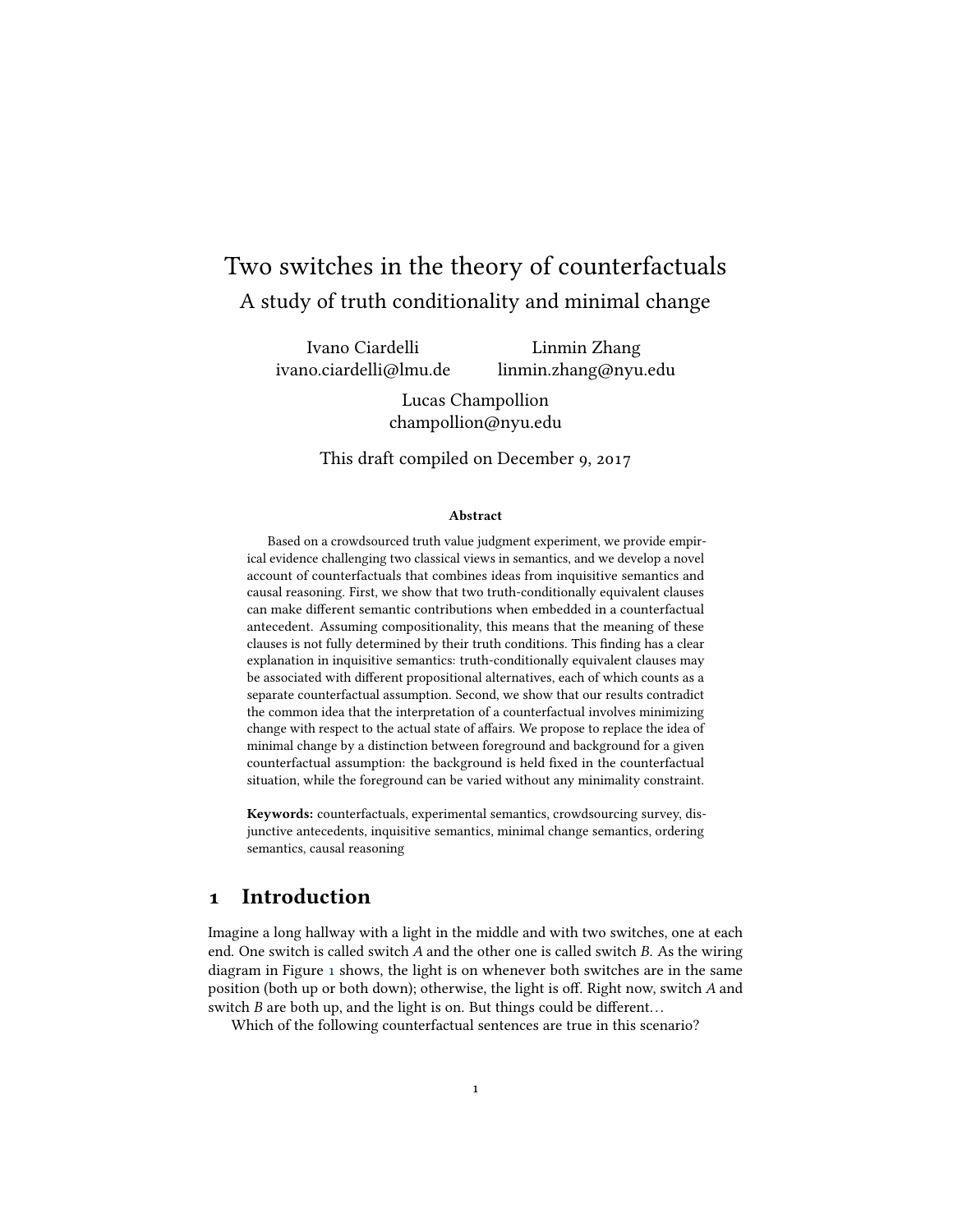# Two switches in the theory of counterfactuals

## A study of truth conditionality and minimal change

Ivano Ciardelli
ivano.ciardelli@lmu.de

Linmin Zhang
linmin.zhang@nyu.edu

Lucas Champollion
champollion@nyu.edu

This draft compiled on December 9, 2017

**Abstract**

Based on a crowdsourced truth value judgment experiment, we provide empirical evidence challenging two classical views in semantics, and we develop a novel account of counterfactuals that combines ideas from inquisitive semantics and causal reasoning. First, we show that two truth-conditionally equivalent clauses can make different semantic contributions when embedded in a counterfactual antecedent. Assuming compositionality, this means that the meaning of these clauses is not fully determined by their truth conditions. This finding has a clear explanation in inquisitive semantics: truth-conditionally equivalent clauses may be associated with different propositional alternatives, each of which counts as a separate counterfactual assumption. Second, we show that our results contradict the common idea that the interpretation of a counterfactual involves minimizing change with respect to the actual state of affairs. We propose to replace the idea of minimal change by a distinction between foreground and background for a given counterfactual assumption: the background is held fixed in the counterfactual situation, while the foreground can be varied without any minimality constraint.

**Keywords:** counterfactuals, experimental semantics, crowdsourcing survey, disjunctive antecedents, inquisitive semantics, minimal change semantics, ordering semantics, causal reasoning

## 1 Introduction

Imagine a long hallway with a light in the middle and with two switches, one at each end. One switch is called switch *A* and the other one is called switch *B*. As the wiring diagram in Figure 1 shows, the light is on whenever both switches are in the same position (both up or both down); otherwise, the light is off. Right now, switch *A* and switch *B* are both up, and the light is on. But things could be different…

Which of the following counterfactual sentences are true in this scenario?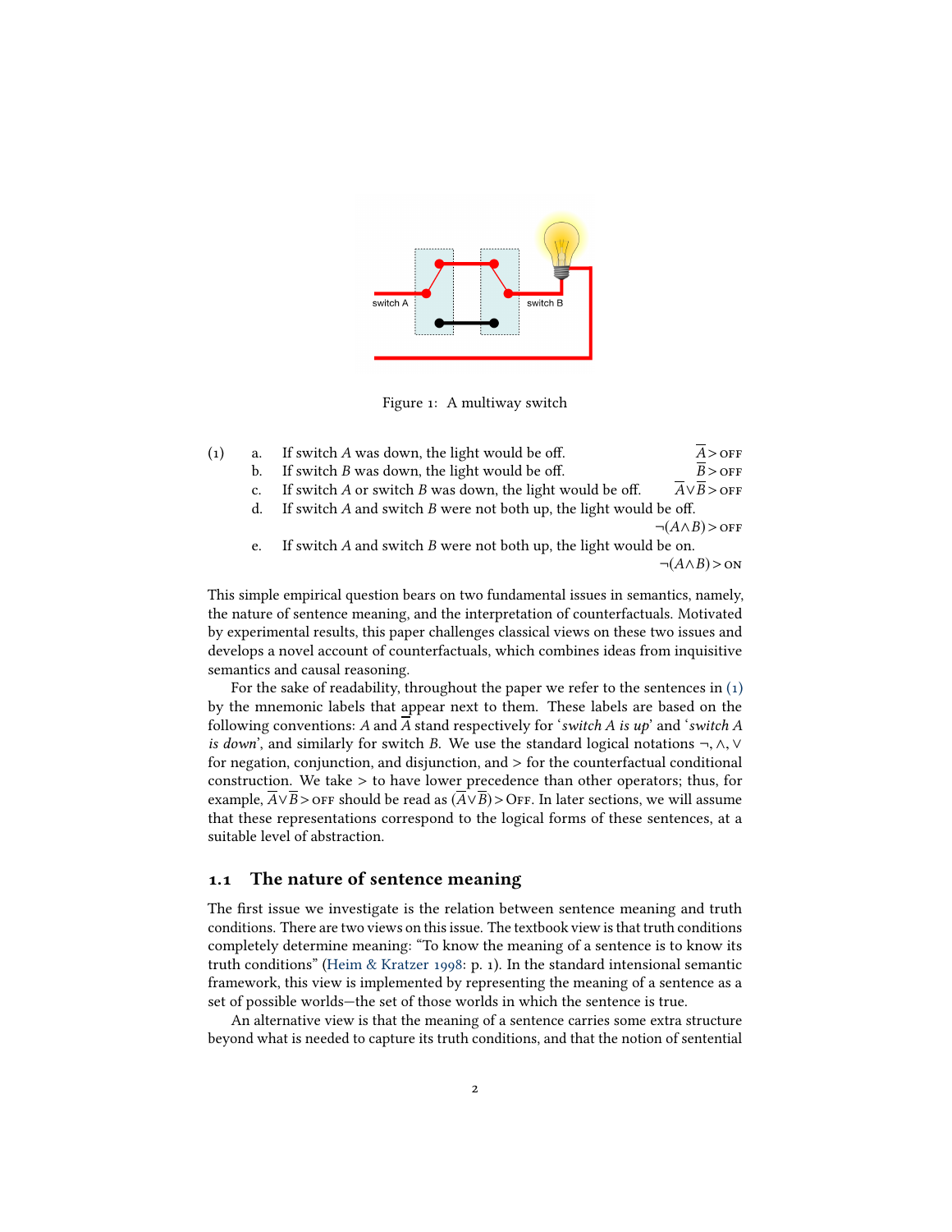Figure 1: A multiway switch

(1)
a. If switch *A* was down, the light would be off. $\overline{A} > \textsc{off}$
b. If switch *B* was down, the light would be off. $\overline{B} > \textsc{off}$
c. If switch *A* or switch *B* was down, the light would be off. $\overline{A} \vee \overline{B} > \textsc{off}$
d. If switch *A* and switch *B* were not both up, the light would be off. $\neg(A \wedge B) > \textsc{off}$
e. If switch *A* and switch *B* were not both up, the light would be on. $\neg(A \wedge B) > \textsc{on}$

This simple empirical question bears on two fundamental issues in semantics, namely, the nature of sentence meaning, and the interpretation of counterfactuals. Motivated by experimental results, this paper challenges classical views on these two issues and develops a novel account of counterfactuals, which combines ideas from inquisitive semantics and causal reasoning.

For the sake of readability, throughout the paper we refer to the sentences in (1) by the mnemonic labels that appear next to them. These labels are based on the following conventions: $A$ and $\overline{A}$ stand respectively for '*switch A is up*' and '*switch A is down*', and similarly for switch $B$. We use the standard logical notations $\neg, \wedge, \vee$ for negation, conjunction, and disjunction, and $>$ for the counterfactual conditional construction. We take $>$ to have lower precedence than other operators; thus, for example, $\overline{A} \vee \overline{B} > \textsc{off}$ should be read as $(\overline{A} \vee \overline{B}) > \textsc{Off}$. In later sections, we will assume that these representations correspond to the logical forms of these sentences, at a suitable level of abstraction.

## 1.1 The nature of sentence meaning

The first issue we investigate is the relation between sentence meaning and truth conditions. There are two views on this issue. The textbook view is that truth conditions completely determine meaning: "To know the meaning of a sentence is to know its truth conditions" (Heim & Kratzer 1998: p. 1). In the standard intensional semantic framework, this view is implemented by representing the meaning of a sentence as a set of possible worlds—the set of those worlds in which the sentence is true.

An alternative view is that the meaning of a sentence carries some extra structure beyond what is needed to capture its truth conditions, and that the notion of sentential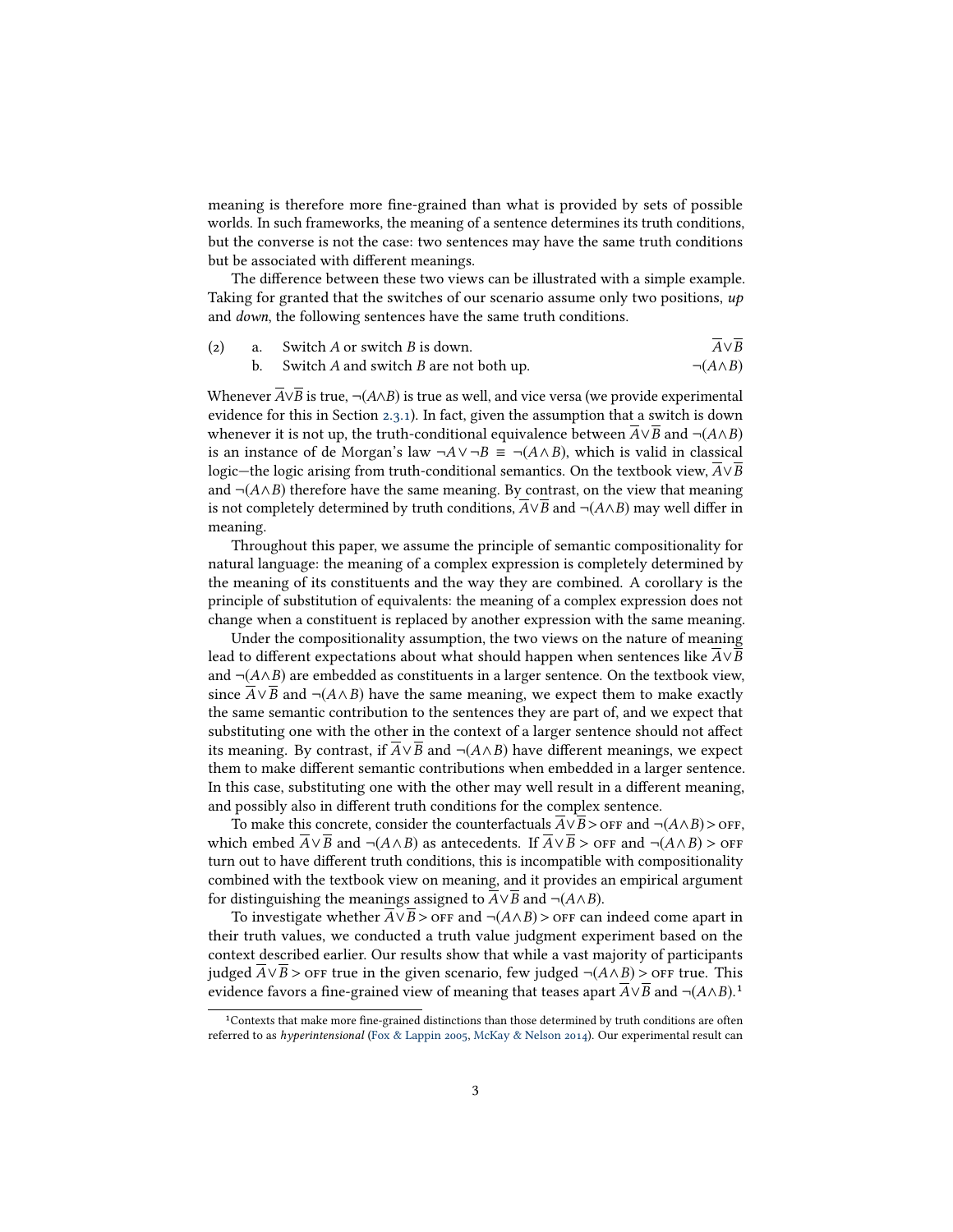meaning is therefore more fine-grained than what is provided by sets of possible worlds. In such frameworks, the meaning of a sentence determines its truth conditions, but the converse is not the case: two sentences may have the same truth conditions but be associated with different meanings.

The difference between these two views can be illustrated with a simple example. Taking for granted that the switches of our scenario assume only two positions, *up* and *down*, the following sentences have the same truth conditions.

(2) a. Switch *A* or switch *B* is down. $\overline{A} \vee \overline{B}$

b. Switch *A* and switch *B* are not both up. $\neg(A \wedge B)$

Whenever $\overline{A} \vee \overline{B}$ is true, $\neg(A \wedge B)$ is true as well, and vice versa (we provide experimental evidence for this in Section 2.3.1). In fact, given the assumption that a switch is down whenever it is not up, the truth-conditional equivalence between $\overline{A} \vee \overline{B}$ and $\neg(A \wedge B)$ is an instance of de Morgan's law $\neg A \vee \neg B \equiv \neg(A \wedge B)$, which is valid in classical logic—the logic arising from truth-conditional semantics. On the textbook view, $\overline{A} \vee \overline{B}$ and $\neg(A \wedge B)$ therefore have the same meaning. By contrast, on the view that meaning is not completely determined by truth conditions, $\overline{A} \vee \overline{B}$ and $\neg(A \wedge B)$ may well differ in meaning.

Throughout this paper, we assume the principle of semantic compositionality for natural language: the meaning of a complex expression is completely determined by the meaning of its constituents and the way they are combined. A corollary is the principle of substitution of equivalents: the meaning of a complex expression does not change when a constituent is replaced by another expression with the same meaning.

Under the compositionality assumption, the two views on the nature of meaning lead to different expectations about what should happen when sentences like $\overline{A} \vee \overline{B}$ and $\neg(A \wedge B)$ are embedded as constituents in a larger sentence. On the textbook view, since $\overline{A} \vee \overline{B}$ and $\neg(A \wedge B)$ have the same meaning, we expect them to make exactly the same semantic contribution to the sentences they are part of, and we expect that substituting one with the other in the context of a larger sentence should not affect its meaning. By contrast, if $\overline{A} \vee \overline{B}$ and $\neg(A \wedge B)$ have different meanings, we expect them to make different semantic contributions when embedded in a larger sentence. In this case, substituting one with the other may well result in a different meaning, and possibly also in different truth conditions for the complex sentence.

To make this concrete, consider the counterfactuals $\overline{A} \vee \overline{B} > \text{OFF}$ and $\neg(A \wedge B) > \text{OFF}$, which embed $\overline{A} \vee \overline{B}$ and $\neg(A \wedge B)$ as antecedents. If $\overline{A} \vee \overline{B} > \text{OFF}$ and $\neg(A \wedge B) > \text{OFF}$ turn out to have different truth conditions, this is incompatible with compositionality combined with the textbook view on meaning, and it provides an empirical argument for distinguishing the meanings assigned to $\overline{A} \vee \overline{B}$ and $\neg(A \wedge B)$.

To investigate whether $\overline{A} \vee \overline{B} > \text{OFF}$ and $\neg(A \wedge B) > \text{OFF}$ can indeed come apart in their truth values, we conducted a truth value judgment experiment based on the context described earlier. Our results show that while a vast majority of participants judged $\overline{A} \vee \overline{B} > \text{OFF}$ true in the given scenario, few judged $\neg(A \wedge B) > \text{OFF}$ true. This evidence favors a fine-grained view of meaning that teases apart $\overline{A} \vee \overline{B}$ and $\neg(A \wedge B)$.[1]

[1]Contexts that make more fine-grained distinctions than those determined by truth conditions are often referred to as *hyperintensional* (Fox & Lappin 2005, McKay & Nelson 2014). Our experimental result can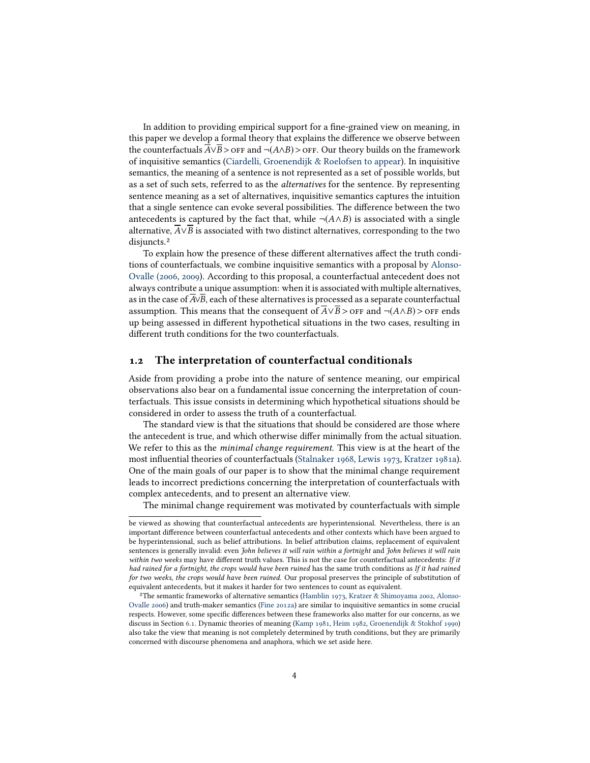In addition to providing empirical support for a fine-grained view on meaning, in this paper we develop a formal theory that explains the difference we observe between the counterfactuals $\overline{A}\vee\overline{B} > \textsc{off}$ and $\neg(A\wedge B) > \textsc{off}$. Our theory builds on the framework of inquisitive semantics (Ciardelli, Groenendijk & Roelofsen to appear). In inquisitive semantics, the meaning of a sentence is not represented as a set of possible worlds, but as a set of such sets, referred to as the *alternatives* for the sentence. By representing sentence meaning as a set of alternatives, inquisitive semantics captures the intuition that a single sentence can evoke several possibilities. The difference between the two antecedents is captured by the fact that, while $\neg(A\wedge B)$ is associated with a single alternative, $\overline{A}\vee\overline{B}$ is associated with two distinct alternatives, corresponding to the two disjuncts.[2]

To explain how the presence of these different alternatives affect the truth conditions of counterfactuals, we combine inquisitive semantics with a proposal by Alonso-Ovalle (2006, 2009). According to this proposal, a counterfactual antecedent does not always contribute a unique assumption: when it is associated with multiple alternatives, as in the case of $\overline{A}\vee\overline{B}$, each of these alternatives is processed as a separate counterfactual assumption. This means that the consequent of $\overline{A}\vee\overline{B} > \textsc{off}$ and $\neg(A\wedge B) > \textsc{off}$ ends up being assessed in different hypothetical situations in the two cases, resulting in different truth conditions for the two counterfactuals.

## 1.2 The interpretation of counterfactual conditionals

Aside from providing a probe into the nature of sentence meaning, our empirical observations also bear on a fundamental issue concerning the interpretation of counterfactuals. This issue consists in determining which hypothetical situations should be considered in order to assess the truth of a counterfactual.

The standard view is that the situations that should be considered are those where the antecedent is true, and which otherwise differ minimally from the actual situation. We refer to this as the *minimal change requirement.* This view is at the heart of the most influential theories of counterfactuals (Stalnaker 1968, Lewis 1973, Kratzer 1981a). One of the main goals of our paper is to show that the minimal change requirement leads to incorrect predictions concerning the interpretation of counterfactuals with complex antecedents, and to present an alternative view.

The minimal change requirement was motivated by counterfactuals with simple

---

be viewed as showing that counterfactual antecedents are hyperintensional. Nevertheless, there is an important difference between counterfactual antecedents and other contexts which have been argued to be hyperintensional, such as belief attributions. In belief attribution claims, replacement of equivalent sentences is generally invalid: even *John believes it will rain within a fortnight* and *John believes it will rain within two weeks* may have different truth values. This is not the case for counterfactual antecedents: *If it had rained for a fortnight, the crops would have been ruined* has the same truth conditions as *If it had rained for two weeks, the crops would have been ruined.* Our proposal preserves the principle of substitution of equivalent antecedents, but it makes it harder for two sentences to count as equivalent.

[2] The semantic frameworks of alternative semantics (Hamblin 1973, Kratzer & Shimoyama 2002, Alonso-Ovalle 2006) and truth-maker semantics (Fine 2012a) are similar to inquisitive semantics in some crucial respects. However, some specific differences between these frameworks also matter for our concerns, as we discuss in Section 6.1. Dynamic theories of meaning (Kamp 1981, Heim 1982, Groenendijk & Stokhof 1990) also take the view that meaning is not completely determined by truth conditions, but they are primarily concerned with discourse phenomena and anaphora, which we set aside here.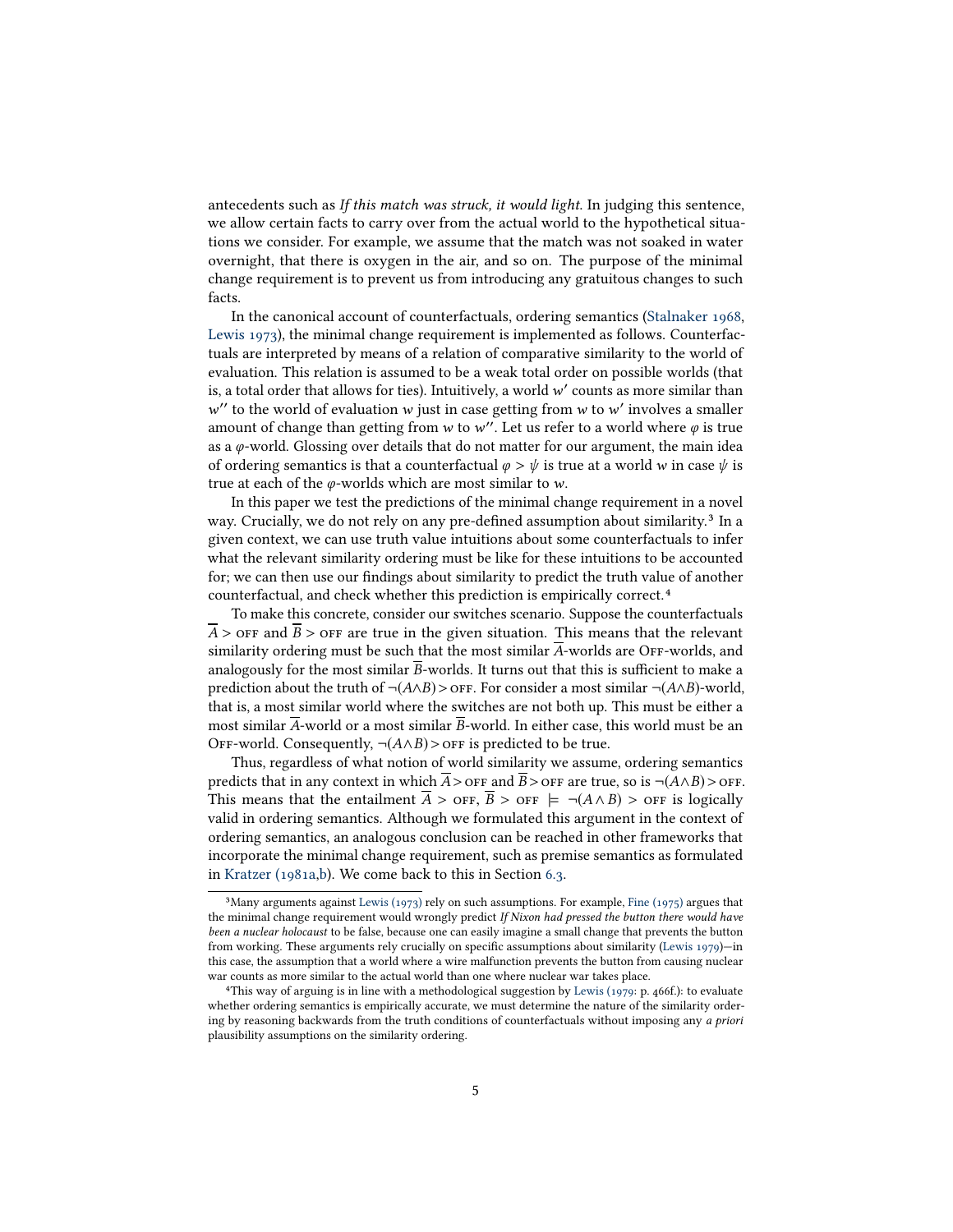antecedents such as *If this match was struck, it would light*. In judging this sentence, we allow certain facts to carry over from the actual world to the hypothetical situations we consider. For example, we assume that the match was not soaked in water overnight, that there is oxygen in the air, and so on. The purpose of the minimal change requirement is to prevent us from introducing any gratuitous changes to such facts.

In the canonical account of counterfactuals, ordering semantics (Stalnaker 1968, Lewis 1973), the minimal change requirement is implemented as follows. Counterfactuals are interpreted by means of a relation of comparative similarity to the world of evaluation. This relation is assumed to be a weak total order on possible worlds (that is, a total order that allows for ties). Intuitively, a world $w'$ counts as more similar than $w''$ to the world of evaluation $w$ just in case getting from $w$ to $w'$ involves a smaller amount of change than getting from $w$ to $w''$. Let us refer to a world where $\varphi$ is true as a $\varphi$-world. Glossing over details that do not matter for our argument, the main idea of ordering semantics is that a counterfactual $\varphi > \psi$ is true at a world $w$ in case $\psi$ is true at each of the $\varphi$-worlds which are most similar to $w$.

In this paper we test the predictions of the minimal change requirement in a novel way. Crucially, we do not rely on any pre-defined assumption about similarity.[3] In a given context, we can use truth value intuitions about some counterfactuals to infer what the relevant similarity ordering must be like for these intuitions to be accounted for; we can then use our findings about similarity to predict the truth value of another counterfactual, and check whether this prediction is empirically correct.[4]

To make this concrete, consider our switches scenario. Suppose the counterfactuals $\overline{A} > \textsc{off}$ and $\overline{B} > \textsc{off}$ are true in the given situation. This means that the relevant similarity ordering must be such that the most similar $\overline{A}$-worlds are Off-worlds, and analogously for the most similar $\overline{B}$-worlds. It turns out that this is sufficient to make a prediction about the truth of $\neg(A \wedge B) > \textsc{off}$. For consider a most similar $\neg(A \wedge B)$-world, that is, a most similar world where the switches are not both up. This must be either a most similar $\overline{A}$-world or a most similar $\overline{B}$-world. In either case, this world must be an Off-world. Consequently, $\neg(A \wedge B) > \textsc{off}$ is predicted to be true.

Thus, regardless of what notion of world similarity we assume, ordering semantics predicts that in any context in which $\overline{A} > \textsc{off}$ and $\overline{B} > \textsc{off}$ are true, so is $\neg(A \wedge B) > \textsc{off}$. This means that the entailment $\overline{A} > \textsc{off}, \overline{B} > \textsc{off} \models \neg(A \wedge B) > \textsc{off}$ is logically valid in ordering semantics. Although we formulated this argument in the context of ordering semantics, an analogous conclusion can be reached in other frameworks that incorporate the minimal change requirement, such as premise semantics as formulated in Kratzer (1981a,b). We come back to this in Section 6.3.

---

[3] Many arguments against Lewis (1973) rely on such assumptions. For example, Fine (1975) argues that the minimal change requirement would wrongly predict *If Nixon had pressed the button there would have been a nuclear holocaust* to be false, because one can easily imagine a small change that prevents the button from working. These arguments rely crucially on specific assumptions about similarity (Lewis 1979)—in this case, the assumption that a world where a wire malfunction prevents the button from causing nuclear war counts as more similar to the actual world than one where nuclear war takes place.

[4] This way of arguing is in line with a methodological suggestion by Lewis (1979: p. 466f.): to evaluate whether ordering semantics is empirically accurate, we must determine the nature of the similarity ordering by reasoning backwards from the truth conditions of counterfactuals without imposing any *a priori* plausibility assumptions on the similarity ordering.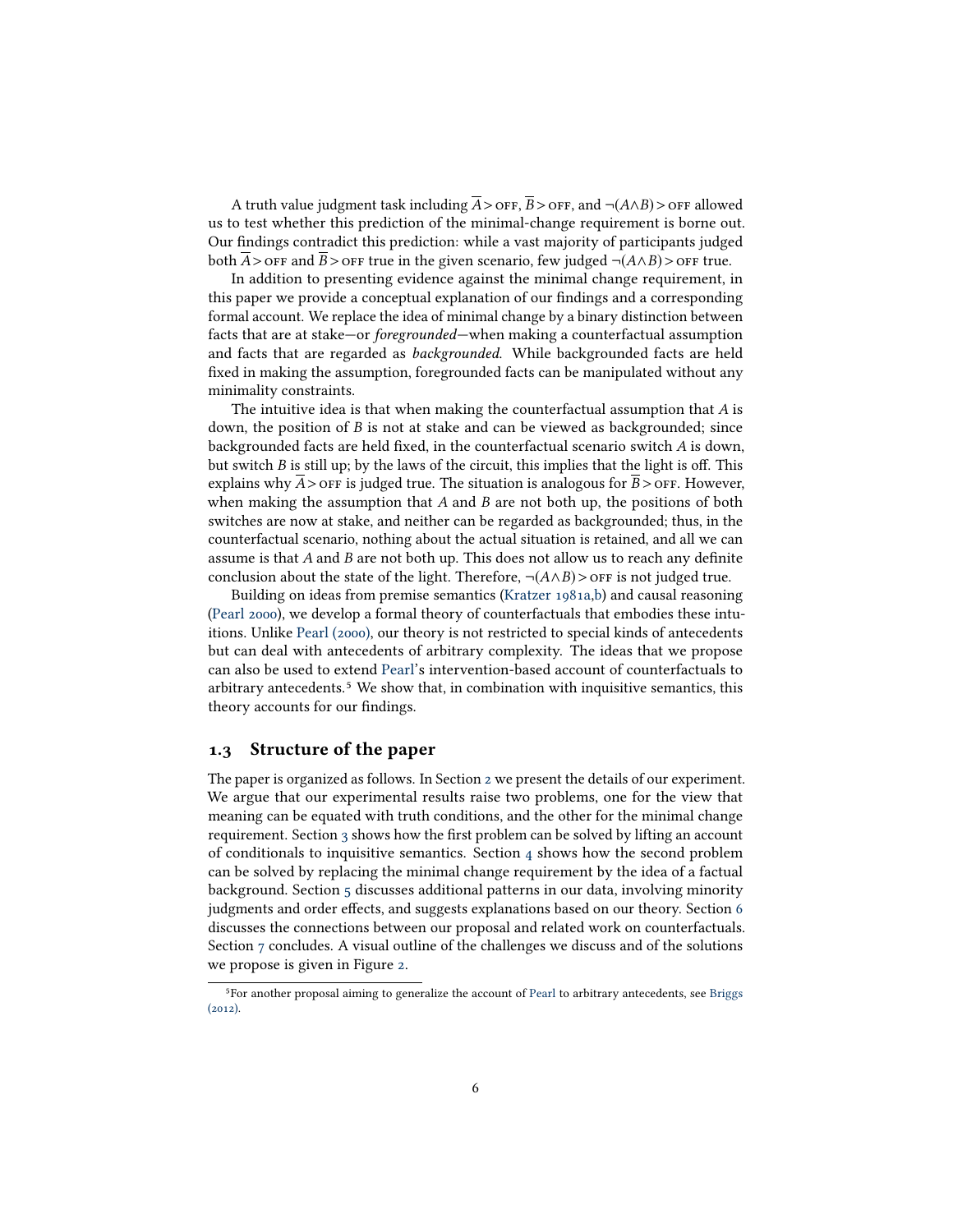A truth value judgment task including $\overline{A} > \textsc{off}$, $\overline{B} > \textsc{off}$, and $\neg(A \wedge B) > \textsc{off}$ allowed us to test whether this prediction of the minimal-change requirement is borne out. Our findings contradict this prediction: while a vast majority of participants judged both $\overline{A} > \textsc{off}$ and $\overline{B} > \textsc{off}$ true in the given scenario, few judged $\neg(A \wedge B) > \textsc{off}$ true.

In addition to presenting evidence against the minimal change requirement, in this paper we provide a conceptual explanation of our findings and a corresponding formal account. We replace the idea of minimal change by a binary distinction between facts that are at stake—or *foregrounded*—when making a counterfactual assumption and facts that are regarded as *backgrounded*. While backgrounded facts are held fixed in making the assumption, foregrounded facts can be manipulated without any minimality constraints.

The intuitive idea is that when making the counterfactual assumption that $A$ is down, the position of $B$ is not at stake and can be viewed as backgrounded; since backgrounded facts are held fixed, in the counterfactual scenario switch $A$ is down, but switch $B$ is still up; by the laws of the circuit, this implies that the light is off. This explains why $\overline{A} > \textsc{off}$ is judged true. The situation is analogous for $\overline{B} > \textsc{off}$. However, when making the assumption that $A$ and $B$ are not both up, the positions of both switches are now at stake, and neither can be regarded as backgrounded; thus, in the counterfactual scenario, nothing about the actual situation is retained, and all we can assume is that $A$ and $B$ are not both up. This does not allow us to reach any definite conclusion about the state of the light. Therefore, $\neg(A \wedge B) > \textsc{off}$ is not judged true.

Building on ideas from premise semantics (Kratzer 1981a,b) and causal reasoning (Pearl 2000), we develop a formal theory of counterfactuals that embodies these intuitions. Unlike Pearl (2000), our theory is not restricted to special kinds of antecedents but can deal with antecedents of arbitrary complexity. The ideas that we propose can also be used to extend Pearl's intervention-based account of counterfactuals to arbitrary antecedents.[5] We show that, in combination with inquisitive semantics, this theory accounts for our findings.

## 1.3 Structure of the paper

The paper is organized as follows. In Section 2 we present the details of our experiment. We argue that our experimental results raise two problems, one for the view that meaning can be equated with truth conditions, and the other for the minimal change requirement. Section 3 shows how the first problem can be solved by lifting an account of conditionals to inquisitive semantics. Section 4 shows how the second problem can be solved by replacing the minimal change requirement by the idea of a factual background. Section 5 discusses additional patterns in our data, involving minority judgments and order effects, and suggests explanations based on our theory. Section 6 discusses the connections between our proposal and related work on counterfactuals. Section 7 concludes. A visual outline of the challenges we discuss and of the solutions we propose is given in Figure 2.

[5] For another proposal aiming to generalize the account of Pearl to arbitrary antecedents, see Briggs (2012).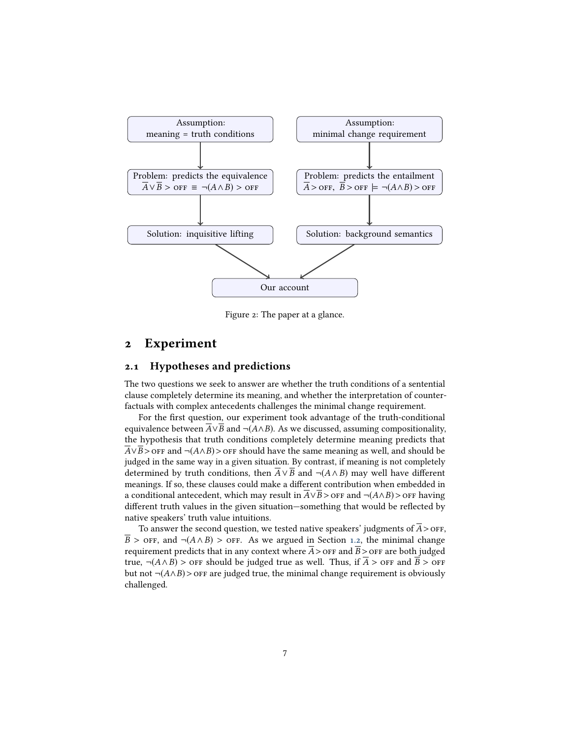Assumption: meaning = truth conditions

Problem: predicts the equivalence $\overline{A} \vee \overline{B} > \text{OFF} \equiv \neg(A \wedge B) > \text{OFF}$

Solution: inquisitive lifting

Assumption: minimal change requirement

Problem: predicts the entailment $\overline{A} > \text{OFF},\ \overline{B} > \text{OFF} \models \neg(A \wedge B) > \text{OFF}$

Solution: background semantics

Our account

Figure 2: The paper at a glance.

## 2 Experiment

### 2.1 Hypotheses and predictions

The two questions we seek to answer are whether the truth conditions of a sentential clause completely determine its meaning, and whether the interpretation of counterfactuals with complex antecedents challenges the minimal change requirement.

For the first question, our experiment took advantage of the truth-conditional equivalence between $\overline{A} \vee \overline{B}$ and $\neg(A \wedge B)$. As we discussed, assuming compositionality, the hypothesis that truth conditions completely determine meaning predicts that $\overline{A} \vee \overline{B} > \text{OFF}$ and $\neg(A \wedge B) > \text{OFF}$ should have the same meaning as well, and should be judged in the same way in a given situation. By contrast, if meaning is not completely determined by truth conditions, then $\overline{A} \vee \overline{B}$ and $\neg(A \wedge B)$ may well have different meanings. If so, these clauses could make a different contribution when embedded in a conditional antecedent, which may result in $\overline{A} \vee \overline{B} > \text{OFF}$ and $\neg(A \wedge B) > \text{OFF}$ having different truth values in the given situation—something that would be reflected by native speakers' truth value intuitions.

To answer the second question, we tested native speakers' judgments of $\overline{A} > \text{OFF}$, $\overline{B} > \text{OFF}$, and $\neg(A \wedge B) > \text{OFF}$. As we argued in Section 1.2, the minimal change requirement predicts that in any context where $\overline{A} > \text{OFF}$ and $\overline{B} > \text{OFF}$ are both judged true, $\neg(A \wedge B) > \text{OFF}$ should be judged true as well. Thus, if $\overline{A} > \text{OFF}$ and $\overline{B} > \text{OFF}$ but not $\neg(A \wedge B) > \text{OFF}$ are judged true, the minimal change requirement is obviously challenged.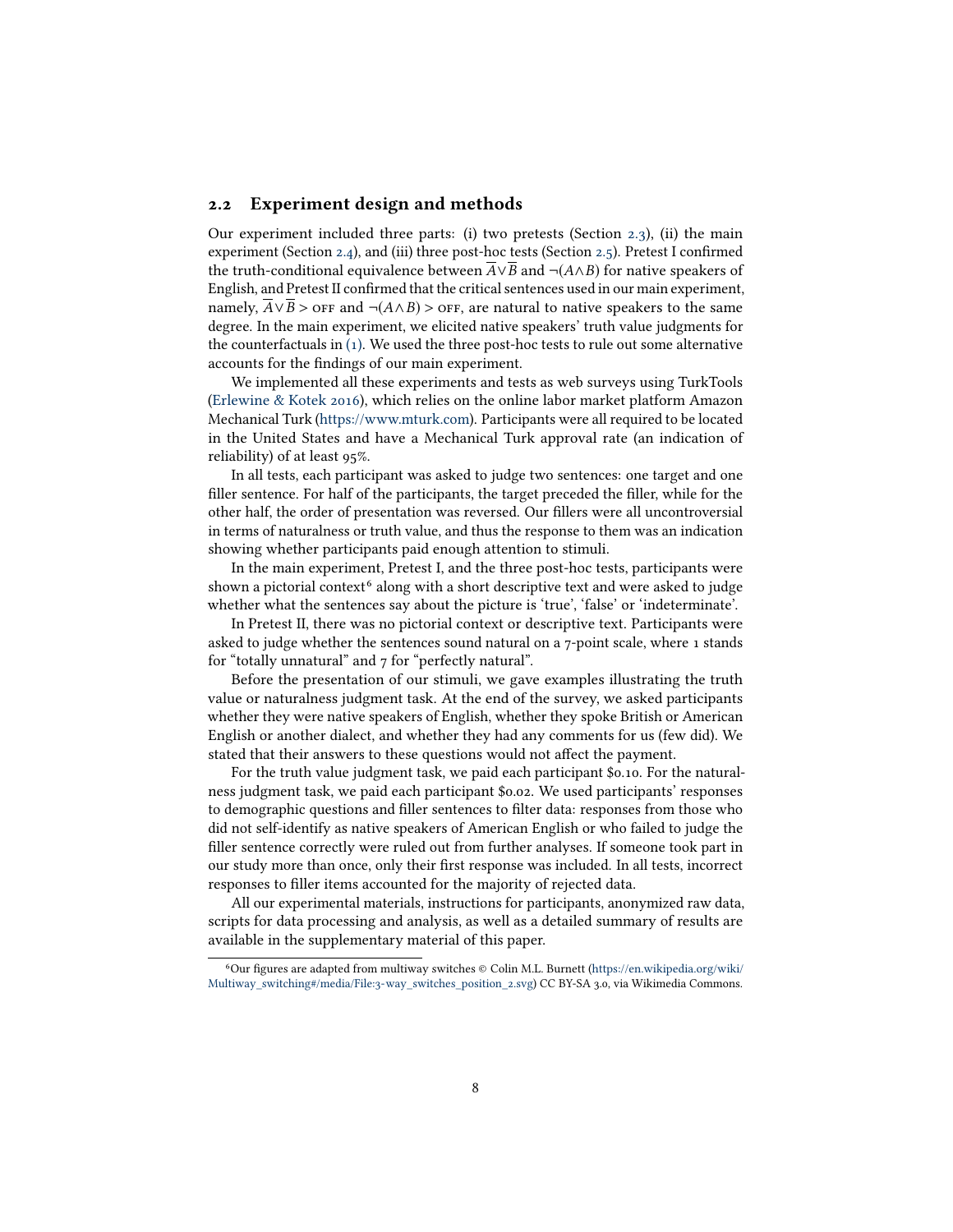## 2.2 Experiment design and methods

Our experiment included three parts: (i) two pretests (Section 2.3), (ii) the main experiment (Section 2.4), and (iii) three post-hoc tests (Section 2.5). Pretest I confirmed the truth-conditional equivalence between $\overline{A} \vee \overline{B}$ and $\neg(A \wedge B)$ for native speakers of English, and Pretest II confirmed that the critical sentences used in our main experiment, namely, $\overline{A} \vee \overline{B} > $ OFF and $\neg(A \wedge B) > $ OFF, are natural to native speakers to the same degree. In the main experiment, we elicited native speakers' truth value judgments for the counterfactuals in (1). We used the three post-hoc tests to rule out some alternative accounts for the findings of our main experiment.

We implemented all these experiments and tests as web surveys using TurkTools (Erlewine & Kotek 2016), which relies on the online labor market platform Amazon Mechanical Turk (https://www.mturk.com). Participants were all required to be located in the United States and have a Mechanical Turk approval rate (an indication of reliability) of at least 95%.

In all tests, each participant was asked to judge two sentences: one target and one filler sentence. For half of the participants, the target preceded the filler, while for the other half, the order of presentation was reversed. Our fillers were all uncontroversial in terms of naturalness or truth value, and thus the response to them was an indication showing whether participants paid enough attention to stimuli.

In the main experiment, Pretest I, and the three post-hoc tests, participants were shown a pictorial context[6] along with a short descriptive text and were asked to judge whether what the sentences say about the picture is 'true', 'false' or 'indeterminate'.

In Pretest II, there was no pictorial context or descriptive text. Participants were asked to judge whether the sentences sound natural on a 7-point scale, where 1 stands for "totally unnatural" and 7 for "perfectly natural".

Before the presentation of our stimuli, we gave examples illustrating the truth value or naturalness judgment task. At the end of the survey, we asked participants whether they were native speakers of English, whether they spoke British or American English or another dialect, and whether they had any comments for us (few did). We stated that their answers to these questions would not affect the payment.

For the truth value judgment task, we paid each participant \$0.10. For the naturalness judgment task, we paid each participant \$0.02. We used participants' responses to demographic questions and filler sentences to filter data: responses from those who did not self-identify as native speakers of American English or who failed to judge the filler sentence correctly were ruled out from further analyses. If someone took part in our study more than once, only their first response was included. In all tests, incorrect responses to filler items accounted for the majority of rejected data.

All our experimental materials, instructions for participants, anonymized raw data, scripts for data processing and analysis, as well as a detailed summary of results are available in the supplementary material of this paper.

---

[6] Our figures are adapted from multiway switches © Colin M.L. Burnett (https://en.wikipedia.org/wiki/Multiway_switching#/media/File:3-way_switches_position_2.svg) CC BY-SA 3.0, via Wikimedia Commons.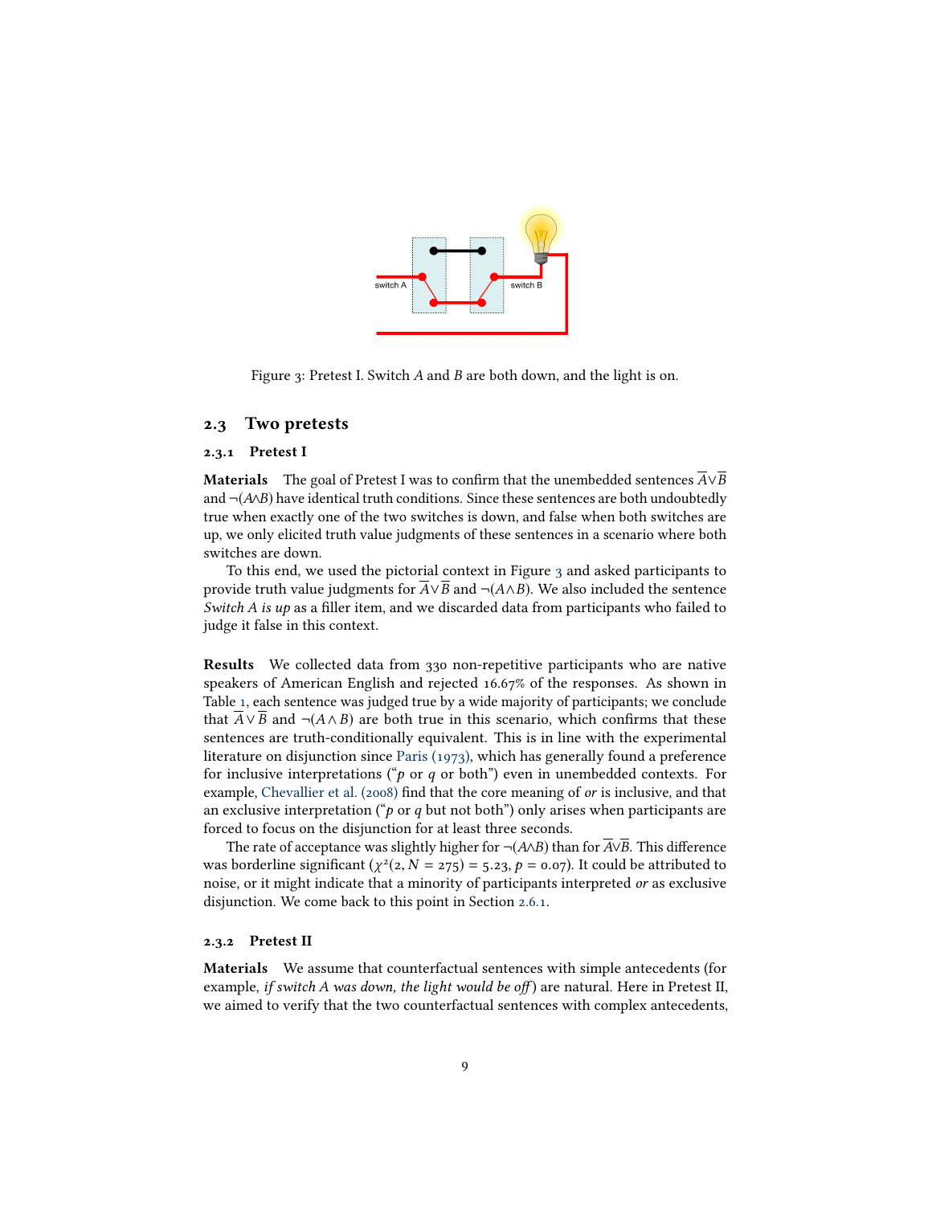Figure 3: Pretest I. Switch $A$ and $B$ are both down, and the light is on.

### 2.3 Two pretests

#### 2.3.1 Pretest I

**Materials** The goal of Pretest I was to confirm that the unembedded sentences $\overline{A} \vee \overline{B}$ and $\neg(A \wedge B)$ have identical truth conditions. Since these sentences are both undoubtedly true when exactly one of the two switches is down, and false when both switches are up, we only elicited truth value judgments of these sentences in a scenario where both switches are down.

To this end, we used the pictorial context in Figure 3 and asked participants to provide truth value judgments for $\overline{A} \vee \overline{B}$ and $\neg(A \wedge B)$. We also included the sentence *Switch A is up* as a filler item, and we discarded data from participants who failed to judge it false in this context.

**Results** We collected data from 330 non-repetitive participants who are native speakers of American English and rejected 16.67% of the responses. As shown in Table 1, each sentence was judged true by a wide majority of participants; we conclude that $\overline{A} \vee \overline{B}$ and $\neg(A \wedge B)$ are both true in this scenario, which confirms that these sentences are truth-conditionally equivalent. This is in line with the experimental literature on disjunction since Paris (1973), which has generally found a preference for inclusive interpretations ("$p$ or $q$ or both") even in unembedded contexts. For example, Chevallier et al. (2008) find that the core meaning of *or* is inclusive, and that an exclusive interpretation ("$p$ or $q$ but not both") only arises when participants are forced to focus on the disjunction for at least three seconds.

The rate of acceptance was slightly higher for $\neg(A \wedge B)$ than for $\overline{A} \vee \overline{B}$. This difference was borderline significant ($\chi^2(2, N = 275) = 5.23$, $p = 0.07$). It could be attributed to noise, or it might indicate that a minority of participants interpreted *or* as exclusive disjunction. We come back to this point in Section 2.6.1.

#### 2.3.2 Pretest II

**Materials** We assume that counterfactual sentences with simple antecedents (for example, *if switch A was down, the light would be off*) are natural. Here in Pretest II, we aimed to verify that the two counterfactual sentences with complex antecedents,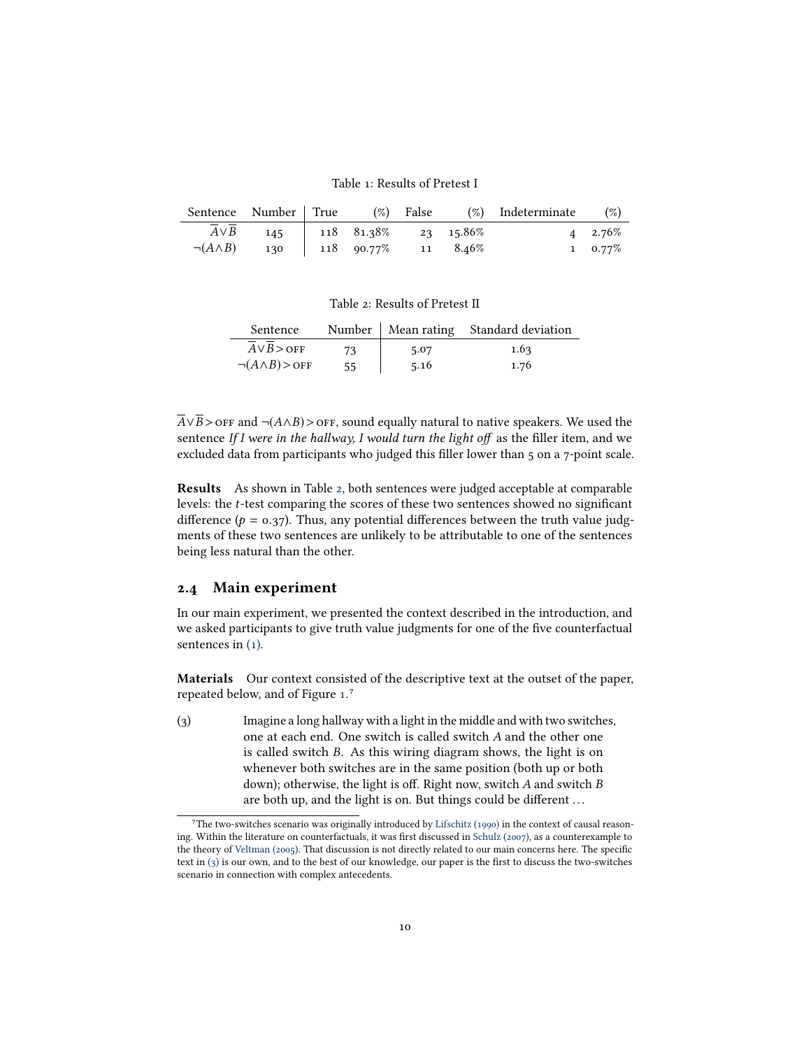Table 1: Results of Pretest I

| Sentence | Number | True | (%) | False | (%) | Indeterminate | (%) |
|---|---|---|---|---|---|---|---|
| $\overline{A}\vee\overline{B}$ | 145 | 118 | 81.38% | 23 | 15.86% | 4 | 2.76% |
| $\neg(A\wedge B)$ | 130 | 118 | 90.77% | 11 | 8.46% | 1 | 0.77% |

Table 2: Results of Pretest II

| Sentence | Number | Mean rating | Standard deviation |
|---|---|---|---|
| $\overline{A}\vee\overline{B} > \text{OFF}$ | 73 | 5.07 | 1.63 |
| $\neg(A\wedge B) > \text{OFF}$ | 55 | 5.16 | 1.76 |

$\overline{A}\vee\overline{B} > \text{OFF}$ and $\neg(A\wedge B) > \text{OFF}$, sound equally natural to native speakers. We used the sentence *If I were in the hallway, I would turn the light off* as the filler item, and we excluded data from participants who judged this filler lower than 5 on a 7-point scale.

**Results** As shown in Table 2, both sentences were judged acceptable at comparable levels: the $t$-test comparing the scores of these two sentences showed no significant difference ($p = 0.37$). Thus, any potential differences between the truth value judgments of these two sentences are unlikely to be attributable to one of the sentences being less natural than the other.

## 2.4 Main experiment

In our main experiment, we presented the context described in the introduction, and we asked participants to give truth value judgments for one of the five counterfactual sentences in (1).

**Materials** Our context consisted of the descriptive text at the outset of the paper, repeated below, and of Figure 1.[7]

(3) Imagine a long hallway with a light in the middle and with two switches, one at each end. One switch is called switch $A$ and the other one is called switch $B$. As this wiring diagram shows, the light is on whenever both switches are in the same position (both up or both down); otherwise, the light is off. Right now, switch $A$ and switch $B$ are both up, and the light is on. But things could be different ...

[7] The two-switches scenario was originally introduced by Lifschitz (1990) in the context of causal reasoning. Within the literature on counterfactuals, it was first discussed in Schulz (2007), as a counterexample to the theory of Veltman (2005). That discussion is not directly related to our main concerns here. The specific text in (3) is our own, and to the best of our knowledge, our paper is the first to discuss the two-switches scenario in connection with complex antecedents.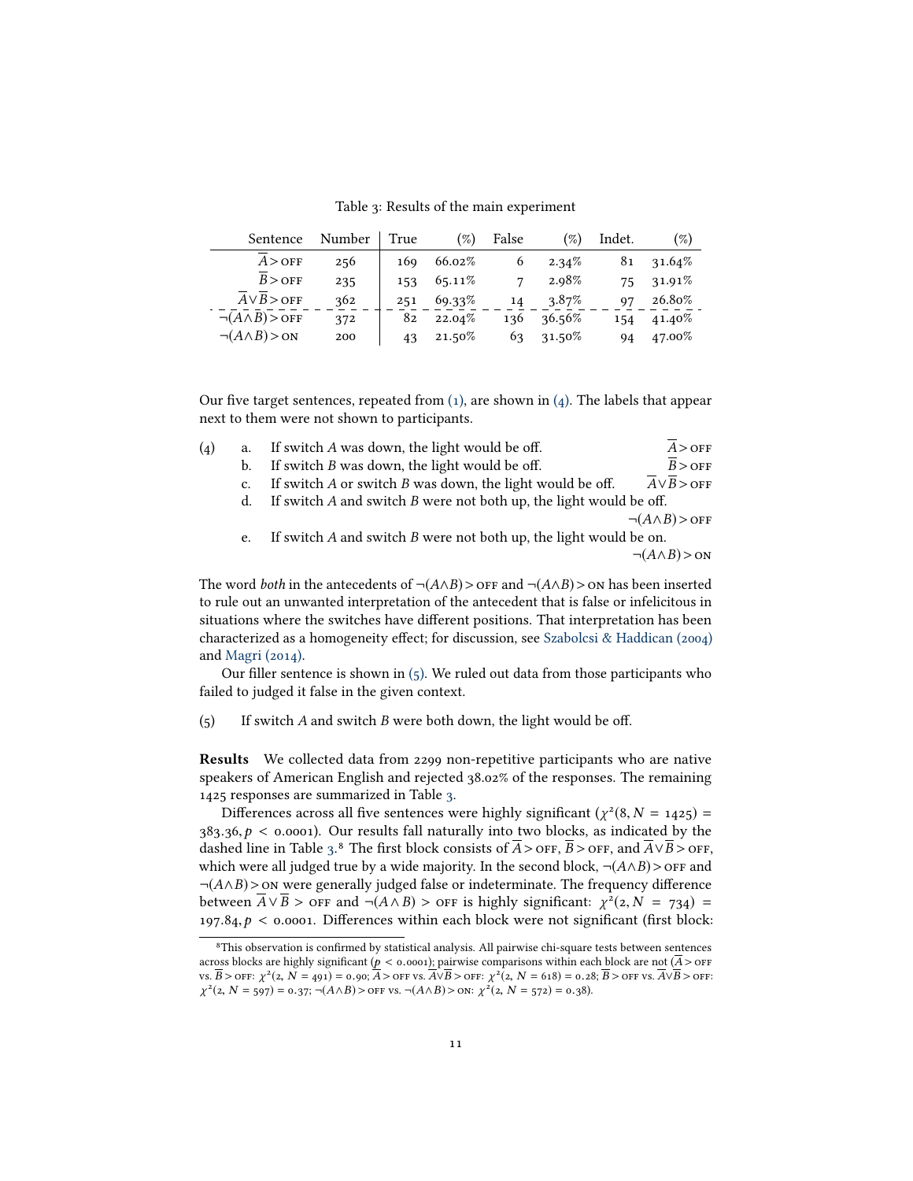Table 3: Results of the main experiment

| Sentence | Number | True | (%) | False | (%) | Indet. | (%) |
|---|---|---|---|---|---|---|---|
| $\overline{A} >$ OFF | 256 | 169 | 66.02% | 6 | 2.34% | 81 | 31.64% |
| $\overline{B} >$ OFF | 235 | 153 | 65.11% | 7 | 2.98% | 75 | 31.91% |
| $\overline{A} \vee \overline{B} >$ OFF | 362 | 251 | 69.33% | 14 | 3.87% | 97 | 26.80% |
| $\neg(A \wedge B) >$ OFF | 372 | 82 | 22.04% | 136 | 36.56% | 154 | 41.40% |
| $\neg(A \wedge B) >$ ON | 200 | 43 | 21.50% | 63 | 31.50% | 94 | 47.00% |

Our five target sentences, repeated from (1), are shown in (4). The labels that appear next to them were not shown to participants.

(4)
  a. If switch *A* was down, the light would be off. $\overline{A} >$ OFF
  b. If switch *B* was down, the light would be off. $\overline{B} >$ OFF
  c. If switch *A* or switch *B* was down, the light would be off. $\overline{A} \vee \overline{B} >$ OFF
  d. If switch *A* and switch *B* were not both up, the light would be off. $\neg(A \wedge B) >$ OFF
  e. If switch *A* and switch *B* were not both up, the light would be on. $\neg(A \wedge B) >$ ON

The word *both* in the antecedents of $\neg(A \wedge B) >$ OFF and $\neg(A \wedge B) >$ ON has been inserted to rule out an unwanted interpretation of the antecedent that is false or infelicitous in situations where the switches have different positions. That interpretation has been characterized as a homogeneity effect; for discussion, see Szabolcsi & Haddican (2004) and Magri (2014).

Our filler sentence is shown in (5). We ruled out data from those participants who failed to judged it false in the given context.

(5) If switch *A* and switch *B* were both down, the light would be off.

**Results** We collected data from 2299 non-repetitive participants who are native speakers of American English and rejected 38.02% of the responses. The remaining 1425 responses are summarized in Table 3.

Differences across all five sentences were highly significant ($\chi^2(8, N = 1425) = 383.36, p < 0.0001$). Our results fall naturally into two blocks, as indicated by the dashed line in Table 3.[8] The first block consists of $\overline{A} >$ OFF, $\overline{B} >$ OFF, and $\overline{A} \vee \overline{B} >$ OFF, which were all judged true by a wide majority. In the second block, $\neg(A \wedge B) >$ OFF and $\neg(A \wedge B) >$ ON were generally judged false or indeterminate. The frequency difference between $\overline{A} \vee \overline{B} >$ OFF and $\neg(A \wedge B) >$ OFF is highly significant: $\chi^2(2, N = 734) = 197.84, p < 0.0001$. Differences within each block were not significant (first block:

[8] This observation is confirmed by statistical analysis. All pairwise chi-square tests between sentences across blocks are highly significant ($p < 0.0001$); pairwise comparisons within each block are not ($\overline{A} >$ OFF vs. $\overline{B} >$ OFF: $\chi^2(2, N = 491) = 0.90$; $\overline{A} >$ OFF vs. $\overline{A} \vee \overline{B} >$ OFF: $\chi^2(2, N = 618) = 0.28$; $\overline{B} >$ OFF vs. $\overline{A} \vee \overline{B} >$ OFF: $\chi^2(2, N = 597) = 0.37$; $\neg(A \wedge B) >$ OFF vs. $\neg(A \wedge B) >$ ON: $\chi^2(2, N = 572) = 0.38$).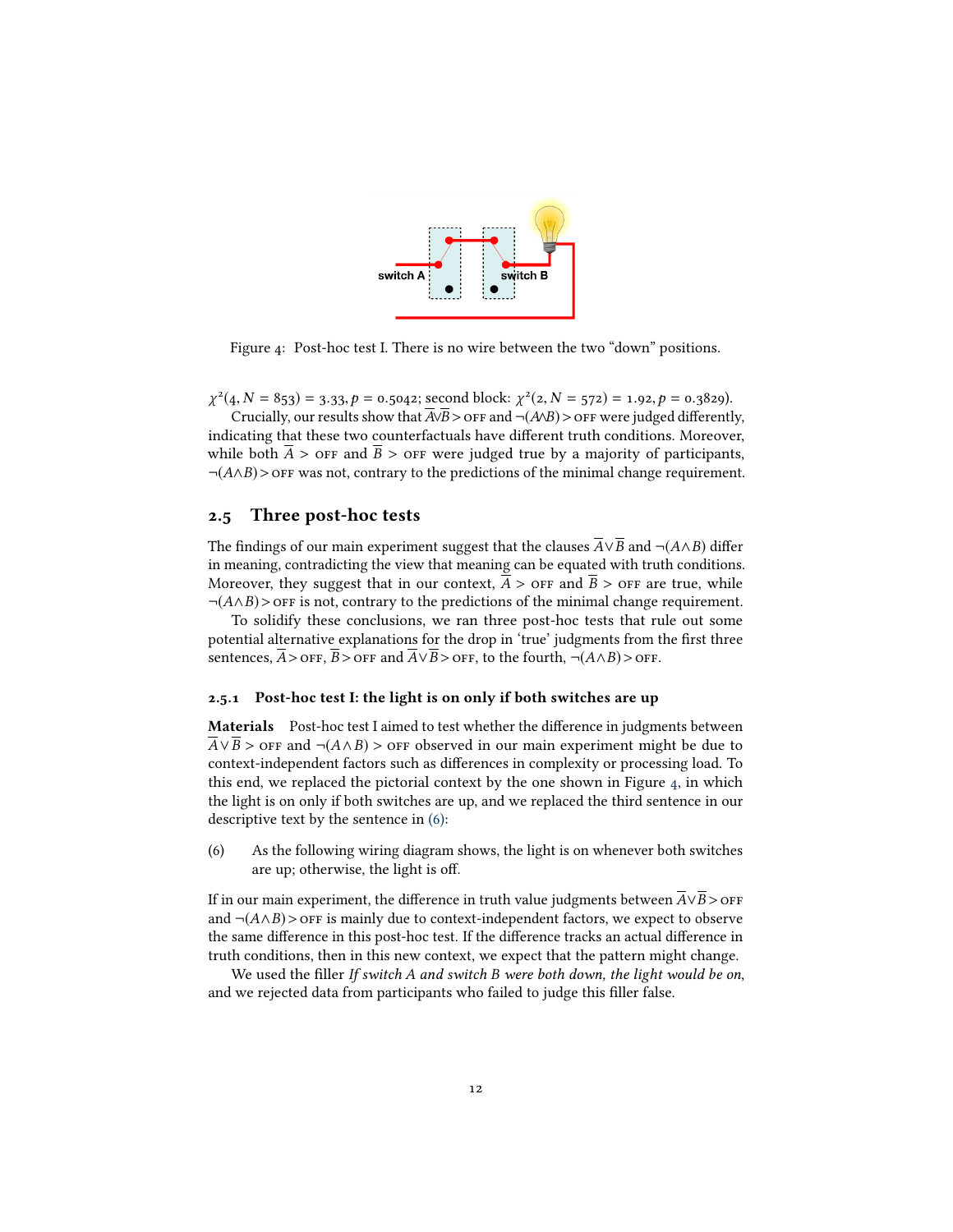Figure 4: Post-hoc test I. There is no wire between the two "down" positions.

$\chi^2(4, N = 853) = 3.33, p = 0.5042$; second block: $\chi^2(2, N = 572) = 1.92, p = 0.3829$).

Crucially, our results show that $\overline{A}\vee\overline{B} > \text{OFF}$ and $\neg(A\wedge B) > \text{OFF}$ were judged differently, indicating that these two counterfactuals have different truth conditions. Moreover, while both $\overline{A} > \text{OFF}$ and $\overline{B} > \text{OFF}$ were judged true by a majority of participants, $\neg(A\wedge B) > \text{OFF}$ was not, contrary to the predictions of the minimal change requirement.

## 2.5 Three post-hoc tests

The findings of our main experiment suggest that the clauses $\overline{A}\vee\overline{B}$ and $\neg(A\wedge B)$ differ in meaning, contradicting the view that meaning can be equated with truth conditions. Moreover, they suggest that in our context, $\overline{A} > \text{OFF}$ and $\overline{B} > \text{OFF}$ are true, while $\neg(A\wedge B) > \text{OFF}$ is not, contrary to the predictions of the minimal change requirement.

To solidify these conclusions, we ran three post-hoc tests that rule out some potential alternative explanations for the drop in 'true' judgments from the first three sentences, $\overline{A} > \text{OFF}$, $\overline{B} > \text{OFF}$ and $\overline{A}\vee\overline{B} > \text{OFF}$, to the fourth, $\neg(A\wedge B) > \text{OFF}$.

### 2.5.1 Post-hoc test I: the light is on only if both switches are up

**Materials** Post-hoc test I aimed to test whether the difference in judgments between $\overline{A}\vee\overline{B} > \text{OFF}$ and $\neg(A\wedge B) > \text{OFF}$ observed in our main experiment might be due to context-independent factors such as differences in complexity or processing load. To this end, we replaced the pictorial context by the one shown in Figure 4, in which the light is on only if both switches are up, and we replaced the third sentence in our descriptive text by the sentence in (6):

(6) As the following wiring diagram shows, the light is on whenever both switches are up; otherwise, the light is off.

If in our main experiment, the difference in truth value judgments between $\overline{A}\vee\overline{B} > \text{OFF}$ and $\neg(A\wedge B) > \text{OFF}$ is mainly due to context-independent factors, we expect to observe the same difference in this post-hoc test. If the difference tracks an actual difference in truth conditions, then in this new context, we expect that the pattern might change.

We used the filler *If switch A and switch B were both down, the light would be on*, and we rejected data from participants who failed to judge this filler false.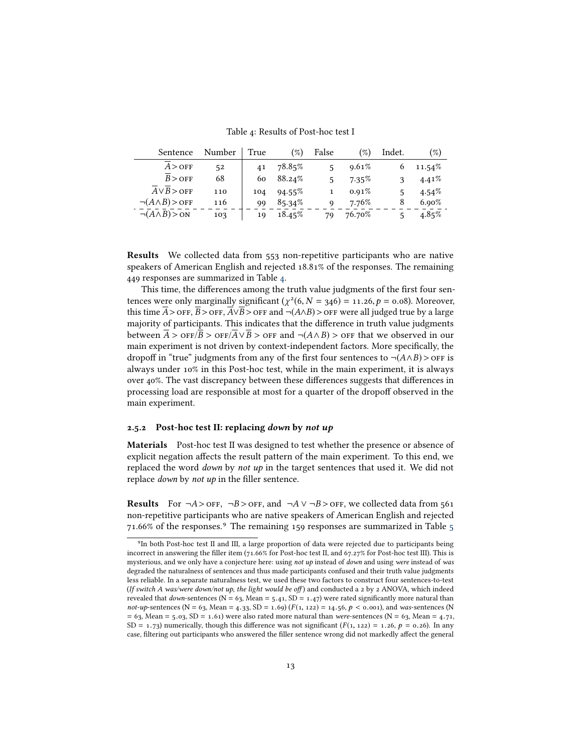Table 4: Results of Post-hoc test I

| Sentence | Number | True | (%) | False | (%) | Indet. | (%) |
|---|---|---|---|---|---|---|---|
| $\overline{A} > \text{OFF}$ | 52 | 41 | 78.85% | 5 | 9.61% | 6 | 11.54% |
| $\overline{B} > \text{OFF}$ | 68 | 60 | 88.24% | 5 | 7.35% | 3 | 4.41% |
| $\overline{A} \vee \overline{B} > \text{OFF}$ | 110 | 104 | 94.55% | 1 | 0.91% | 5 | 4.54% |
| $\neg(A \wedge B) > \text{OFF}$ | 116 | 99 | 85.34% | 9 | 7.76% | 8 | 6.90% |
| $\neg(A \wedge B) > \text{ON}$ | 103 | 19 | 18.45% | 79 | 76.70% | 5 | 4.85% |

**Results** We collected data from 553 non-repetitive participants who are native speakers of American English and rejected 18.81% of the responses. The remaining 449 responses are summarized in Table 4.

This time, the differences among the truth value judgments of the first four sentences were only marginally significant ($\chi^2(6, N = 346) = 11.26, p = 0.08$). Moreover, this time $\overline{A} > \text{OFF}$, $\overline{B} > \text{OFF}$, $\overline{A} \vee \overline{B} > \text{OFF}$ and $\neg(A \wedge B) > \text{OFF}$ were all judged true by a large majority of participants. This indicates that the difference in truth value judgments between $\overline{A} > \text{OFF}/\overline{B} > \text{OFF}/\overline{A} \vee \overline{B} > \text{OFF}$ and $\neg(A \wedge B) > \text{OFF}$ that we observed in our main experiment is not driven by context-independent factors. More specifically, the dropoff in "true" judgments from any of the first four sentences to $\neg(A \wedge B) > \text{OFF}$ is always under 10% in this Post-hoc test, while in the main experiment, it is always over 40%. The vast discrepancy between these differences suggests that differences in processing load are responsible at most for a quarter of the dropoff observed in the main experiment.

### 2.5.2 Post-hoc test II: replacing *down* by *not up*

**Materials** Post-hoc test II was designed to test whether the presence or absence of explicit negation affects the result pattern of the main experiment. To this end, we replaced the word *down* by *not up* in the target sentences that used it. We did not replace *down* by *not up* in the filler sentence.

**Results** For $\neg A > \text{OFF}$, $\neg B > \text{OFF}$, and $\neg A \vee \neg B > \text{OFF}$, we collected data from 561 non-repetitive participants who are native speakers of American English and rejected 71.66% of the responses.[9] The remaining 159 responses are summarized in Table 5

[9] In both Post-hoc test II and III, a large proportion of data were rejected due to participants being incorrect in answering the filler item (71.66% for Post-hoc test II, and 67.27% for Post-hoc test III). This is mysterious, and we only have a conjecture here: using *not up* instead of *down* and using *were* instead of *was* degraded the naturalness of sentences and thus made participants confused and their truth value judgments less reliable. In a separate naturalness test, we used these two factors to construct four sentences-to-test (*If switch A was/were down/not up, the light would be off*) and conducted a 2 by 2 ANOVA, which indeed revealed that *down*-sentences (N = 63, Mean = 5.41, SD = 1.47) were rated significantly more natural than *not-up*-sentences (N = 63, Mean = 4.33, SD = 1.69) ($F(1, 122) = 14.56, p < 0.001$), and *was*-sentences (N = 63, Mean = 5.03, SD = 1.61) were also rated more natural than *were*-sentences (N = 63, Mean = 4.71, SD = 1.73) numerically, though this difference was not significant ($F(1, 122) = 1.26, p = 0.26$). In any case, filtering out participants who answered the filler sentence wrong did not markedly affect the general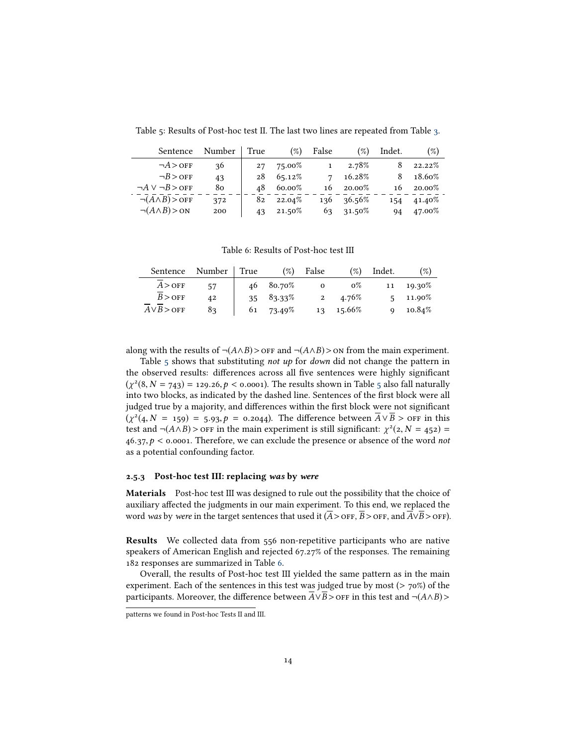Table 5: Results of Post-hoc test II. The last two lines are repeated from Table 3.

| Sentence | Number | True | (%) | False | (%) | Indet. | (%) |
|---|---|---|---|---|---|---|---|
| $\neg A >$ OFF | 36 | 27 | 75.00% | 1 | 2.78% | 8 | 22.22% |
| $\neg B >$ OFF | 43 | 28 | 65.12% | 7 | 16.28% | 8 | 18.60% |
| $\neg A \vee \neg B >$ OFF | 80 | 48 | 60.00% | 16 | 20.00% | 16 | 20.00% |
| $\neg(A \wedge B) >$ OFF | 372 | 82 | 22.04% | 136 | 36.56% | 154 | 41.40% |
| $\neg(A \wedge B) >$ ON | 200 | 43 | 21.50% | 63 | 31.50% | 94 | 47.00% |

Table 6: Results of Post-hoc test III

| Sentence | Number | True | (%) | False | (%) | Indet. | (%) |
|---|---|---|---|---|---|---|---|
| $\overline{A} >$ OFF | 57 | 46 | 80.70% | 0 | 0% | 11 | 19.30% |
| $\overline{B} >$ OFF | 42 | 35 | 83.33% | 2 | 4.76% | 5 | 11.90% |
| $\overline{A} \vee \overline{B} >$ OFF | 83 | 61 | 73.49% | 13 | 15.66% | 9 | 10.84% |

along with the results of $\neg(A \wedge B) >$ OFF and $\neg(A \wedge B) >$ ON from the main experiment.

Table 5 shows that substituting *not up* for *down* did not change the pattern in the observed results: differences across all five sentences were highly significant ($\chi^2(8, N = 743) = 129.26, p < 0.0001$). The results shown in Table 5 also fall naturally into two blocks, as indicated by the dashed line. Sentences of the first block were all judged true by a majority, and differences within the first block were not significant ($\chi^2(4, N = 159) = 5.93, p = 0.2044$). The difference between $\overline{A} \vee \overline{B} >$ OFF in this test and $\neg(A \wedge B) >$ OFF in the main experiment is still significant: $\chi^2(2, N = 452) = 46.37, p < 0.0001$. Therefore, we can exclude the presence or absence of the word *not* as a potential confounding factor.

### 2.5.3 Post-hoc test III: replacing *was* by *were*

**Materials** Post-hoc test III was designed to rule out the possibility that the choice of auxiliary affected the judgments in our main experiment. To this end, we replaced the word *was* by *were* in the target sentences that used it ($\overline{A} >$ OFF, $\overline{B} >$ OFF, and $\overline{A} \vee \overline{B} >$ OFF).

**Results** We collected data from 556 non-repetitive participants who are native speakers of American English and rejected 67.27% of the responses. The remaining 182 responses are summarized in Table 6.

Overall, the results of Post-hoc test III yielded the same pattern as in the main experiment. Each of the sentences in this test was judged true by most (> 70%) of the participants. Moreover, the difference between $\overline{A} \vee \overline{B} >$ OFF in this test and $\neg(A \wedge B) >$

patterns we found in Post-hoc Tests II and III.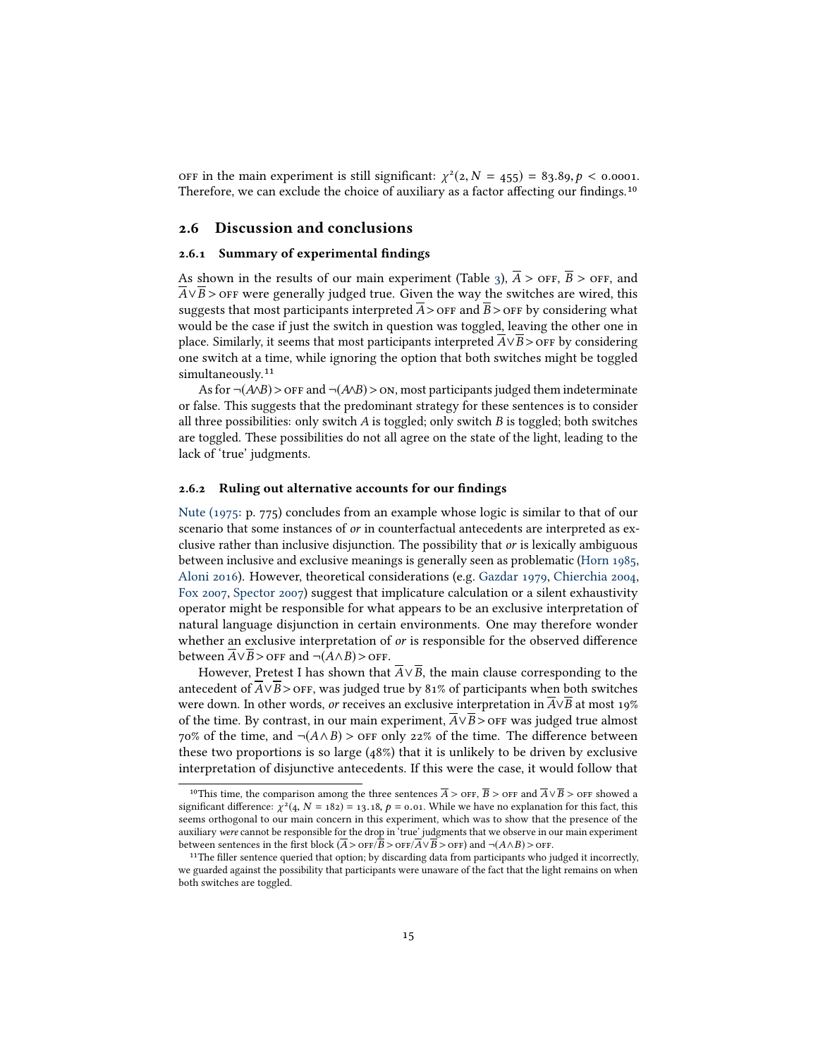OFF in the main experiment is still significant: $\chi^2(2, N = 455) = 83.89, p < 0.0001$. Therefore, we can exclude the choice of auxiliary as a factor affecting our findings.[10]

## 2.6 Discussion and conclusions

### 2.6.1 Summary of experimental findings

As shown in the results of our main experiment (Table 3), $\overline{A}$ > OFF, $\overline{B}$ > OFF, and $\overline{A} \vee \overline{B}$ > OFF were generally judged true. Given the way the switches are wired, this suggests that most participants interpreted $\overline{A}$ > OFF and $\overline{B}$ > OFF by considering what would be the case if just the switch in question was toggled, leaving the other one in place. Similarly, it seems that most participants interpreted $\overline{A} \vee \overline{B}$ > OFF by considering one switch at a time, while ignoring the option that both switches might be toggled simultaneously.[11]

As for $\neg(A \wedge B)$ > OFF and $\neg(A \wedge B)$ > ON, most participants judged them indeterminate or false. This suggests that the predominant strategy for these sentences is to consider all three possibilities: only switch *A* is toggled; only switch *B* is toggled; both switches are toggled. These possibilities do not all agree on the state of the light, leading to the lack of 'true' judgments.

### 2.6.2 Ruling out alternative accounts for our findings

Nute (1975: p. 775) concludes from an example whose logic is similar to that of our scenario that some instances of *or* in counterfactual antecedents are interpreted as exclusive rather than inclusive disjunction. The possibility that *or* is lexically ambiguous between inclusive and exclusive meanings is generally seen as problematic (Horn 1985, Aloni 2016). However, theoretical considerations (e.g. Gazdar 1979, Chierchia 2004, Fox 2007, Spector 2007) suggest that implicature calculation or a silent exhaustivity operator might be responsible for what appears to be an exclusive interpretation of natural language disjunction in certain environments. One may therefore wonder whether an exclusive interpretation of *or* is responsible for the observed difference between $\overline{A} \vee \overline{B}$ > OFF and $\neg(A \wedge B)$ > OFF.

However, Pretest I has shown that $\overline{A} \vee \overline{B}$, the main clause corresponding to the antecedent of $\overline{A} \vee \overline{B}$ > OFF, was judged true by 81% of participants when both switches were down. In other words, *or* receives an exclusive interpretation in $\overline{A} \vee \overline{B}$ at most 19% of the time. By contrast, in our main experiment, $\overline{A} \vee \overline{B}$ > OFF was judged true almost 70% of the time, and $\neg(A \wedge B)$ > OFF only 22% of the time. The difference between these two proportions is so large (48%) that it is unlikely to be driven by exclusive interpretation of disjunctive antecedents. If this were the case, it would follow that

---

[10] This time, the comparison among the three sentences $\overline{A}$ > OFF, $\overline{B}$ > OFF and $\overline{A} \vee \overline{B}$ > OFF showed a significant difference: $\chi^2(4, N = 182) = 13.18, p = 0.01$. While we have no explanation for this fact, this seems orthogonal to our main concern in this experiment, which was to show that the presence of the auxiliary *were* cannot be responsible for the drop in 'true' judgments that we observe in our main experiment between sentences in the first block ($\overline{A}$ > OFF/$\overline{B}$ > OFF/$\overline{A} \vee \overline{B}$ > OFF) and $\neg(A \wedge B)$ > OFF.

[11] The filler sentence queried that option; by discarding data from participants who judged it incorrectly, we guarded against the possibility that participants were unaware of the fact that the light remains on when both switches are toggled.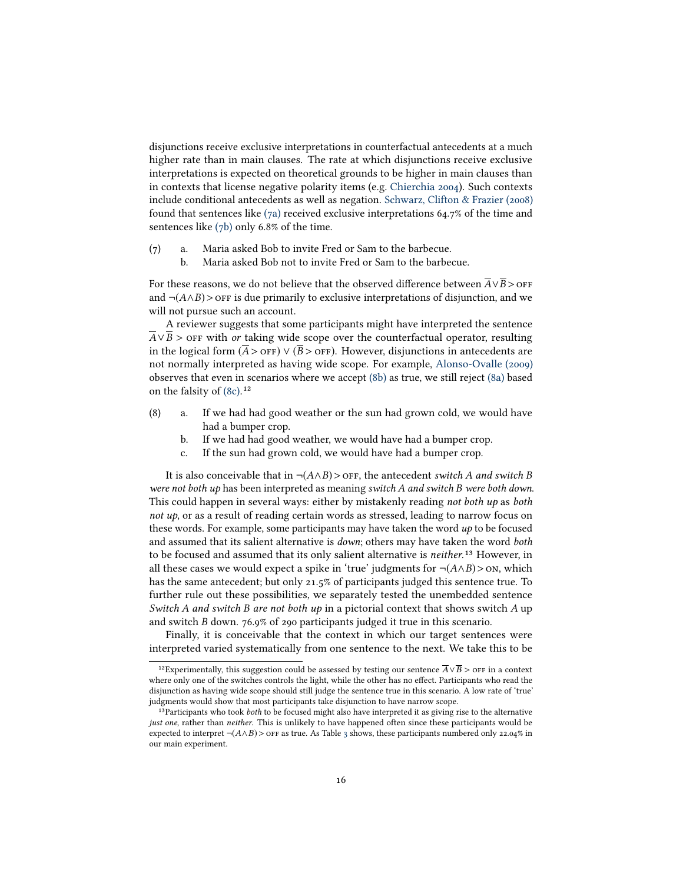disjunctions receive exclusive interpretations in counterfactual antecedents at a much higher rate than in main clauses. The rate at which disjunctions receive exclusive interpretations is expected on theoretical grounds to be higher in main clauses than in contexts that license negative polarity items (e.g. Chierchia 2004). Such contexts include conditional antecedents as well as negation. Schwarz, Clifton & Frazier (2008) found that sentences like (7a) received exclusive interpretations 64.7% of the time and sentences like (7b) only 6.8% of the time.

(7) a. Maria asked Bob to invite Fred or Sam to the barbecue.
    b. Maria asked Bob not to invite Fred or Sam to the barbecue.

For these reasons, we do not believe that the observed difference between $\overline{A} \vee \overline{B} > \text{OFF}$ and $\neg(A \wedge B) > \text{OFF}$ is due primarily to exclusive interpretations of disjunction, and we will not pursue such an account.

A reviewer suggests that some participants might have interpreted the sentence $\overline{A} \vee \overline{B} > \text{OFF}$ with *or* taking wide scope over the counterfactual operator, resulting in the logical form $(\overline{A} > \text{OFF}) \vee (\overline{B} > \text{OFF})$. However, disjunctions in antecedents are not normally interpreted as having wide scope. For example, Alonso-Ovalle (2009) observes that even in scenarios where we accept (8b) as true, we still reject (8a) based on the falsity of (8c).[12]

(8) a. If we had had good weather or the sun had grown cold, we would have had a bumper crop.
    b. If we had had good weather, we would have had a bumper crop.
    c. If the sun had grown cold, we would have had a bumper crop.

It is also conceivable that in $\neg(A \wedge B) > \text{OFF}$, the antecedent *switch A and switch B were not both up* has been interpreted as meaning *switch A and switch B were both down*. This could happen in several ways: either by mistakenly reading *not both up* as *both not up*, or as a result of reading certain words as stressed, leading to narrow focus on these words. For example, some participants may have taken the word *up* to be focused and assumed that its salient alternative is *down*; others may have taken the word *both* to be focused and assumed that its only salient alternative is *neither*.[13] However, in all these cases we would expect a spike in 'true' judgments for $\neg(A \wedge B) > \text{ON}$, which has the same antecedent; but only 21.5% of participants judged this sentence true. To further rule out these possibilities, we separately tested the unembedded sentence *Switch A and switch B are not both up* in a pictorial context that shows switch *A* up and switch *B* down. 76.9% of 290 participants judged it true in this scenario.

Finally, it is conceivable that the context in which our target sentences were interpreted varied systematically from one sentence to the next. We take this to be

---

[12] Experimentally, this suggestion could be assessed by testing our sentence $\overline{A} \vee \overline{B} > \text{OFF}$ in a context where only one of the switches controls the light, while the other has no effect. Participants who read the disjunction as having wide scope should still judge the sentence true in this scenario. A low rate of 'true' judgments would show that most participants take disjunction to have narrow scope.

[13] Participants who took *both* to be focused might also have interpreted it as giving rise to the alternative *just one*, rather than *neither*. This is unlikely to have happened often since these participants would be expected to interpret $\neg(A \wedge B) > \text{OFF}$ as true. As Table 3 shows, these participants numbered only 22.04% in our main experiment.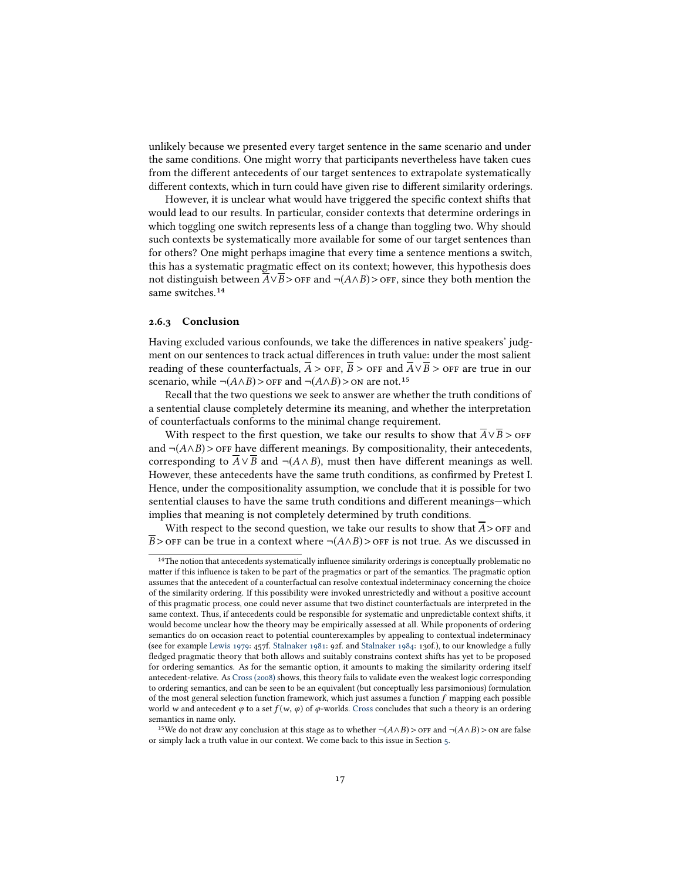unlikely because we presented every target sentence in the same scenario and under the same conditions. One might worry that participants nevertheless have taken cues from the different antecedents of our target sentences to extrapolate systematically different contexts, which in turn could have given rise to different similarity orderings.

However, it is unclear what would have triggered the specific context shifts that would lead to our results. In particular, consider contexts that determine orderings in which toggling one switch represents less of a change than toggling two. Why should such contexts be systematically more available for some of our target sentences than for others? One might perhaps imagine that every time a sentence mentions a switch, this has a systematic pragmatic effect on its context; however, this hypothesis does not distinguish between $\overline{A} \vee \overline{B} > \textsc{off}$ and $\neg(A \wedge B) > \textsc{off}$, since they both mention the same switches.[14]

### 2.6.3 Conclusion

Having excluded various confounds, we take the differences in native speakers' judgment on our sentences to track actual differences in truth value: under the most salient reading of these counterfactuals, $\overline{A} > \textsc{off}$, $\overline{B} > \textsc{off}$ and $\overline{A} \vee \overline{B} > \textsc{off}$ are true in our scenario, while $\neg(A \wedge B) > \textsc{off}$ and $\neg(A \wedge B) > \textsc{on}$ are not.[15]

Recall that the two questions we seek to answer are whether the truth conditions of a sentential clause completely determine its meaning, and whether the interpretation of counterfactuals conforms to the minimal change requirement.

With respect to the first question, we take our results to show that $\overline{A} \vee \overline{B} > \textsc{off}$ and $\neg(A \wedge B) > \textsc{off}$ have different meanings. By compositionality, their antecedents, corresponding to $\overline{A} \vee \overline{B}$ and $\neg(A \wedge B)$, must then have different meanings as well. However, these antecedents have the same truth conditions, as confirmed by Pretest I. Hence, under the compositionality assumption, we conclude that it is possible for two sentential clauses to have the same truth conditions and different meanings—which implies that meaning is not completely determined by truth conditions.

With respect to the second question, we take our results to show that $\overline{A} > \textsc{off}$ and $\overline{B} > \textsc{off}$ can be true in a context where $\neg(A \wedge B) > \textsc{off}$ is not true. As we discussed in

[14] The notion that antecedents systematically influence similarity orderings is conceptually problematic no matter if this influence is taken to be part of the pragmatics or part of the semantics. The pragmatic option assumes that the antecedent of a counterfactual can resolve contextual indeterminacy concerning the choice of the similarity ordering. If this possibility were invoked unrestrictedly and without a positive account of this pragmatic process, one could never assume that two distinct counterfactuals are interpreted in the same context. Thus, if antecedents could be responsible for systematic and unpredictable context shifts, it would become unclear how the theory may be empirically assessed at all. While proponents of ordering semantics do on occasion react to potential counterexamples by appealing to contextual indeterminacy (see for example Lewis 1979: 457f. Stalnaker 1981: 92f. and Stalnaker 1984: 130f.), to our knowledge a fully fledged pragmatic theory that both allows and suitably constrains context shifts has yet to be proposed for ordering semantics. As for the semantic option, it amounts to making the similarity ordering itself antecedent-relative. As Cross (2008) shows, this theory fails to validate even the weakest logic corresponding to ordering semantics, and can be seen to be an equivalent (but conceptually less parsimonious) formulation of the most general selection function framework, which just assumes a function $f$ mapping each possible world $w$ and antecedent $\varphi$ to a set $f(w, \varphi)$ of $\varphi$-worlds. Cross concludes that such a theory is an ordering semantics in name only.

[15] We do not draw any conclusion at this stage as to whether $\neg(A \wedge B) > \textsc{off}$ and $\neg(A \wedge B) > \textsc{on}$ are false or simply lack a truth value in our context. We come back to this issue in Section 5.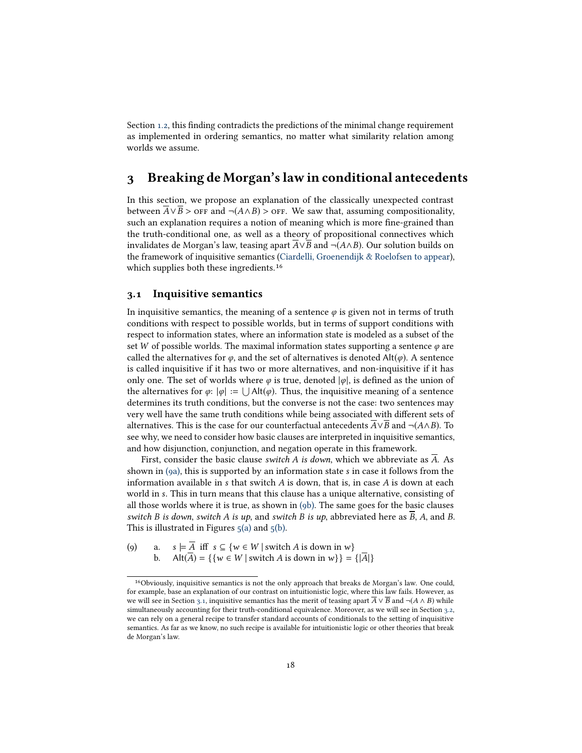Section 1.2, this finding contradicts the predictions of the minimal change requirement as implemented in ordering semantics, no matter what similarity relation among worlds we assume.

## 3 Breaking de Morgan's law in conditional antecedents

In this section, we propose an explanation of the classically unexpected contrast between $\overline{A} \vee \overline{B} > \text{OFF}$ and $\neg(A \wedge B) > \text{OFF}$. We saw that, assuming compositionality, such an explanation requires a notion of meaning which is more fine-grained than the truth-conditional one, as well as a theory of propositional connectives which invalidates de Morgan's law, teasing apart $\overline{A} \vee \overline{B}$ and $\neg(A \wedge B)$. Our solution builds on the framework of inquisitive semantics (Ciardelli, Groenendijk & Roelofsen to appear), which supplies both these ingredients.[16]

### 3.1 Inquisitive semantics

In inquisitive semantics, the meaning of a sentence $\varphi$ is given not in terms of truth conditions with respect to possible worlds, but in terms of support conditions with respect to information states, where an information state is modeled as a subset of the set $W$ of possible worlds. The maximal information states supporting a sentence $\varphi$ are called the alternatives for $\varphi$, and the set of alternatives is denoted $\mathsf{Alt}(\varphi)$. A sentence is called inquisitive if it has two or more alternatives, and non-inquisitive if it has only one. The set of worlds where $\varphi$ is true, denoted $|\varphi|$, is defined as the union of the alternatives for $\varphi$: $|\varphi| := \bigcup \mathsf{Alt}(\varphi)$. Thus, the inquisitive meaning of a sentence determines its truth conditions, but the converse is not the case: two sentences may very well have the same truth conditions while being associated with different sets of alternatives. This is the case for our counterfactual antecedents $\overline{A} \vee \overline{B}$ and $\neg(A \wedge B)$. To see why, we need to consider how basic clauses are interpreted in inquisitive semantics, and how disjunction, conjunction, and negation operate in this framework.

First, consider the basic clause *switch A is down*, which we abbreviate as $\overline{A}$. As shown in (9a), this is supported by an information state $s$ in case it follows from the information available in $s$ that switch $A$ is down, that is, in case $A$ is down at each world in $s$. This in turn means that this clause has a unique alternative, consisting of all those worlds where it is true, as shown in (9b). The same goes for the basic clauses *switch B is down*, *switch A is up*, and *switch B is up*, abbreviated here as $\overline{B}$, $A$, and $B$. This is illustrated in Figures 5(a) and 5(b).

(9) a. $s \models \overline{A}$ iff $s \subseteq \{w \in W \mid \text{switch } A \text{ is down in } w\}$
 b. $\mathsf{Alt}(\overline{A}) = \{\{w \in W \mid \text{switch } A \text{ is down in } w\}\} = \{|\overline{A}|\}$

[16] Obviously, inquisitive semantics is not the only approach that breaks de Morgan's law. One could, for example, base an explanation of our contrast on intuitionistic logic, where this law fails. However, as we will see in Section 3.1, inquisitive semantics has the merit of teasing apart $\overline{A} \vee \overline{B}$ and $\neg(A \wedge B)$ while simultaneously accounting for their truth-conditional equivalence. Moreover, as we will see in Section 3.2, we can rely on a general recipe to transfer standard accounts of conditionals to the setting of inquisitive semantics. As far as we know, no such recipe is available for intuitionistic logic or other theories that break de Morgan's law.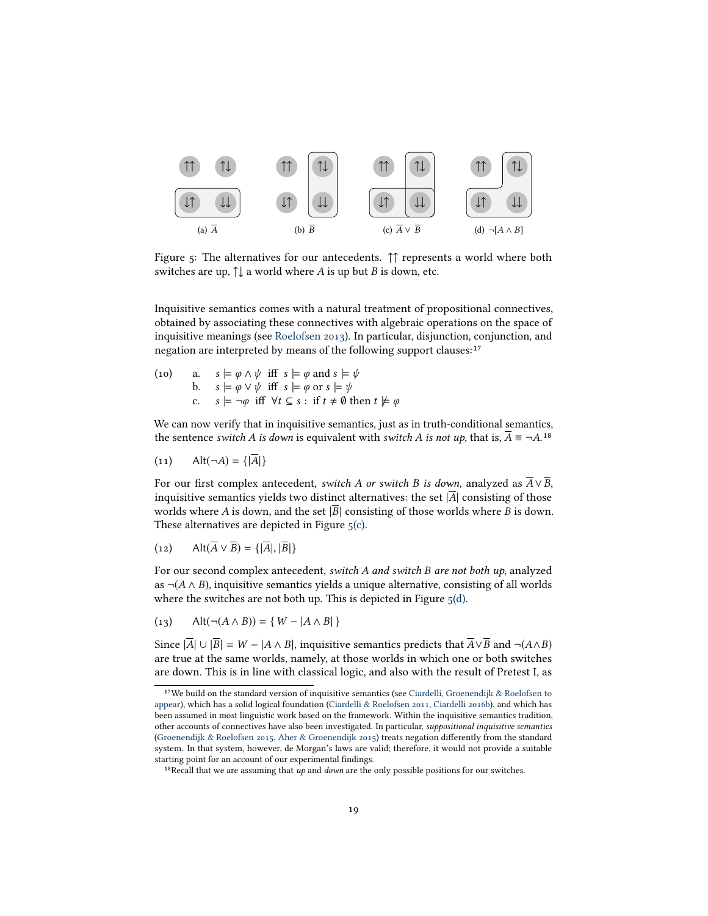Figure 5: The alternatives for our antecedents. ↑↑ represents a world where both switches are up, ↑↓ a world where $A$ is up but $B$ is down, etc.

(a) $\overline{A}$ (b) $\overline{B}$ (c) $\overline{A} \vee \overline{B}$ (d) $\neg[A \wedge B]$

Inquisitive semantics comes with a natural treatment of propositional connectives, obtained by associating these connectives with algebraic operations on the space of inquisitive meanings (see Roelofsen 2013). In particular, disjunction, conjunction, and negation are interpreted by means of the following support clauses:[17]

(10) a. $s \models \varphi \wedge \psi$ iff $s \models \varphi$ and $s \models \psi$
 b. $s \models \varphi \vee \psi$ iff $s \models \varphi$ or $s \models \psi$
 c. $s \models \neg\varphi$ iff $\forall t \subseteq s :$ if $t \neq \emptyset$ then $t \not\models \varphi$

We can now verify that in inquisitive semantics, just as in truth-conditional semantics, the sentence *switch A is down* is equivalent with *switch A is not up*, that is, $\overline{A} \equiv \neg A$.[18]

(11) $\mathsf{Alt}(\neg A) = \{|\overline{A}|\}$

For our first complex antecedent, *switch A or switch B is down*, analyzed as $\overline{A} \vee \overline{B}$, inquisitive semantics yields two distinct alternatives: the set $|\overline{A}|$ consisting of those worlds where $A$ is down, and the set $|\overline{B}|$ consisting of those worlds where $B$ is down. These alternatives are depicted in Figure 5(c).

(12) $\mathsf{Alt}(\overline{A} \vee \overline{B}) = \{|\overline{A}|, |\overline{B}|\}$

For our second complex antecedent, *switch A and switch B are not both up*, analyzed as $\neg(A \wedge B)$, inquisitive semantics yields a unique alternative, consisting of all worlds where the switches are not both up. This is depicted in Figure 5(d).

(13) $\mathsf{Alt}(\neg(A \wedge B)) = \{\, W - |A \wedge B| \,\}$

Since $|\overline{A}| \cup |\overline{B}| = W - |A \wedge B|$, inquisitive semantics predicts that $\overline{A} \vee \overline{B}$ and $\neg(A \wedge B)$ are true at the same worlds, namely, at those worlds in which one or both switches are down. This is in line with classical logic, and also with the result of Pretest I, as

[17] We build on the standard version of inquisitive semantics (see Ciardelli, Groenendijk & Roelofsen to appear), which has a solid logical foundation (Ciardelli & Roelofsen 2011, Ciardelli 2016b), and which has been assumed in most linguistic work based on the framework. Within the inquisitive semantics tradition, other accounts of connectives have also been investigated. In particular, *suppositional inquisitive semantics* (Groenendijk & Roelofsen 2015, Aher & Groenendijk 2015) treats negation differently from the standard system. In that system, however, de Morgan's laws are valid; therefore, it would not provide a suitable starting point for an account of our experimental findings.

[18] Recall that we are assuming that *up* and *down* are the only possible positions for our switches.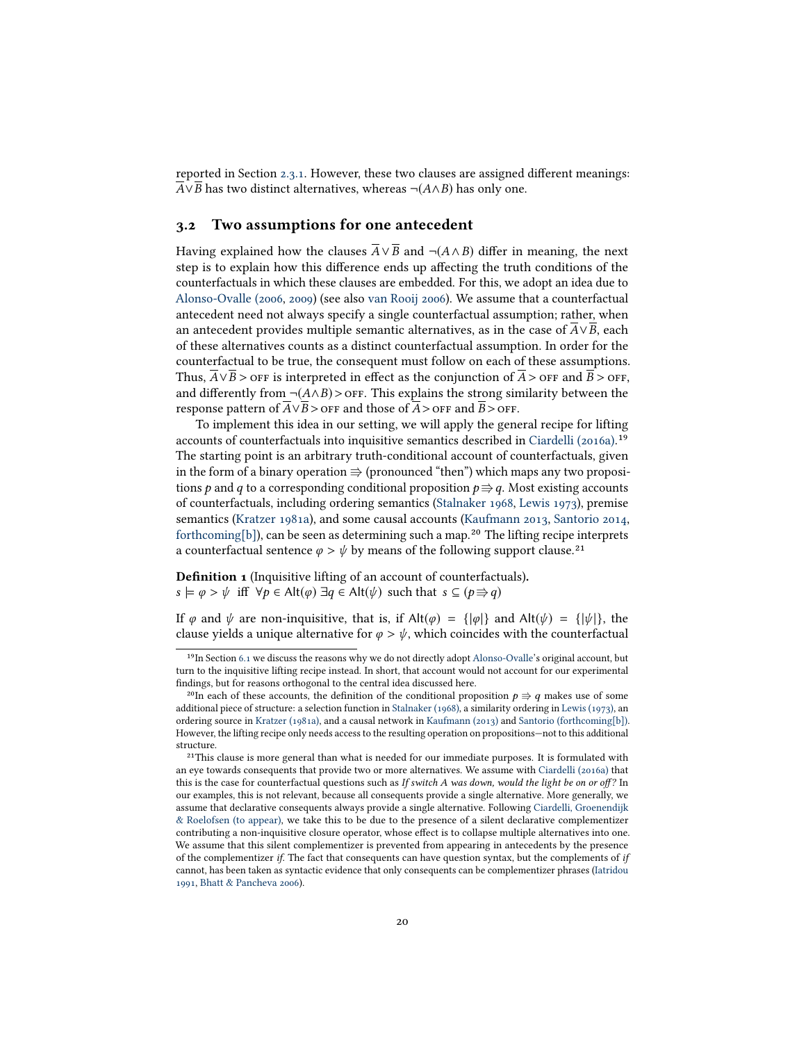reported in Section 2.3.1. However, these two clauses are assigned different meanings: $\overline{A} \vee \overline{B}$ has two distinct alternatives, whereas $\neg(A \wedge B)$ has only one.

## 3.2 Two assumptions for one antecedent

Having explained how the clauses $\overline{A} \vee \overline{B}$ and $\neg(A \wedge B)$ differ in meaning, the next step is to explain how this difference ends up affecting the truth conditions of the counterfactuals in which these clauses are embedded. For this, we adopt an idea due to Alonso-Ovalle (2006, 2009) (see also van Rooij 2006). We assume that a counterfactual antecedent need not always specify a single counterfactual assumption; rather, when an antecedent provides multiple semantic alternatives, as in the case of $\overline{A} \vee \overline{B}$, each of these alternatives counts as a distinct counterfactual assumption. In order for the counterfactual to be true, the consequent must follow on each of these assumptions. Thus, $\overline{A} \vee \overline{B} > \text{OFF}$ is interpreted in effect as the conjunction of $\overline{A} > \text{OFF}$ and $\overline{B} > \text{OFF}$, and differently from $\neg(A \wedge B) > \text{OFF}$. This explains the strong similarity between the response pattern of $\overline{A} \vee \overline{B} > \text{OFF}$ and those of $\overline{A} > \text{OFF}$ and $\overline{B} > \text{OFF}$.

To implement this idea in our setting, we will apply the general recipe for lifting accounts of counterfactuals into inquisitive semantics described in Ciardelli (2016a).[19] The starting point is an arbitrary truth-conditional account of counterfactuals, given in the form of a binary operation $\Rrightarrow$ (pronounced "then") which maps any two propositions $p$ and $q$ to a corresponding conditional proposition $p \Rrightarrow q$. Most existing accounts of counterfactuals, including ordering semantics (Stalnaker 1968, Lewis 1973), premise semantics (Kratzer 1981a), and some causal accounts (Kaufmann 2013, Santorio 2014, forthcoming[b]), can be seen as determining such a map.[20] The lifting recipe interprets a counterfactual sentence $\varphi > \psi$ by means of the following support clause.[21]

**Definition 1** (Inquisitive lifting of an account of counterfactuals)**.**
$s \models \varphi > \psi$ iff $\forall p \in \mathsf{Alt}(\varphi)\ \exists q \in \mathsf{Alt}(\psi)$ such that $s \subseteq (p \Rrightarrow q)$

If $\varphi$ and $\psi$ are non-inquisitive, that is, if $\mathsf{Alt}(\varphi) = \{|\varphi|\}$ and $\mathsf{Alt}(\psi) = \{|\psi|\}$, the clause yields a unique alternative for $\varphi > \psi$, which coincides with the counterfactual

---

[19] In Section 6.1 we discuss the reasons why we do not directly adopt Alonso-Ovalle's original account, but turn to the inquisitive lifting recipe instead. In short, that account would not account for our experimental findings, but for reasons orthogonal to the central idea discussed here.

[20] In each of these accounts, the definition of the conditional proposition $p \Rrightarrow q$ makes use of some additional piece of structure: a selection function in Stalnaker (1968), a similarity ordering in Lewis (1973), an ordering source in Kratzer (1981a), and a causal network in Kaufmann (2013) and Santorio (forthcoming[b]). However, the lifting recipe only needs access to the resulting operation on propositions—not to this additional structure.

[21] This clause is more general than what is needed for our immediate purposes. It is formulated with an eye towards consequents that provide two or more alternatives. We assume with Ciardelli (2016a) that this is the case for counterfactual questions such as *If switch A was down, would the light be on or off?* In our examples, this is not relevant, because all consequents provide a single alternative. More generally, we assume that declarative consequents always provide a single alternative. Following Ciardelli, Groenendijk & Roelofsen (to appear), we take this to be due to the presence of a silent declarative complementizer contributing a non-inquisitive closure operator, whose effect is to collapse multiple alternatives into one. We assume that this silent complementizer is prevented from appearing in antecedents by the presence of the complementizer *if*. The fact that consequents can have question syntax, but the complements of *if* cannot, has been taken as syntactic evidence that only consequents can be complementizer phrases (Iatridou 1991, Bhatt & Pancheva 2006).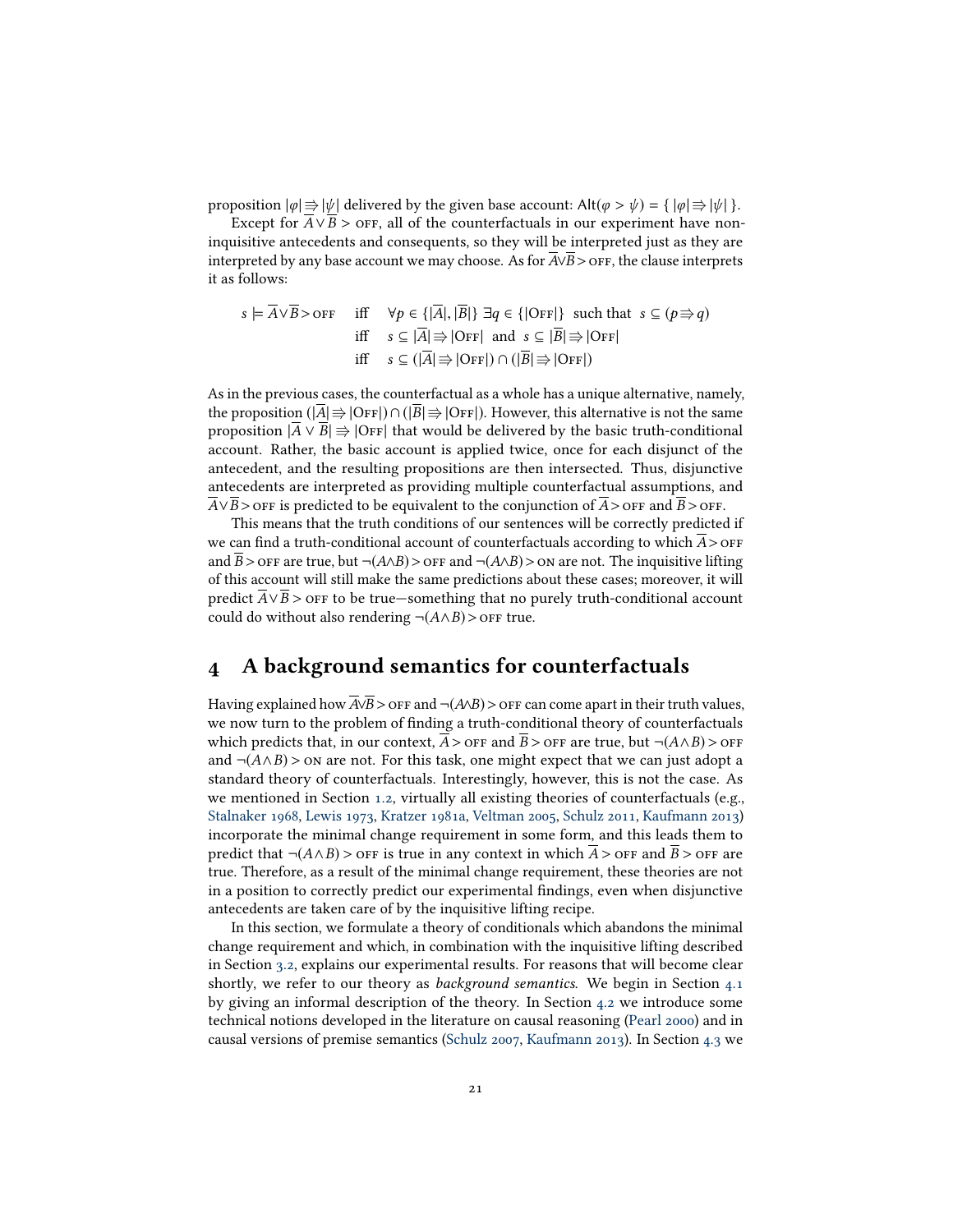proposition $|\varphi| \Rrightarrow |\psi|$ delivered by the given base account: $\text{Alt}(\varphi > \psi) = \{\, |\varphi| \Rrightarrow |\psi| \,\}$.

Except for $\overline{A} \vee \overline{B} > \textsc{off}$, all of the counterfactuals in our experiment have non-inquisitive antecedents and consequents, so they will be interpreted just as they are interpreted by any base account we may choose. As for $\overline{A} \vee \overline{B} > \textsc{off}$, the clause interprets it as follows:

$$
\begin{aligned}
s \models \overline{A} \vee \overline{B} > \textsc{off} \quad & \text{iff} \quad \forall p \in \{|\overline{A}|, |\overline{B}|\}\ \exists q \in \{|\textsc{Off}|\} \ \text{ such that } \ s \subseteq (p \Rrightarrow q) \\
& \text{iff} \quad s \subseteq |\overline{A}| \Rrightarrow |\textsc{Off}| \ \text{ and } \ s \subseteq |\overline{B}| \Rrightarrow |\textsc{Off}| \\
& \text{iff} \quad s \subseteq (|\overline{A}| \Rrightarrow |\textsc{Off}|) \cap (|\overline{B}| \Rrightarrow |\textsc{Off}|)
\end{aligned}
$$

As in the previous cases, the counterfactual as a whole has a unique alternative, namely, the proposition $(|\overline{A}| \Rrightarrow |\textsc{Off}|) \cap (|\overline{B}| \Rrightarrow |\textsc{Off}|)$. However, this alternative is not the same proposition $|\overline{A} \vee \overline{B}| \Rrightarrow |\textsc{Off}|$ that would be delivered by the basic truth-conditional account. Rather, the basic account is applied twice, once for each disjunct of the antecedent, and the resulting propositions are then intersected. Thus, disjunctive antecedents are interpreted as providing multiple counterfactual assumptions, and $\overline{A} \vee \overline{B} > \textsc{off}$ is predicted to be equivalent to the conjunction of $\overline{A} > \textsc{off}$ and $\overline{B} > \textsc{off}$.

This means that the truth conditions of our sentences will be correctly predicted if we can find a truth-conditional account of counterfactuals according to which $\overline{A} > \textsc{off}$ and $\overline{B} > \textsc{off}$ are true, but $\neg(A \wedge B) > \textsc{off}$ and $\neg(A \wedge B) > \textsc{on}$ are not. The inquisitive lifting of this account will still make the same predictions about these cases; moreover, it will predict $\overline{A} \vee \overline{B} > \textsc{off}$ to be true—something that no purely truth-conditional account could do without also rendering $\neg(A \wedge B) > \textsc{off}$ true.

# 4 A background semantics for counterfactuals

Having explained how $\overline{A} \vee \overline{B} > \textsc{off}$ and $\neg(A \wedge B) > \textsc{off}$ can come apart in their truth values, we now turn to the problem of finding a truth-conditional theory of counterfactuals which predicts that, in our context, $\overline{A} > \textsc{off}$ and $\overline{B} > \textsc{off}$ are true, but $\neg(A \wedge B) > \textsc{off}$ and $\neg(A \wedge B) > \textsc{on}$ are not. For this task, one might expect that we can just adopt a standard theory of counterfactuals. Interestingly, however, this is not the case. As we mentioned in Section 1.2, virtually all existing theories of counterfactuals (e.g., Stalnaker 1968, Lewis 1973, Kratzer 1981a, Veltman 2005, Schulz 2011, Kaufmann 2013) incorporate the minimal change requirement in some form, and this leads them to predict that $\neg(A \wedge B) > \textsc{off}$ is true in any context in which $\overline{A} > \textsc{off}$ and $\overline{B} > \textsc{off}$ are true. Therefore, as a result of the minimal change requirement, these theories are not in a position to correctly predict our experimental findings, even when disjunctive antecedents are taken care of by the inquisitive lifting recipe.

In this section, we formulate a theory of conditionals which abandons the minimal change requirement and which, in combination with the inquisitive lifting described in Section 3.2, explains our experimental results. For reasons that will become clear shortly, we refer to our theory as *background semantics*. We begin in Section 4.1 by giving an informal description of the theory. In Section 4.2 we introduce some technical notions developed in the literature on causal reasoning (Pearl 2000) and in causal versions of premise semantics (Schulz 2007, Kaufmann 2013). In Section 4.3 we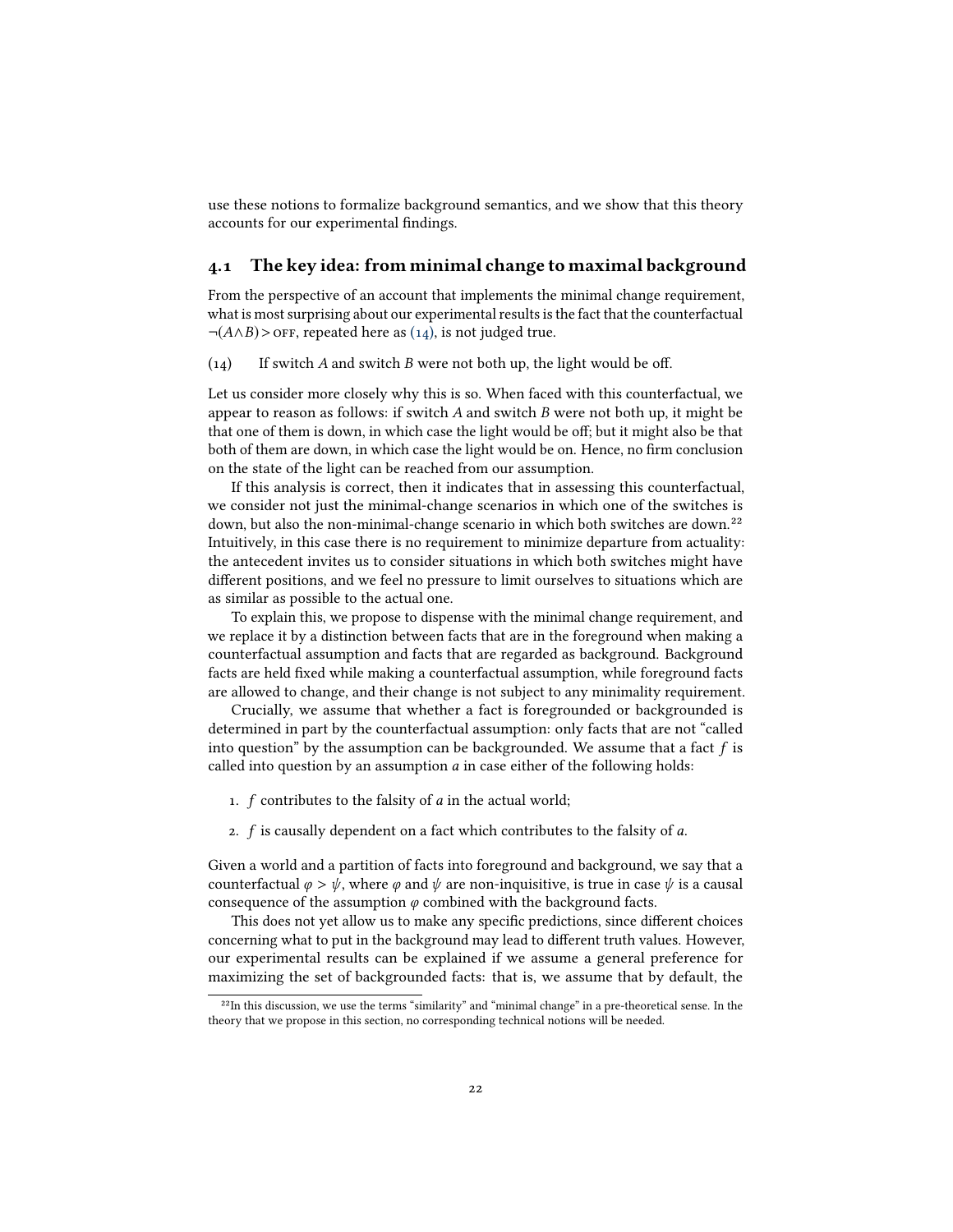use these notions to formalize background semantics, and we show that this theory accounts for our experimental findings.

## 4.1 The key idea: from minimal change to maximal background

From the perspective of an account that implements the minimal change requirement, what is most surprising about our experimental results is the fact that the counterfactual $\neg(A \wedge B) > \text{OFF}$, repeated here as (14), is not judged true.

(14) If switch *A* and switch *B* were not both up, the light would be off.

Let us consider more closely why this is so. When faced with this counterfactual, we appear to reason as follows: if switch *A* and switch *B* were not both up, it might be that one of them is down, in which case the light would be off; but it might also be that both of them are down, in which case the light would be on. Hence, no firm conclusion on the state of the light can be reached from our assumption.

If this analysis is correct, then it indicates that in assessing this counterfactual, we consider not just the minimal-change scenarios in which one of the switches is down, but also the non-minimal-change scenario in which both switches are down.[22] Intuitively, in this case there is no requirement to minimize departure from actuality: the antecedent invites us to consider situations in which both switches might have different positions, and we feel no pressure to limit ourselves to situations which are as similar as possible to the actual one.

To explain this, we propose to dispense with the minimal change requirement, and we replace it by a distinction between facts that are in the foreground when making a counterfactual assumption and facts that are regarded as background. Background facts are held fixed while making a counterfactual assumption, while foreground facts are allowed to change, and their change is not subject to any minimality requirement.

Crucially, we assume that whether a fact is foregrounded or backgrounded is determined in part by the counterfactual assumption: only facts that are not "called into question" by the assumption can be backgrounded. We assume that a fact $f$ is called into question by an assumption $a$ in case either of the following holds:

1. $f$ contributes to the falsity of $a$ in the actual world;
2. $f$ is causally dependent on a fact which contributes to the falsity of $a$.

Given a world and a partition of facts into foreground and background, we say that a counterfactual $\varphi > \psi$, where $\varphi$ and $\psi$ are non-inquisitive, is true in case $\psi$ is a causal consequence of the assumption $\varphi$ combined with the background facts.

This does not yet allow us to make any specific predictions, since different choices concerning what to put in the background may lead to different truth values. However, our experimental results can be explained if we assume a general preference for maximizing the set of backgrounded facts: that is, we assume that by default, the

[22] In this discussion, we use the terms "similarity" and "minimal change" in a pre-theoretical sense. In the theory that we propose in this section, no corresponding technical notions will be needed.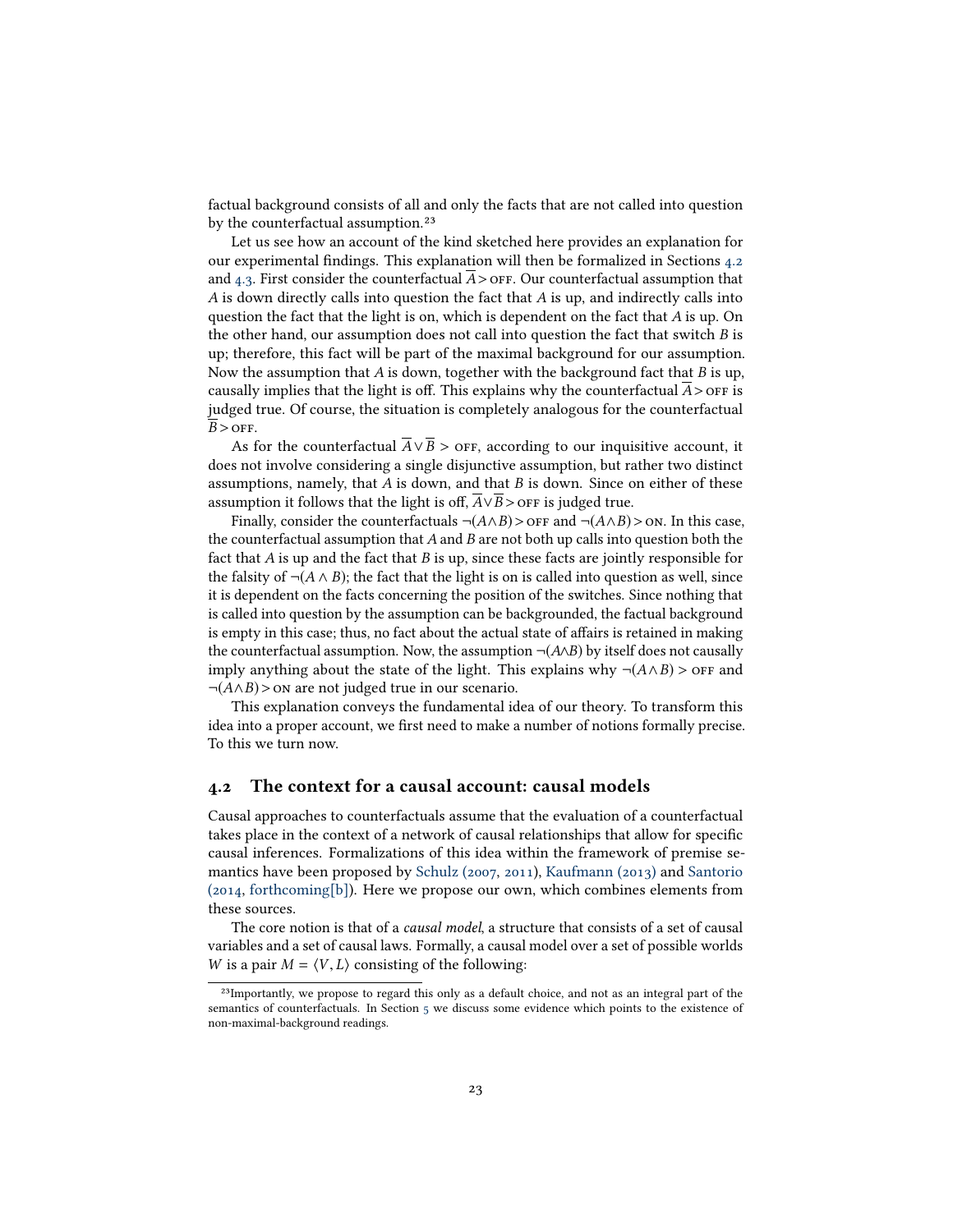factual background consists of all and only the facts that are not called into question by the counterfactual assumption.[23]

Let us see how an account of the kind sketched here provides an explanation for our experimental findings. This explanation will then be formalized in Sections 4.2 and 4.3. First consider the counterfactual $\overline{A} > \textsc{off}$. Our counterfactual assumption that $A$ is down directly calls into question the fact that $A$ is up, and indirectly calls into question the fact that the light is on, which is dependent on the fact that $A$ is up. On the other hand, our assumption does not call into question the fact that switch $B$ is up; therefore, this fact will be part of the maximal background for our assumption. Now the assumption that $A$ is down, together with the background fact that $B$ is up, causally implies that the light is off. This explains why the counterfactual $\overline{A} > \textsc{off}$ is judged true. Of course, the situation is completely analogous for the counterfactual $\overline{B} > \textsc{off}$.

As for the counterfactual $\overline{A} \vee \overline{B} > \textsc{off}$, according to our inquisitive account, it does not involve considering a single disjunctive assumption, but rather two distinct assumptions, namely, that $A$ is down, and that $B$ is down. Since on either of these assumption it follows that the light is off, $\overline{A} \vee \overline{B} > \textsc{off}$ is judged true.

Finally, consider the counterfactuals $\neg(A \wedge B) > \textsc{off}$ and $\neg(A \wedge B) > \textsc{on}$. In this case, the counterfactual assumption that $A$ and $B$ are not both up calls into question both the fact that $A$ is up and the fact that $B$ is up, since these facts are jointly responsible for the falsity of $\neg(A \wedge B)$; the fact that the light is on is called into question as well, since it is dependent on the facts concerning the position of the switches. Since nothing that is called into question by the assumption can be backgrounded, the factual background is empty in this case; thus, no fact about the actual state of affairs is retained in making the counterfactual assumption. Now, the assumption $\neg(A \wedge B)$ by itself does not causally imply anything about the state of the light. This explains why $\neg(A \wedge B) > \textsc{off}$ and $\neg(A \wedge B) > \textsc{on}$ are not judged true in our scenario.

This explanation conveys the fundamental idea of our theory. To transform this idea into a proper account, we first need to make a number of notions formally precise. To this we turn now.

## 4.2 The context for a causal account: causal models

Causal approaches to counterfactuals assume that the evaluation of a counterfactual takes place in the context of a network of causal relationships that allow for specific causal inferences. Formalizations of this idea within the framework of premise semantics have been proposed by Schulz (2007, 2011), Kaufmann (2013) and Santorio (2014, forthcoming[b]). Here we propose our own, which combines elements from these sources.

The core notion is that of a *causal model*, a structure that consists of a set of causal variables and a set of causal laws. Formally, a causal model over a set of possible worlds $W$ is a pair $M = \langle V, L \rangle$ consisting of the following:

[23] Importantly, we propose to regard this only as a default choice, and not as an integral part of the semantics of counterfactuals. In Section 5 we discuss some evidence which points to the existence of non-maximal-background readings.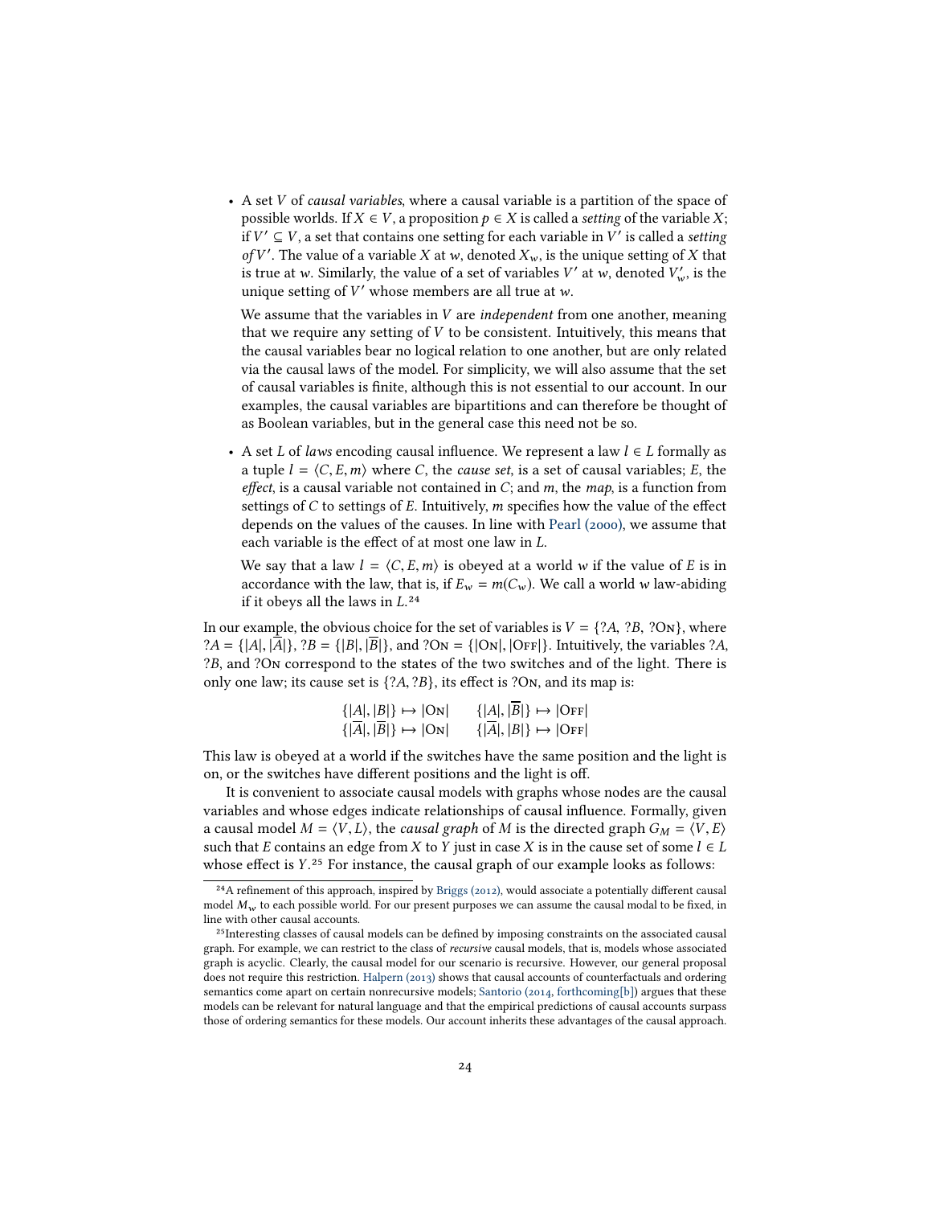- A set $V$ of *causal variables*, where a causal variable is a partition of the space of possible worlds. If $X \in V$, a proposition $p \in X$ is called a *setting* of the variable $X$; if $V' \subseteq V$, a set that contains one setting for each variable in $V'$ is called a *setting of* $V'$. The value of a variable $X$ at $w$, denoted $X_w$, is the unique setting of $X$ that is true at $w$. Similarly, the value of a set of variables $V'$ at $w$, denoted $V'_w$, is the unique setting of $V'$ whose members are all true at $w$.

  We assume that the variables in $V$ are *independent* from one another, meaning that we require any setting of $V$ to be consistent. Intuitively, this means that the causal variables bear no logical relation to one another, but are only related via the causal laws of the model. For simplicity, we will also assume that the set of causal variables is finite, although this is not essential to our account. In our examples, the causal variables are bipartitions and can therefore be thought of as Boolean variables, but in the general case this need not be so.

- A set $L$ of *laws* encoding causal influence. We represent a law $l \in L$ formally as a tuple $l = \langle C, E, m \rangle$ where $C$, the *cause set*, is a set of causal variables; $E$, the *effect*, is a causal variable not contained in $C$; and $m$, the *map*, is a function from settings of $C$ to settings of $E$. Intuitively, $m$ specifies how the value of the effect depends on the values of the causes. In line with Pearl (2000), we assume that each variable is the effect of at most one law in $L$.

  We say that a law $l = \langle C, E, m \rangle$ is obeyed at a world $w$ if the value of $E$ is in accordance with the law, that is, if $E_w = m(C_w)$. We call a world $w$ law-abiding if it obeys all the laws in $L$.[24]

In our example, the obvious choice for the set of variables is $V = \{?A,\ ?B,\ ?\textsc{On}\}$, where $?A = \{|A|, |\overline{A}|\}$, $?B = \{|B|, |\overline{B}|\}$, and $?\textsc{On} = \{|\textsc{On}|, |\textsc{Off}|\}$. Intuitively, the variables $?A$, $?B$, and $?\textsc{On}$ correspond to the states of the two switches and of the light. There is only one law; its cause set is $\{?A, ?B\}$, its effect is $?\textsc{On}$, and its map is:

$$\{|A|, |B|\} \mapsto |\textsc{On}| \qquad \{|A|, |\overline{B}|\} \mapsto |\textsc{Off}|$$
$$\{|\overline{A}|, |\overline{B}|\} \mapsto |\textsc{On}| \qquad \{|\overline{A}|, |B|\} \mapsto |\textsc{Off}|$$

This law is obeyed at a world if the switches have the same position and the light is on, or the switches have different positions and the light is off.

It is convenient to associate causal models with graphs whose nodes are the causal variables and whose edges indicate relationships of causal influence. Formally, given a causal model $M = \langle V, L \rangle$, the *causal graph* of $M$ is the directed graph $G_M = \langle V, E \rangle$ such that $E$ contains an edge from $X$ to $Y$ just in case $X$ is in the cause set of some $l \in L$ whose effect is $Y$.[25] For instance, the causal graph of our example looks as follows:

[24] A refinement of this approach, inspired by Briggs (2012), would associate a potentially different causal model $M_w$ to each possible world. For our present purposes we can assume the causal modal to be fixed, in line with other causal accounts.

[25] Interesting classes of causal models can be defined by imposing constraints on the associated causal graph. For example, we can restrict to the class of *recursive* causal models, that is, models whose associated graph is acyclic. Clearly, the causal model for our scenario is recursive. However, our general proposal does not require this restriction. Halpern (2013) shows that causal accounts of counterfactuals and ordering semantics come apart on certain nonrecursive models; Santorio (2014, forthcoming[b]) argues that these models can be relevant for natural language and that the empirical predictions of causal accounts surpass those of ordering semantics for these models. Our account inherits these advantages of the causal approach.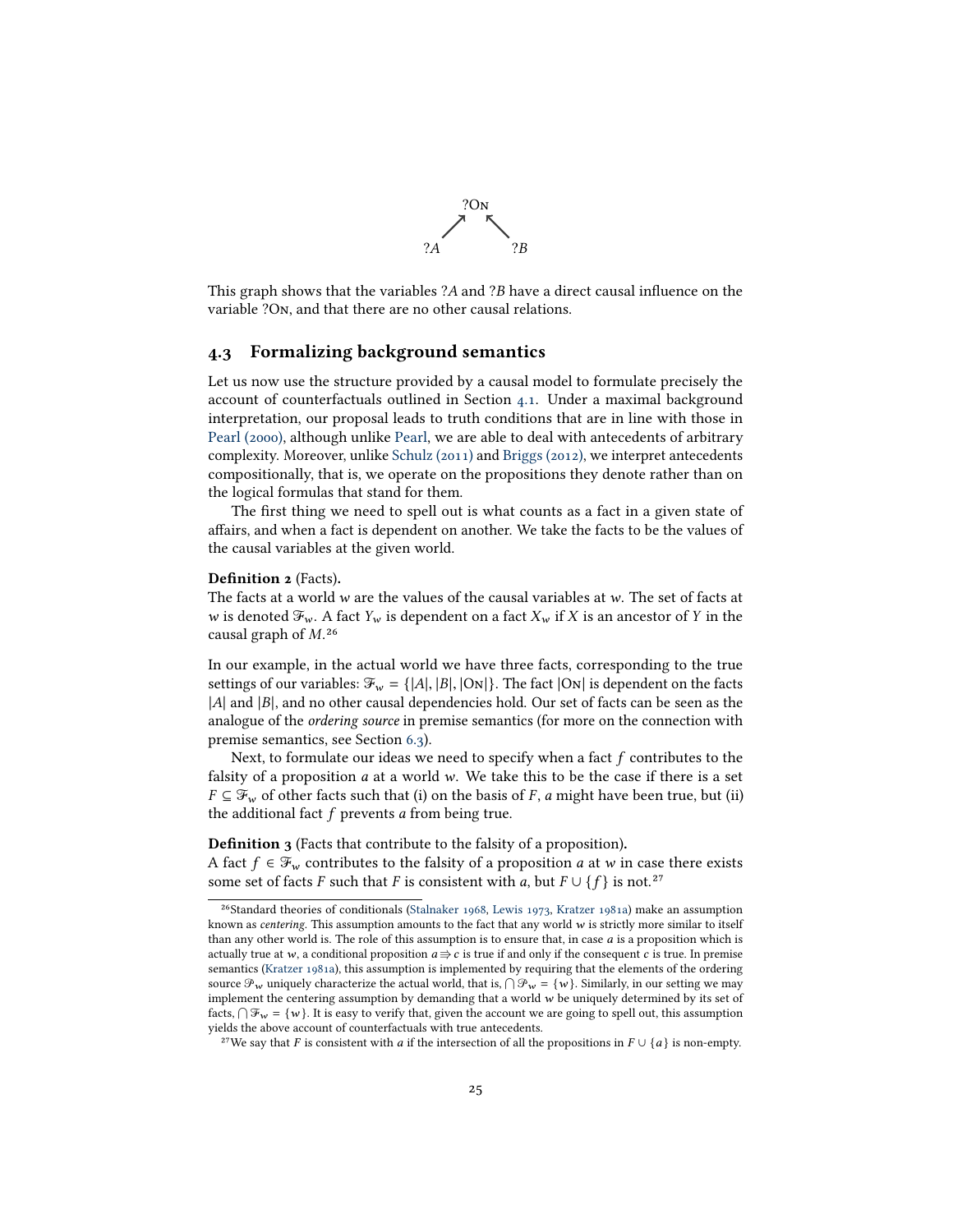$$?\textsc{On}$$

$$?A \nearrow \quad \nwarrow ?B$$

This graph shows that the variables $?A$ and $?B$ have a direct causal influence on the variable $?\textsc{On}$, and that there are no other causal relations.

## 4.3 Formalizing background semantics

Let us now use the structure provided by a causal model to formulate precisely the account of counterfactuals outlined in Section 4.1. Under a maximal background interpretation, our proposal leads to truth conditions that are in line with those in Pearl (2000), although unlike Pearl, we are able to deal with antecedents of arbitrary complexity. Moreover, unlike Schulz (2011) and Briggs (2012), we interpret antecedents compositionally, that is, we operate on the propositions they denote rather than on the logical formulas that stand for them.

The first thing we need to spell out is what counts as a fact in a given state of affairs, and when a fact is dependent on another. We take the facts to be the values of the causal variables at the given world.

**Definition 2** (Facts).
The facts at a world $w$ are the values of the causal variables at $w$. The set of facts at $w$ is denoted $\mathcal{F}_w$. A fact $Y_w$ is dependent on a fact $X_w$ if $X$ is an ancestor of $Y$ in the causal graph of $M$.[26]

In our example, in the actual world we have three facts, corresponding to the true settings of our variables: $\mathcal{F}_w = \{|A|, |B|, |\textsc{On}|\}$. The fact $|\textsc{On}|$ is dependent on the facts $|A|$ and $|B|$, and no other causal dependencies hold. Our set of facts can be seen as the analogue of the *ordering source* in premise semantics (for more on the connection with premise semantics, see Section 6.3).

Next, to formulate our ideas we need to specify when a fact $f$ contributes to the falsity of a proposition $a$ at a world $w$. We take this to be the case if there is a set $F \subseteq \mathcal{F}_w$ of other facts such that (i) on the basis of $F$, $a$ might have been true, but (ii) the additional fact $f$ prevents $a$ from being true.

**Definition 3** (Facts that contribute to the falsity of a proposition).
A fact $f \in \mathcal{F}_w$ contributes to the falsity of a proposition $a$ at $w$ in case there exists some set of facts $F$ such that $F$ is consistent with $a$, but $F \cup \{f\}$ is not.[27]

[26] Standard theories of conditionals (Stalnaker 1968, Lewis 1973, Kratzer 1981a) make an assumption known as *centering*. This assumption amounts to the fact that any world $w$ is strictly more similar to itself than any other world is. The role of this assumption is to ensure that, in case $a$ is a proposition which is actually true at $w$, a conditional proposition $a \Rightarrow c$ is true if and only if the consequent $c$ is true. In premise semantics (Kratzer 1981a), this assumption is implemented by requiring that the elements of the ordering source $\mathcal{P}_w$ uniquely characterize the actual world, that is, $\bigcap \mathcal{P}_w = \{w\}$. Similarly, in our setting we may implement the centering assumption by demanding that a world $w$ be uniquely determined by its set of facts, $\bigcap \mathcal{F}_w = \{w\}$. It is easy to verify that, given the account we are going to spell out, this assumption yields the above account of counterfactuals with true antecedents.

[27] We say that $F$ is consistent with $a$ if the intersection of all the propositions in $F \cup \{a\}$ is non-empty.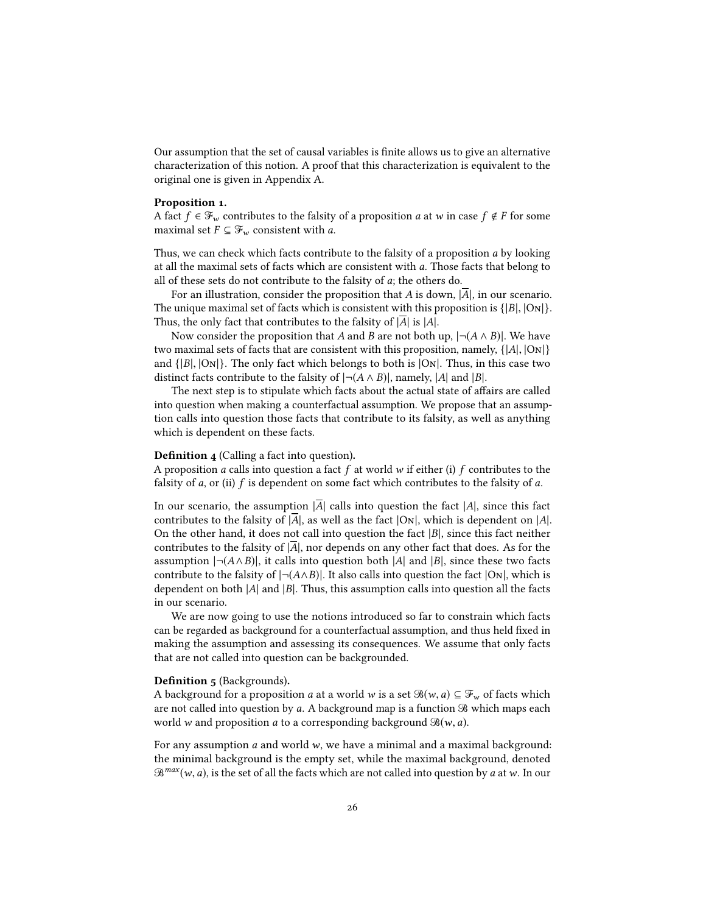Our assumption that the set of causal variables is finite allows us to give an alternative characterization of this notion. A proof that this characterization is equivalent to the original one is given in Appendix A.

**Proposition 1.**
A fact $f \in \mathcal{F}_w$ contributes to the falsity of a proposition $a$ at $w$ in case $f \notin F$ for some maximal set $F \subseteq \mathcal{F}_w$ consistent with $a$.

Thus, we can check which facts contribute to the falsity of a proposition $a$ by looking at all the maximal sets of facts which are consistent with $a$. Those facts that belong to all of these sets do not contribute to the falsity of $a$; the others do.

For an illustration, consider the proposition that $A$ is down, $|\overline{A}|$, in our scenario. The unique maximal set of facts which is consistent with this proposition is $\{|B|, |\textsc{On}|\}$. Thus, the only fact that contributes to the falsity of $|\overline{A}|$ is $|A|$.

Now consider the proposition that $A$ and $B$ are not both up, $|\neg(A \wedge B)|$. We have two maximal sets of facts that are consistent with this proposition, namely, $\{|A|, |\textsc{On}|\}$ and $\{|B|, |\textsc{On}|\}$. The only fact which belongs to both is $|\textsc{On}|$. Thus, in this case two distinct facts contribute to the falsity of $|\neg(A \wedge B)|$, namely, $|A|$ and $|B|$.

The next step is to stipulate which facts about the actual state of affairs are called into question when making a counterfactual assumption. We propose that an assumption calls into question those facts that contribute to its falsity, as well as anything which is dependent on these facts.

**Definition 4** (Calling a fact into question)**.**
A proposition $a$ calls into question a fact $f$ at world $w$ if either (i) $f$ contributes to the falsity of $a$, or (ii) $f$ is dependent on some fact which contributes to the falsity of $a$.

In our scenario, the assumption $|\overline{A}|$ calls into question the fact $|A|$, since this fact contributes to the falsity of $|\overline{A}|$, as well as the fact $|\textsc{On}|$, which is dependent on $|A|$. On the other hand, it does not call into question the fact $|B|$, since this fact neither contributes to the falsity of $|\overline{A}|$, nor depends on any other fact that does. As for the assumption $|\neg(A \wedge B)|$, it calls into question both $|A|$ and $|B|$, since these two facts contribute to the falsity of $|\neg(A \wedge B)|$. It also calls into question the fact $|\textsc{On}|$, which is dependent on both $|A|$ and $|B|$. Thus, this assumption calls into question all the facts in our scenario.

We are now going to use the notions introduced so far to constrain which facts can be regarded as background for a counterfactual assumption, and thus held fixed in making the assumption and assessing its consequences. We assume that only facts that are not called into question can be backgrounded.

**Definition 5** (Backgrounds)**.**
A background for a proposition $a$ at a world $w$ is a set $\mathcal{B}(w, a) \subseteq \mathcal{F}_w$ of facts which are not called into question by $a$. A background map is a function $\mathcal{B}$ which maps each world $w$ and proposition $a$ to a corresponding background $\mathcal{B}(w, a)$.

For any assumption $a$ and world $w$, we have a minimal and a maximal background: the minimal background is the empty set, while the maximal background, denoted $\mathcal{B}^{max}(w, a)$, is the set of all the facts which are not called into question by $a$ at $w$. In our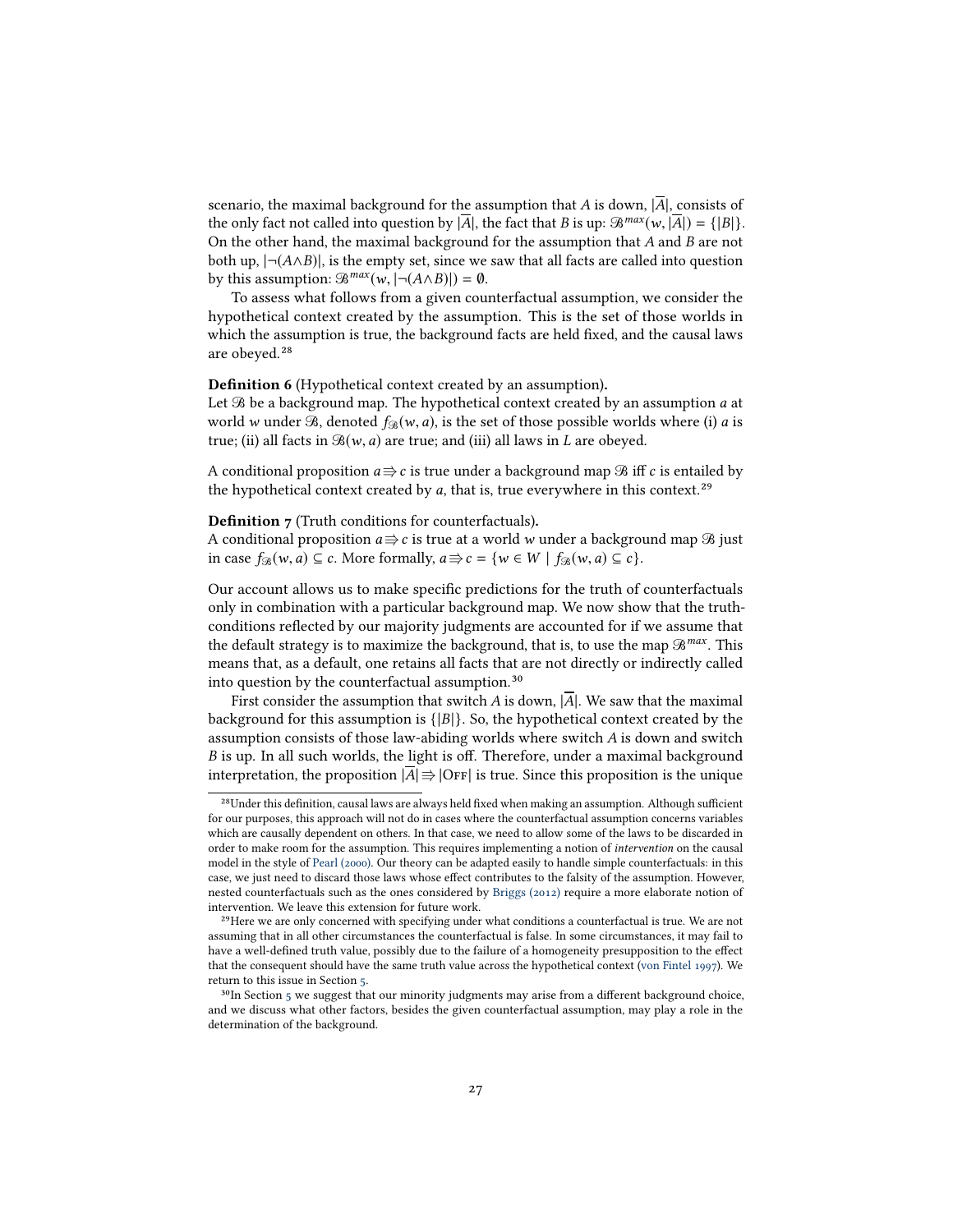scenario, the maximal background for the assumption that $A$ is down, $|\overline{A}|$, consists of the only fact not called into question by $|\overline{A}|$, the fact that $B$ is up: $\mathscr{B}^{max}(w, |\overline{A}|) = \{|B|\}$. On the other hand, the maximal background for the assumption that $A$ and $B$ are not both up, $|\neg(A \wedge B)|$, is the empty set, since we saw that all facts are called into question by this assumption: $\mathscr{B}^{max}(w, |\neg(A \wedge B)|) = \emptyset$.

To assess what follows from a given counterfactual assumption, we consider the hypothetical context created by the assumption. This is the set of those worlds in which the assumption is true, the background facts are held fixed, and the causal laws are obeyed.[28]

**Definition 6** (Hypothetical context created by an assumption)**.**
Let $\mathscr{B}$ be a background map. The hypothetical context created by an assumption $a$ at world $w$ under $\mathscr{B}$, denoted $f_{\mathscr{B}}(w, a)$, is the set of those possible worlds where (i) $a$ is true; (ii) all facts in $\mathscr{B}(w, a)$ are true; and (iii) all laws in $L$ are obeyed.

A conditional proposition $a \Rrightarrow c$ is true under a background map $\mathscr{B}$ iff $c$ is entailed by the hypothetical context created by $a$, that is, true everywhere in this context.[29]

**Definition 7** (Truth conditions for counterfactuals)**.**
A conditional proposition $a \Rrightarrow c$ is true at a world $w$ under a background map $\mathscr{B}$ just in case $f_{\mathscr{B}}(w, a) \subseteq c$. More formally, $a \Rrightarrow c = \{w \in W \mid f_{\mathscr{B}}(w, a) \subseteq c\}$.

Our account allows us to make specific predictions for the truth of counterfactuals only in combination with a particular background map. We now show that the truth-conditions reflected by our majority judgments are accounted for if we assume that the default strategy is to maximize the background, that is, to use the map $\mathscr{B}^{max}$. This means that, as a default, one retains all facts that are not directly or indirectly called into question by the counterfactual assumption.[30]

First consider the assumption that switch $A$ is down, $|\overline{A}|$. We saw that the maximal background for this assumption is $\{|B|\}$. So, the hypothetical context created by the assumption consists of those law-abiding worlds where switch $A$ is down and switch $B$ is up. In all such worlds, the light is off. Therefore, under a maximal background interpretation, the proposition $|\overline{A}| \Rrightarrow |\text{OFF}|$ is true. Since this proposition is the unique

[28] Under this definition, causal laws are always held fixed when making an assumption. Although sufficient for our purposes, this approach will not do in cases where the counterfactual assumption concerns variables which are causally dependent on others. In that case, we need to allow some of the laws to be discarded in order to make room for the assumption. This requires implementing a notion of *intervention* on the causal model in the style of Pearl (2000). Our theory can be adapted easily to handle simple counterfactuals: in this case, we just need to discard those laws whose effect contributes to the falsity of the assumption. However, nested counterfactuals such as the ones considered by Briggs (2012) require a more elaborate notion of intervention. We leave this extension for future work.

[29] Here we are only concerned with specifying under what conditions a counterfactual is true. We are not assuming that in all other circumstances the counterfactual is false. In some circumstances, it may fail to have a well-defined truth value, possibly due to the failure of a homogeneity presupposition to the effect that the consequent should have the same truth value across the hypothetical context (von Fintel 1997). We return to this issue in Section 5.

[30] In Section 5 we suggest that our minority judgments may arise from a different background choice, and we discuss what other factors, besides the given counterfactual assumption, may play a role in the determination of the background.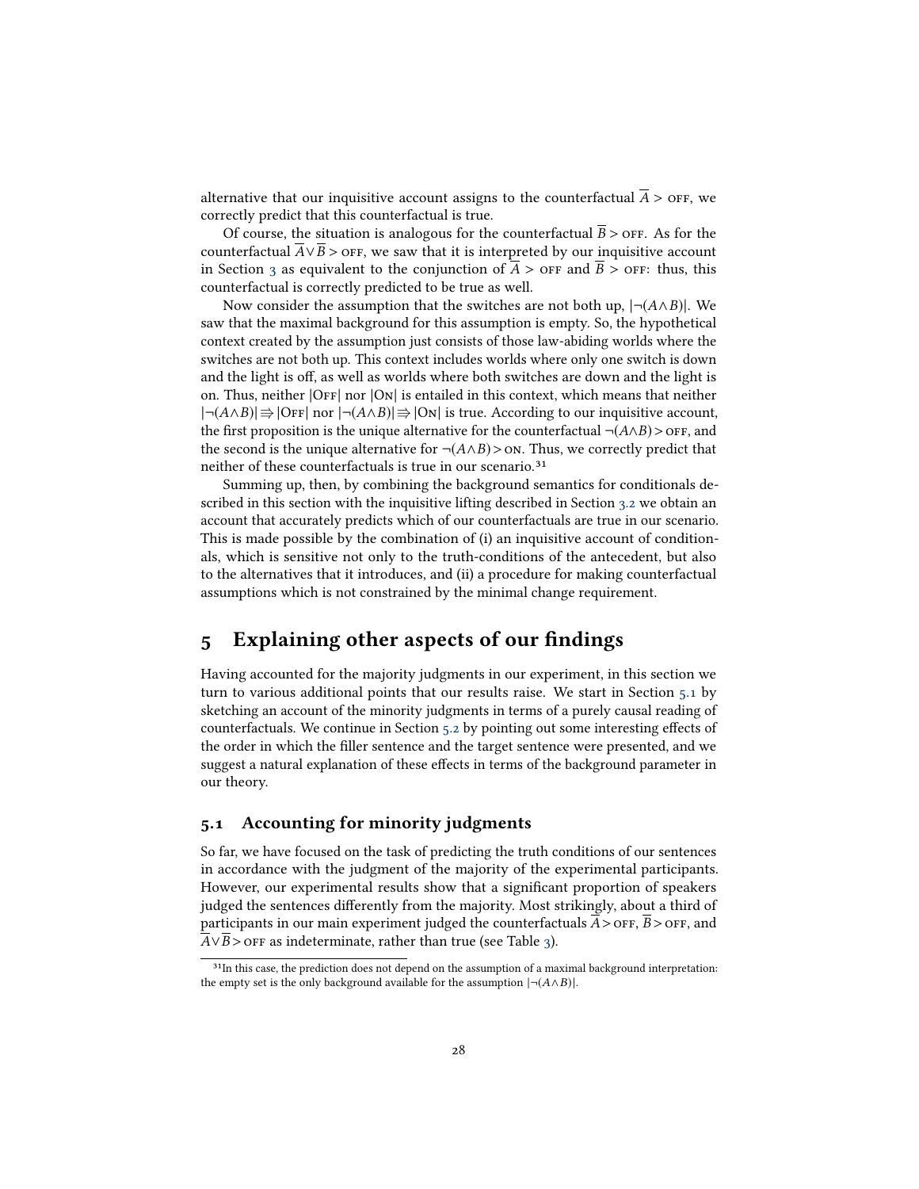alternative that our inquisitive account assigns to the counterfactual $\overline{A} > \textsc{off}$, we correctly predict that this counterfactual is true.

Of course, the situation is analogous for the counterfactual $\overline{B} > \textsc{off}$. As for the counterfactual $\overline{A} \vee \overline{B} > \textsc{off}$, we saw that it is interpreted by our inquisitive account in Section 3 as equivalent to the conjunction of $\overline{A} > \textsc{off}$ and $\overline{B} > \textsc{off}$: thus, this counterfactual is correctly predicted to be true as well.

Now consider the assumption that the switches are not both up, $|\neg(A \wedge B)|$. We saw that the maximal background for this assumption is empty. So, the hypothetical context created by the assumption just consists of those law-abiding worlds where the switches are not both up. This context includes worlds where only one switch is down and the light is off, as well as worlds where both switches are down and the light is on. Thus, neither $|\textsc{Off}|$ nor $|\textsc{On}|$ is entailed in this context, which means that neither $|\neg(A \wedge B)| \Rrightarrow |\textsc{Off}|$ nor $|\neg(A \wedge B)| \Rrightarrow |\textsc{On}|$ is true. According to our inquisitive account, the first proposition is the unique alternative for the counterfactual $\neg(A \wedge B) > \textsc{off}$, and the second is the unique alternative for $\neg(A \wedge B) > \textsc{on}$. Thus, we correctly predict that neither of these counterfactuals is true in our scenario.[31]

Summing up, then, by combining the background semantics for conditionals described in this section with the inquisitive lifting described in Section 3.2 we obtain an account that accurately predicts which of our counterfactuals are true in our scenario. This is made possible by the combination of (i) an inquisitive account of conditionals, which is sensitive not only to the truth-conditions of the antecedent, but also to the alternatives that it introduces, and (ii) a procedure for making counterfactual assumptions which is not constrained by the minimal change requirement.

# 5 Explaining other aspects of our findings

Having accounted for the majority judgments in our experiment, in this section we turn to various additional points that our results raise. We start in Section 5.1 by sketching an account of the minority judgments in terms of a purely causal reading of counterfactuals. We continue in Section 5.2 by pointing out some interesting effects of the order in which the filler sentence and the target sentence were presented, and we suggest a natural explanation of these effects in terms of the background parameter in our theory.

## 5.1 Accounting for minority judgments

So far, we have focused on the task of predicting the truth conditions of our sentences in accordance with the judgment of the majority of the experimental participants. However, our experimental results show that a significant proportion of speakers judged the sentences differently from the majority. Most strikingly, about a third of participants in our main experiment judged the counterfactuals $\overline{A} > \textsc{off}$, $\overline{B} > \textsc{off}$, and $\overline{A} \vee \overline{B} > \textsc{off}$ as indeterminate, rather than true (see Table 3).

[31] In this case, the prediction does not depend on the assumption of a maximal background interpretation: the empty set is the only background available for the assumption $|\neg(A \wedge B)|$.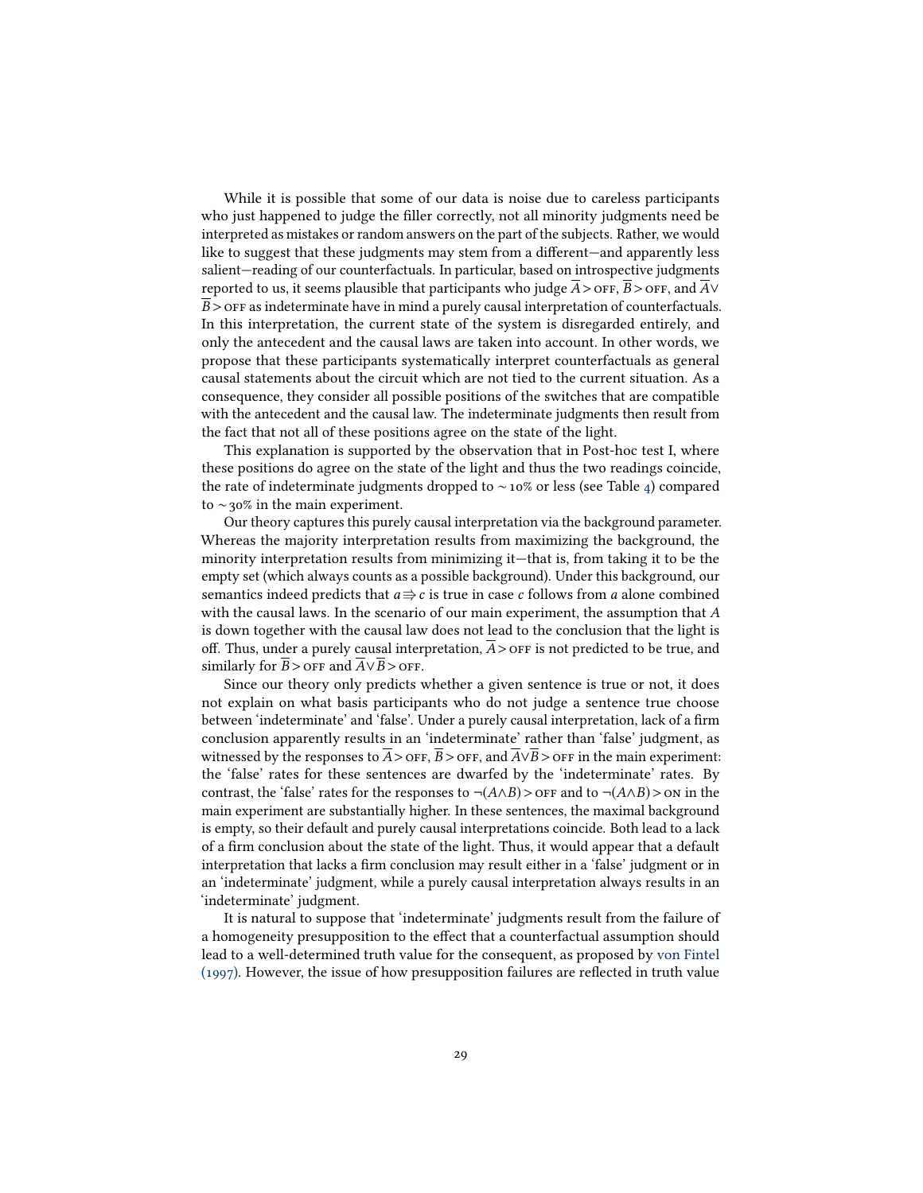While it is possible that some of our data is noise due to careless participants who just happened to judge the filler correctly, not all minority judgments need be interpreted as mistakes or random answers on the part of the subjects. Rather, we would like to suggest that these judgments may stem from a different—and apparently less salient—reading of our counterfactuals. In particular, based on introspective judgments reported to us, it seems plausible that participants who judge $\overline{A} > \textsc{off}$, $\overline{B} > \textsc{off}$, and $\overline{A} \vee \overline{B} > \textsc{off}$ as indeterminate have in mind a purely causal interpretation of counterfactuals. In this interpretation, the current state of the system is disregarded entirely, and only the antecedent and the causal laws are taken into account. In other words, we propose that these participants systematically interpret counterfactuals as general causal statements about the circuit which are not tied to the current situation. As a consequence, they consider all possible positions of the switches that are compatible with the antecedent and the causal law. The indeterminate judgments then result from the fact that not all of these positions agree on the state of the light.

This explanation is supported by the observation that in Post-hoc test I, where these positions do agree on the state of the light and thus the two readings coincide, the rate of indeterminate judgments dropped to $\sim 10\%$ or less (see Table 4) compared to $\sim 30\%$ in the main experiment.

Our theory captures this purely causal interpretation via the background parameter. Whereas the majority interpretation results from maximizing the background, the minority interpretation results from minimizing it—that is, from taking it to be the empty set (which always counts as a possible background). Under this background, our semantics indeed predicts that $a \Rrightarrow c$ is true in case $c$ follows from $a$ alone combined with the causal laws. In the scenario of our main experiment, the assumption that $A$ is down together with the causal law does not lead to the conclusion that the light is off. Thus, under a purely causal interpretation, $\overline{A} > \textsc{off}$ is not predicted to be true, and similarly for $\overline{B} > \textsc{off}$ and $\overline{A} \vee \overline{B} > \textsc{off}$.

Since our theory only predicts whether a given sentence is true or not, it does not explain on what basis participants who do not judge a sentence true choose between 'indeterminate' and 'false'. Under a purely causal interpretation, lack of a firm conclusion apparently results in an 'indeterminate' rather than 'false' judgment, as witnessed by the responses to $\overline{A} > \textsc{off}$, $\overline{B} > \textsc{off}$, and $\overline{A} \vee \overline{B} > \textsc{off}$ in the main experiment: the 'false' rates for these sentences are dwarfed by the 'indeterminate' rates. By contrast, the 'false' rates for the responses to $\neg(A \wedge B) > \textsc{off}$ and to $\neg(A \wedge B) > \textsc{on}$ in the main experiment are substantially higher. In these sentences, the maximal background is empty, so their default and purely causal interpretations coincide. Both lead to a lack of a firm conclusion about the state of the light. Thus, it would appear that a default interpretation that lacks a firm conclusion may result either in a 'false' judgment or in an 'indeterminate' judgment, while a purely causal interpretation always results in an 'indeterminate' judgment.

It is natural to suppose that 'indeterminate' judgments result from the failure of a homogeneity presupposition to the effect that a counterfactual assumption should lead to a well-determined truth value for the consequent, as proposed by von Fintel (1997). However, the issue of how presupposition failures are reflected in truth value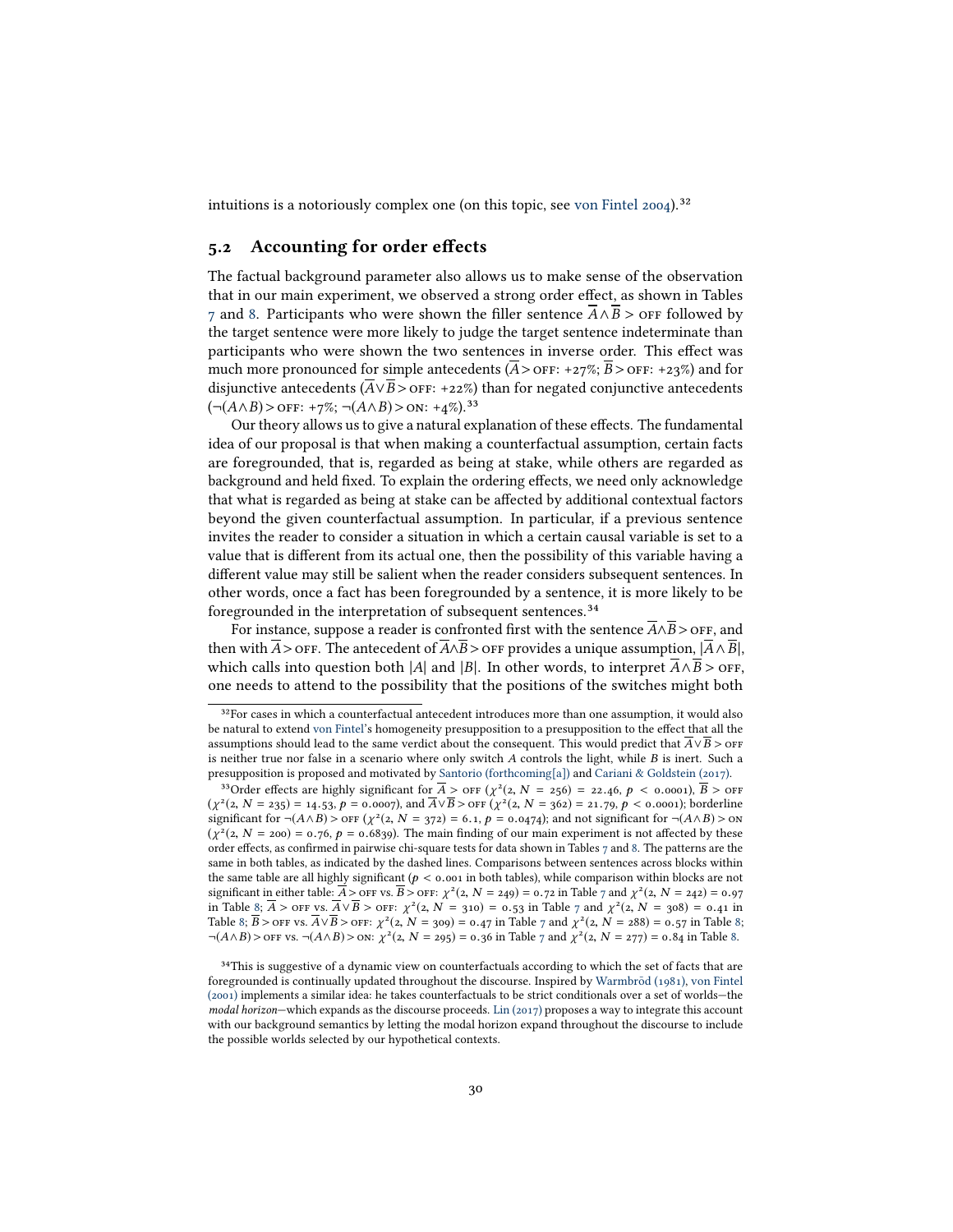intuitions is a notoriously complex one (on this topic, see von Fintel 2004).[32]

## 5.2 Accounting for order effects

The factual background parameter also allows us to make sense of the observation that in our main experiment, we observed a strong order effect, as shown in Tables 7 and 8. Participants who were shown the filler sentence $\overline{A} \wedge \overline{B} >$ OFF followed by the target sentence were more likely to judge the target sentence indeterminate than participants who were shown the two sentences in inverse order. This effect was much more pronounced for simple antecedents ($\overline{A} >$ OFF: +27%; $\overline{B} >$ OFF: +23%) and for disjunctive antecedents ($\overline{A} \vee \overline{B} >$ OFF: +22%) than for negated conjunctive antecedents ($\neg(A \wedge B) >$ OFF: +7%; $\neg(A \wedge B) >$ ON: +4%).[33]

Our theory allows us to give a natural explanation of these effects. The fundamental idea of our proposal is that when making a counterfactual assumption, certain facts are foregrounded, that is, regarded as being at stake, while others are regarded as background and held fixed. To explain the ordering effects, we need only acknowledge that what is regarded as being at stake can be affected by additional contextual factors beyond the given counterfactual assumption. In particular, if a previous sentence invites the reader to consider a situation in which a certain causal variable is set to a value that is different from its actual one, then the possibility of this variable having a different value may still be salient when the reader considers subsequent sentences. In other words, once a fact has been foregrounded by a sentence, it is more likely to be foregrounded in the interpretation of subsequent sentences.[34]

For instance, suppose a reader is confronted first with the sentence $\overline{A} \wedge \overline{B} >$ OFF, and then with $\overline{A} >$ OFF. The antecedent of $\overline{A} \wedge \overline{B} >$ OFF provides a unique assumption, $|\overline{A} \wedge \overline{B}|$, which calls into question both $|A|$ and $|B|$. In other words, to interpret $\overline{A} \wedge \overline{B} >$ OFF, one needs to attend to the possibility that the positions of the switches might both

---

[32] For cases in which a counterfactual antecedent introduces more than one assumption, it would also be natural to extend von Fintel's homogeneity presupposition to a presupposition to the effect that all the assumptions should lead to the same verdict about the consequent. This would predict that $\overline{A} \vee \overline{B} >$ OFF is neither true nor false in a scenario where only switch $A$ controls the light, while $B$ is inert. Such a presupposition is proposed and motivated by Santorio (forthcoming[a]) and Cariani & Goldstein (2017).

[33] Order effects are highly significant for $\overline{A} >$ OFF ($\chi^2(2, N = 256) = 22.46$, $p < 0.0001$), $\overline{B} >$ OFF ($\chi^2(2, N = 235) = 14.53$, $p = 0.0007$), and $\overline{A} \vee \overline{B} >$ OFF ($\chi^2(2, N = 362) = 21.79$, $p < 0.0001$); borderline significant for $\neg(A \wedge B) >$ OFF ($\chi^2(2, N = 372) = 6.1$, $p = 0.0474$); and not significant for $\neg(A \wedge B) >$ ON ($\chi^2(2, N = 200) = 0.76$, $p = 0.6839$). The main finding of our main experiment is not affected by these order effects, as confirmed in pairwise chi-square tests for data shown in Tables 7 and 8. The patterns are the same in both tables, as indicated by the dashed lines. Comparisons between sentences across blocks within the same table are all highly significant ($p < 0.001$ in both tables), while comparison within blocks are not significant in either table: $\overline{A} >$ OFF vs. $\overline{B} >$ OFF: $\chi^2(2, N = 249) = 0.72$ in Table 7 and $\chi^2(2, N = 242) = 0.97$ in Table 8; $\overline{A} >$ OFF vs. $\overline{A} \vee \overline{B} >$ OFF: $\chi^2(2, N = 310) = 0.53$ in Table 7 and $\chi^2(2, N = 308) = 0.41$ in Table 8; $\overline{B} >$ OFF vs. $\overline{A} \vee \overline{B} >$ OFF: $\chi^2(2, N = 309) = 0.47$ in Table 7 and $\chi^2(2, N = 288) = 0.57$ in Table 8; $\neg(A \wedge B) >$ OFF vs. $\neg(A \wedge B) >$ ON: $\chi^2(2, N = 295) = 0.36$ in Table 7 and $\chi^2(2, N = 277) = 0.84$ in Table 8.

[34] This is suggestive of a dynamic view on counterfactuals according to which the set of facts that are foregrounded is continually updated throughout the discourse. Inspired by Warmbrōd (1981), von Fintel (2001) implements a similar idea: he takes counterfactuals to be strict conditionals over a set of worlds—the *modal horizon*—which expands as the discourse proceeds. Lin (2017) proposes a way to integrate this account with our background semantics by letting the modal horizon expand throughout the discourse to include the possible worlds selected by our hypothetical contexts.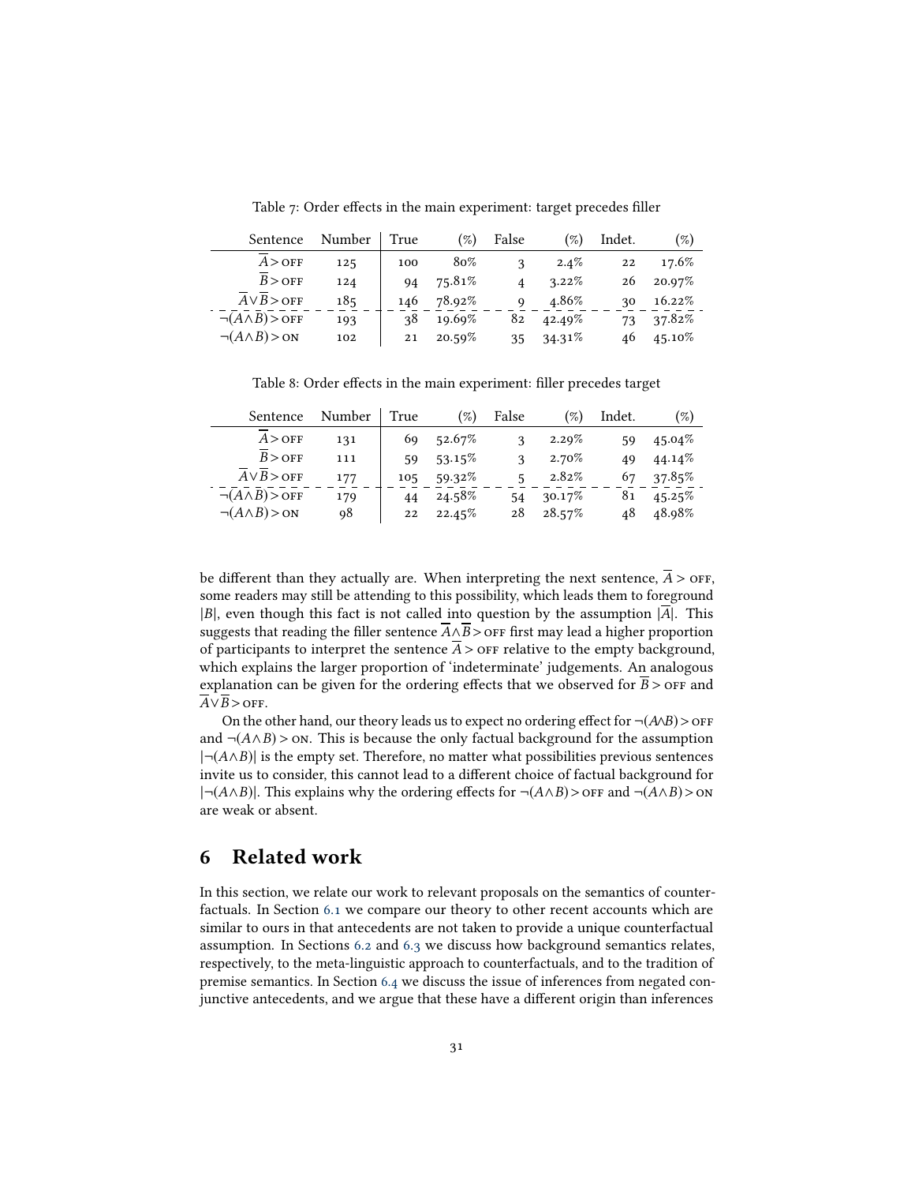Table 7: Order effects in the main experiment: target precedes filler

| Sentence | Number | True | (%) | False | (%) | Indet. | (%) |
|---|---|---|---|---|---|---|---|
| $\overline{A} > \textsc{off}$ | 125 | 100 | 80% | 3 | 2.4% | 22 | 17.6% |
| $\overline{B} > \textsc{off}$ | 124 | 94 | 75.81% | 4 | 3.22% | 26 | 20.97% |
| $\overline{A} \vee \overline{B} > \textsc{off}$ | 185 | 146 | 78.92% | 9 | 4.86% | 30 | 16.22% |
| $\neg(A \wedge B) > \textsc{off}$ | 193 | 38 | 19.69% | 82 | 42.49% | 73 | 37.82% |
| $\neg(A \wedge B) > \textsc{on}$ | 102 | 21 | 20.59% | 35 | 34.31% | 46 | 45.10% |

Table 8: Order effects in the main experiment: filler precedes target

| Sentence | Number | True | (%) | False | (%) | Indet. | (%) |
|---|---|---|---|---|---|---|---|
| $\overline{A} > \textsc{off}$ | 131 | 69 | 52.67% | 3 | 2.29% | 59 | 45.04% |
| $\overline{B} > \textsc{off}$ | 111 | 59 | 53.15% | 3 | 2.70% | 49 | 44.14% |
| $\overline{A} \vee \overline{B} > \textsc{off}$ | 177 | 105 | 59.32% | 5 | 2.82% | 67 | 37.85% |
| $\neg(A \wedge B) > \textsc{off}$ | 179 | 44 | 24.58% | 54 | 30.17% | 81 | 45.25% |
| $\neg(A \wedge B) > \textsc{on}$ | 98 | 22 | 22.45% | 28 | 28.57% | 48 | 48.98% |

be different than they actually are. When interpreting the next sentence, $\overline{A} > \textsc{off}$, some readers may still be attending to this possibility, which leads them to foreground $|B|$, even though this fact is not called into question by the assumption $|\overline{A}|$. This suggests that reading the filler sentence $\overline{A} \wedge \overline{B} > \textsc{off}$ first may lead a higher proportion of participants to interpret the sentence $\overline{A} > \textsc{off}$ relative to the empty background, which explains the larger proportion of 'indeterminate' judgements. An analogous explanation can be given for the ordering effects that we observed for $\overline{B} > \textsc{off}$ and $\overline{A} \vee \overline{B} > \textsc{off}$.

On the other hand, our theory leads us to expect no ordering effect for $\neg(A \wedge B) > \textsc{off}$ and $\neg(A \wedge B) > \textsc{on}$. This is because the only factual background for the assumption $|\neg(A \wedge B)|$ is the empty set. Therefore, no matter what possibilities previous sentences invite us to consider, this cannot lead to a different choice of factual background for $|\neg(A \wedge B)|$. This explains why the ordering effects for $\neg(A \wedge B) > \textsc{off}$ and $\neg(A \wedge B) > \textsc{on}$ are weak or absent.

# 6 Related work

In this section, we relate our work to relevant proposals on the semantics of counterfactuals. In Section 6.1 we compare our theory to other recent accounts which are similar to ours in that antecedents are not taken to provide a unique counterfactual assumption. In Sections 6.2 and 6.3 we discuss how background semantics relates, respectively, to the meta-linguistic approach to counterfactuals, and to the tradition of premise semantics. In Section 6.4 we discuss the issue of inferences from negated conjunctive antecedents, and we argue that these have a different origin than inferences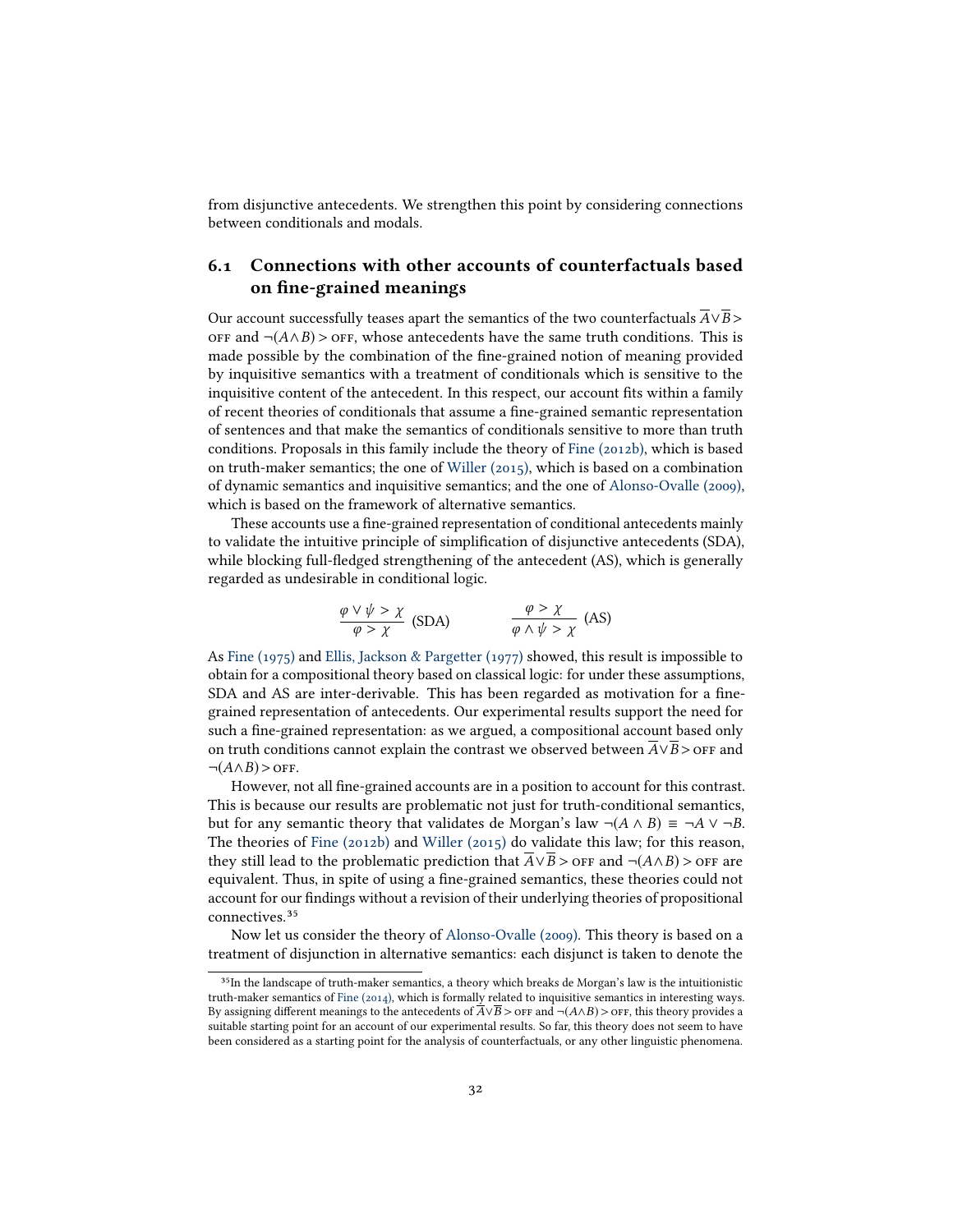from disjunctive antecedents. We strengthen this point by considering connections between conditionals and modals.

## 6.1 Connections with other accounts of counterfactuals based on fine-grained meanings

Our account successfully teases apart the semantics of the two counterfactuals $\overline{A} \vee \overline{B} >$ OFF and $\neg(A \wedge B) >$ OFF, whose antecedents have the same truth conditions. This is made possible by the combination of the fine-grained notion of meaning provided by inquisitive semantics with a treatment of conditionals which is sensitive to the inquisitive content of the antecedent. In this respect, our account fits within a family of recent theories of conditionals that assume a fine-grained semantic representation of sentences and that make the semantics of conditionals sensitive to more than truth conditions. Proposals in this family include the theory of Fine (2012b), which is based on truth-maker semantics; the one of Willer (2015), which is based on a combination of dynamic semantics and inquisitive semantics; and the one of Alonso-Ovalle (2009), which is based on the framework of alternative semantics.

These accounts use a fine-grained representation of conditional antecedents mainly to validate the intuitive principle of simplification of disjunctive antecedents (SDA), while blocking full-fledged strengthening of the antecedent (AS), which is generally regarded as undesirable in conditional logic.

$$\frac{\varphi \vee \psi > \chi}{\varphi > \chi}\ \text{(SDA)} \qquad\qquad \frac{\varphi > \chi}{\varphi \wedge \psi > \chi}\ \text{(AS)}$$

As Fine (1975) and Ellis, Jackson & Pargetter (1977) showed, this result is impossible to obtain for a compositional theory based on classical logic: for under these assumptions, SDA and AS are inter-derivable. This has been regarded as motivation for a fine-grained representation of antecedents. Our experimental results support the need for such a fine-grained representation: as we argued, a compositional account based only on truth conditions cannot explain the contrast we observed between $\overline{A} \vee \overline{B} >$ OFF and $\neg(A \wedge B) >$ OFF.

However, not all fine-grained accounts are in a position to account for this contrast. This is because our results are problematic not just for truth-conditional semantics, but for any semantic theory that validates de Morgan's law $\neg(A \wedge B) \equiv \neg A \vee \neg B$. The theories of Fine (2012b) and Willer (2015) do validate this law; for this reason, they still lead to the problematic prediction that $\overline{A} \vee \overline{B} >$ OFF and $\neg(A \wedge B) >$ OFF are equivalent. Thus, in spite of using a fine-grained semantics, these theories could not account for our findings without a revision of their underlying theories of propositional connectives.[35]

Now let us consider the theory of Alonso-Ovalle (2009). This theory is based on a treatment of disjunction in alternative semantics: each disjunct is taken to denote the

[35] In the landscape of truth-maker semantics, a theory which breaks de Morgan's law is the intuitionistic truth-maker semantics of Fine (2014), which is formally related to inquisitive semantics in interesting ways. By assigning different meanings to the antecedents of $\overline{A} \vee \overline{B} >$ OFF and $\neg(A \wedge B) >$ OFF, this theory provides a suitable starting point for an account of our experimental results. So far, this theory does not seem to have been considered as a starting point for the analysis of counterfactuals, or any other linguistic phenomena.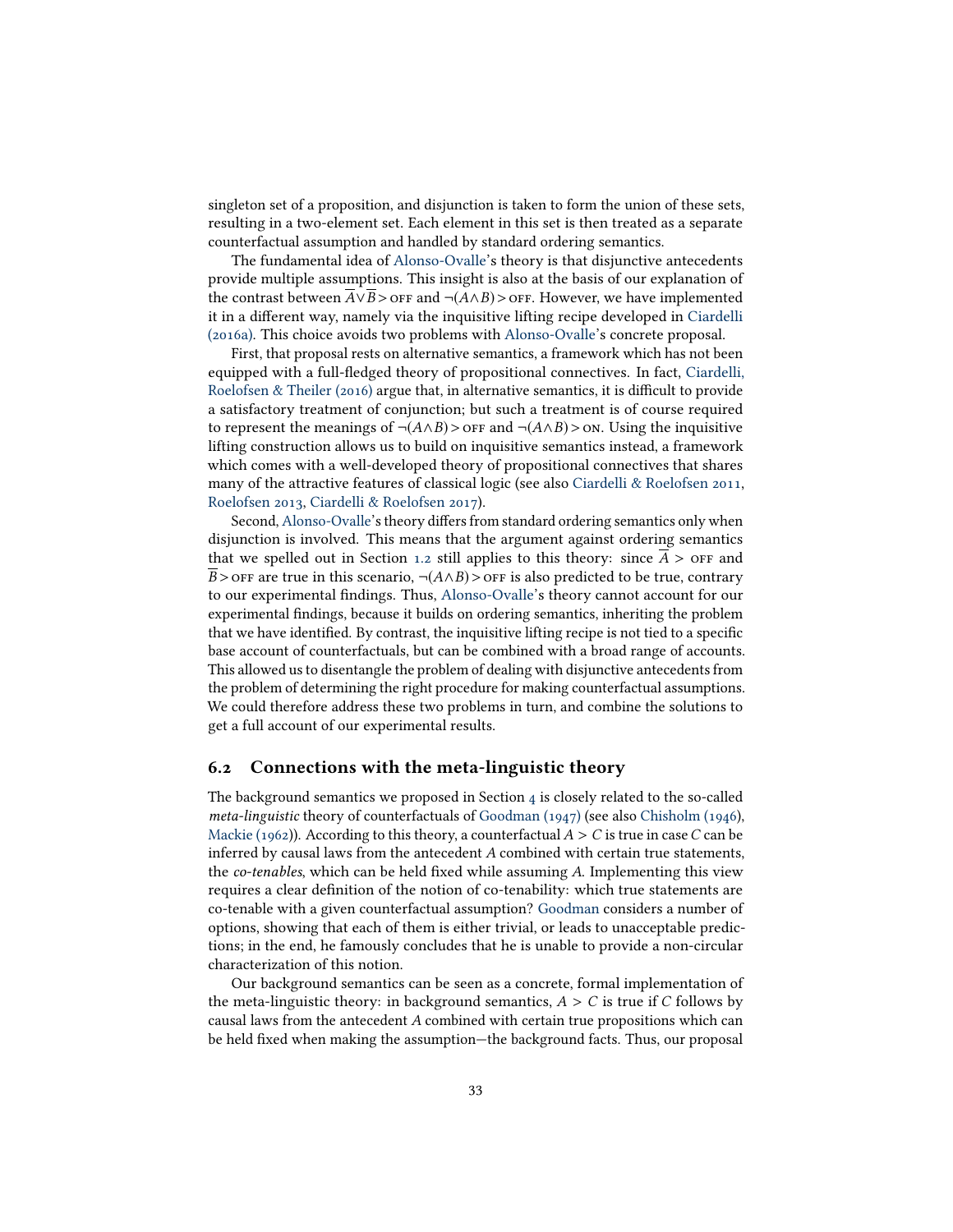singleton set of a proposition, and disjunction is taken to form the union of these sets, resulting in a two-element set. Each element in this set is then treated as a separate counterfactual assumption and handled by standard ordering semantics.

The fundamental idea of Alonso-Ovalle's theory is that disjunctive antecedents provide multiple assumptions. This insight is also at the basis of our explanation of the contrast between $\overline{A} \vee \overline{B} > \text{OFF}$ and $\neg(A \wedge B) > \text{OFF}$. However, we have implemented it in a different way, namely via the inquisitive lifting recipe developed in Ciardelli (2016a). This choice avoids two problems with Alonso-Ovalle's concrete proposal.

First, that proposal rests on alternative semantics, a framework which has not been equipped with a full-fledged theory of propositional connectives. In fact, Ciardelli, Roelofsen & Theiler (2016) argue that, in alternative semantics, it is difficult to provide a satisfactory treatment of conjunction; but such a treatment is of course required to represent the meanings of $\neg(A \wedge B) > \text{OFF}$ and $\neg(A \wedge B) > \text{ON}$. Using the inquisitive lifting construction allows us to build on inquisitive semantics instead, a framework which comes with a well-developed theory of propositional connectives that shares many of the attractive features of classical logic (see also Ciardelli & Roelofsen 2011, Roelofsen 2013, Ciardelli & Roelofsen 2017).

Second, Alonso-Ovalle's theory differs from standard ordering semantics only when disjunction is involved. This means that the argument against ordering semantics that we spelled out in Section 1.2 still applies to this theory: since $\overline{A} > \text{OFF}$ and $\overline{B} > \text{OFF}$ are true in this scenario, $\neg(A \wedge B) > \text{OFF}$ is also predicted to be true, contrary to our experimental findings. Thus, Alonso-Ovalle's theory cannot account for our experimental findings, because it builds on ordering semantics, inheriting the problem that we have identified. By contrast, the inquisitive lifting recipe is not tied to a specific base account of counterfactuals, but can be combined with a broad range of accounts. This allowed us to disentangle the problem of dealing with disjunctive antecedents from the problem of determining the right procedure for making counterfactual assumptions. We could therefore address these two problems in turn, and combine the solutions to get a full account of our experimental results.

## 6.2 Connections with the meta-linguistic theory

The background semantics we proposed in Section 4 is closely related to the so-called *meta-linguistic* theory of counterfactuals of Goodman (1947) (see also Chisholm (1946), Mackie (1962)). According to this theory, a counterfactual $A > C$ is true in case $C$ can be inferred by causal laws from the antecedent $A$ combined with certain true statements, the *co-tenables*, which can be held fixed while assuming $A$. Implementing this view requires a clear definition of the notion of co-tenability: which true statements are co-tenable with a given counterfactual assumption? Goodman considers a number of options, showing that each of them is either trivial, or leads to unacceptable predictions; in the end, he famously concludes that he is unable to provide a non-circular characterization of this notion.

Our background semantics can be seen as a concrete, formal implementation of the meta-linguistic theory: in background semantics, $A > C$ is true if $C$ follows by causal laws from the antecedent $A$ combined with certain true propositions which can be held fixed when making the assumption—the background facts. Thus, our proposal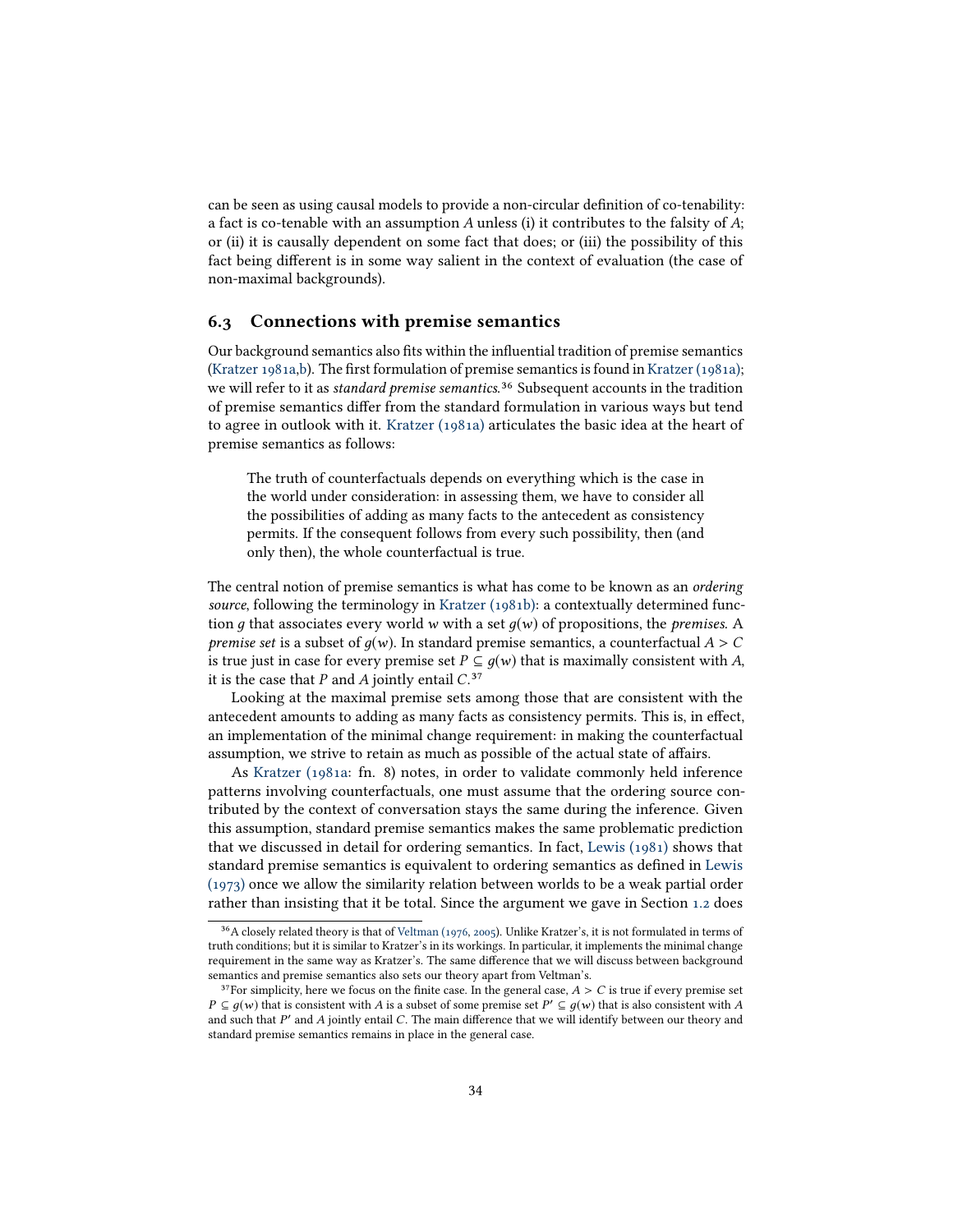can be seen as using causal models to provide a non-circular definition of co-tenability: a fact is co-tenable with an assumption $A$ unless (i) it contributes to the falsity of $A$; or (ii) it is causally dependent on some fact that does; or (iii) the possibility of this fact being different is in some way salient in the context of evaluation (the case of non-maximal backgrounds).

## 6.3 Connections with premise semantics

Our background semantics also fits within the influential tradition of premise semantics (Kratzer 1981a,b). The first formulation of premise semantics is found in Kratzer (1981a); we will refer to it as *standard premise semantics*.[36] Subsequent accounts in the tradition of premise semantics differ from the standard formulation in various ways but tend to agree in outlook with it. Kratzer (1981a) articulates the basic idea at the heart of premise semantics as follows:

> The truth of counterfactuals depends on everything which is the case in the world under consideration: in assessing them, we have to consider all the possibilities of adding as many facts to the antecedent as consistency permits. If the consequent follows from every such possibility, then (and only then), the whole counterfactual is true.

The central notion of premise semantics is what has come to be known as an *ordering source*, following the terminology in Kratzer (1981b): a contextually determined function $g$ that associates every world $w$ with a set $g(w)$ of propositions, the *premises*. A *premise set* is a subset of $g(w)$. In standard premise semantics, a counterfactual $A > C$ is true just in case for every premise set $P \subseteq g(w)$ that is maximally consistent with $A$, it is the case that $P$ and $A$ jointly entail $C$.[37]

Looking at the maximal premise sets among those that are consistent with the antecedent amounts to adding as many facts as consistency permits. This is, in effect, an implementation of the minimal change requirement: in making the counterfactual assumption, we strive to retain as much as possible of the actual state of affairs.

As Kratzer (1981a: fn. 8) notes, in order to validate commonly held inference patterns involving counterfactuals, one must assume that the ordering source contributed by the context of conversation stays the same during the inference. Given this assumption, standard premise semantics makes the same problematic prediction that we discussed in detail for ordering semantics. In fact, Lewis (1981) shows that standard premise semantics is equivalent to ordering semantics as defined in Lewis (1973) once we allow the similarity relation between worlds to be a weak partial order rather than insisting that it be total. Since the argument we gave in Section 1.2 does

[36] A closely related theory is that of Veltman (1976, 2005). Unlike Kratzer's, it is not formulated in terms of truth conditions; but it is similar to Kratzer's in its workings. In particular, it implements the minimal change requirement in the same way as Kratzer's. The same difference that we will discuss between background semantics and premise semantics also sets our theory apart from Veltman's.

[37] For simplicity, here we focus on the finite case. In the general case, $A > C$ is true if every premise set $P \subseteq g(w)$ that is consistent with $A$ is a subset of some premise set $P' \subseteq g(w)$ that is also consistent with $A$ and such that $P'$ and $A$ jointly entail $C$. The main difference that we will identify between our theory and standard premise semantics remains in place in the general case.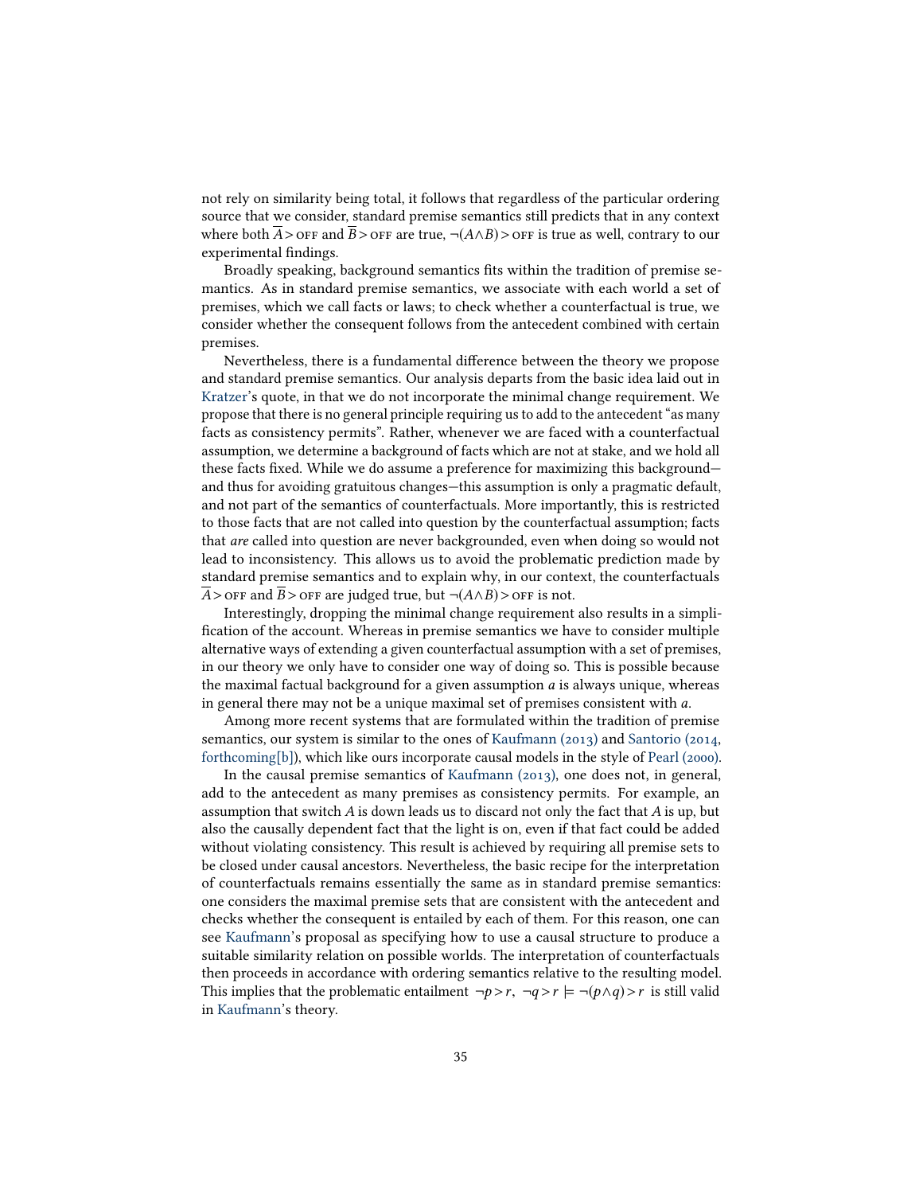not rely on similarity being total, it follows that regardless of the particular ordering source that we consider, standard premise semantics still predicts that in any context where both $\overline{A} > \text{OFF}$ and $\overline{B} > \text{OFF}$ are true, $\neg(A \wedge B) > \text{OFF}$ is true as well, contrary to our experimental findings.

Broadly speaking, background semantics fits within the tradition of premise semantics. As in standard premise semantics, we associate with each world a set of premises, which we call facts or laws; to check whether a counterfactual is true, we consider whether the consequent follows from the antecedent combined with certain premises.

Nevertheless, there is a fundamental difference between the theory we propose and standard premise semantics. Our analysis departs from the basic idea laid out in Kratzer's quote, in that we do not incorporate the minimal change requirement. We propose that there is no general principle requiring us to add to the antecedent "as many facts as consistency permits". Rather, whenever we are faced with a counterfactual assumption, we determine a background of facts which are not at stake, and we hold all these facts fixed. While we do assume a preference for maximizing this background—and thus for avoiding gratuitous changes—this assumption is only a pragmatic default, and not part of the semantics of counterfactuals. More importantly, this is restricted to those facts that are not called into question by the counterfactual assumption; facts that *are* called into question are never backgrounded, even when doing so would not lead to inconsistency. This allows us to avoid the problematic prediction made by standard premise semantics and to explain why, in our context, the counterfactuals $\overline{A} > \text{OFF}$ and $\overline{B} > \text{OFF}$ are judged true, but $\neg(A \wedge B) > \text{OFF}$ is not.

Interestingly, dropping the minimal change requirement also results in a simplification of the account. Whereas in premise semantics we have to consider multiple alternative ways of extending a given counterfactual assumption with a set of premises, in our theory we only have to consider one way of doing so. This is possible because the maximal factual background for a given assumption $a$ is always unique, whereas in general there may not be a unique maximal set of premises consistent with $a$.

Among more recent systems that are formulated within the tradition of premise semantics, our system is similar to the ones of Kaufmann (2013) and Santorio (2014, forthcoming[b]), which like ours incorporate causal models in the style of Pearl (2000).

In the causal premise semantics of Kaufmann (2013), one does not, in general, add to the antecedent as many premises as consistency permits. For example, an assumption that switch $A$ is down leads us to discard not only the fact that $A$ is up, but also the causally dependent fact that the light is on, even if that fact could be added without violating consistency. This result is achieved by requiring all premise sets to be closed under causal ancestors. Nevertheless, the basic recipe for the interpretation of counterfactuals remains essentially the same as in standard premise semantics: one considers the maximal premise sets that are consistent with the antecedent and checks whether the consequent is entailed by each of them. For this reason, one can see Kaufmann's proposal as specifying how to use a causal structure to produce a suitable similarity relation on possible worlds. The interpretation of counterfactuals then proceeds in accordance with ordering semantics relative to the resulting model. This implies that the problematic entailment $\neg p > r,\ \neg q > r \models \neg(p \wedge q) > r$ is still valid in Kaufmann's theory.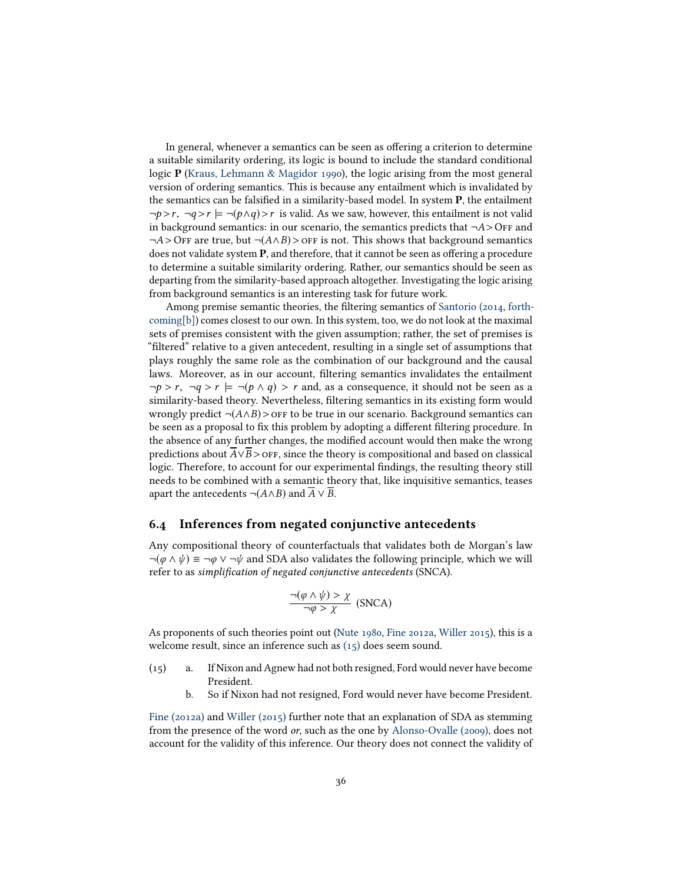In general, whenever a semantics can be seen as offering a criterion to determine a suitable similarity ordering, its logic is bound to include the standard conditional logic **P** (Kraus, Lehmann & Magidor 1990), the logic arising from the most general version of ordering semantics. This is because any entailment which is invalidated by the semantics can be falsified in a similarity-based model. In system **P**, the entailment $\neg p > r,\ \neg q > r \models \neg(p \wedge q) > r$ is valid. As we saw, however, this entailment is not valid in background semantics: in our scenario, the semantics predicts that $\neg A >$ Off and $\neg A >$ Off are true, but $\neg(A \wedge B) >$ off is not. This shows that background semantics does not validate system **P**, and therefore, that it cannot be seen as offering a procedure to determine a suitable similarity ordering. Rather, our semantics should be seen as departing from the similarity-based approach altogether. Investigating the logic arising from background semantics is an interesting task for future work.

Among premise semantic theories, the filtering semantics of Santorio (2014, forthcoming[b]) comes closest to our own. In this system, too, we do not look at the maximal sets of premises consistent with the given assumption; rather, the set of premises is "filtered" relative to a given antecedent, resulting in a single set of assumptions that plays roughly the same role as the combination of our background and the causal laws. Moreover, as in our account, filtering semantics invalidates the entailment $\neg p > r,\ \neg q > r \models \neg(p \wedge q) > r$ and, as a consequence, it should not be seen as a similarity-based theory. Nevertheless, filtering semantics in its existing form would wrongly predict $\neg(A \wedge B) >$ off to be true in our scenario. Background semantics can be seen as a proposal to fix this problem by adopting a different filtering procedure. In the absence of any further changes, the modified account would then make the wrong predictions about $\overline{A} \vee \overline{B} >$ off, since the theory is compositional and based on classical logic. Therefore, to account for our experimental findings, the resulting theory still needs to be combined with a semantic theory that, like inquisitive semantics, teases apart the antecedents $\neg(A \wedge B)$ and $\overline{A} \vee \overline{B}$.

## 6.4 Inferences from negated conjunctive antecedents

Any compositional theory of counterfactuals that validates both de Morgan's law $\neg(\varphi \wedge \psi) \equiv \neg\varphi \vee \neg\psi$ and SDA also validates the following principle, which we will refer to as *simplification of negated conjunctive antecedents* (SNCA).

$$\frac{\neg(\varphi \wedge \psi) > \chi}{\neg\varphi > \chi}\ \text{(SNCA)}$$

As proponents of such theories point out (Nute 1980, Fine 2012a, Willer 2015), this is a welcome result, since an inference such as (15) does seem sound.

(15) a. If Nixon and Agnew had not both resigned, Ford would never have become President.
b. So if Nixon had not resigned, Ford would never have become President.

Fine (2012a) and Willer (2015) further note that an explanation of SDA as stemming from the presence of the word *or*, such as the one by Alonso-Ovalle (2009), does not account for the validity of this inference. Our theory does not connect the validity of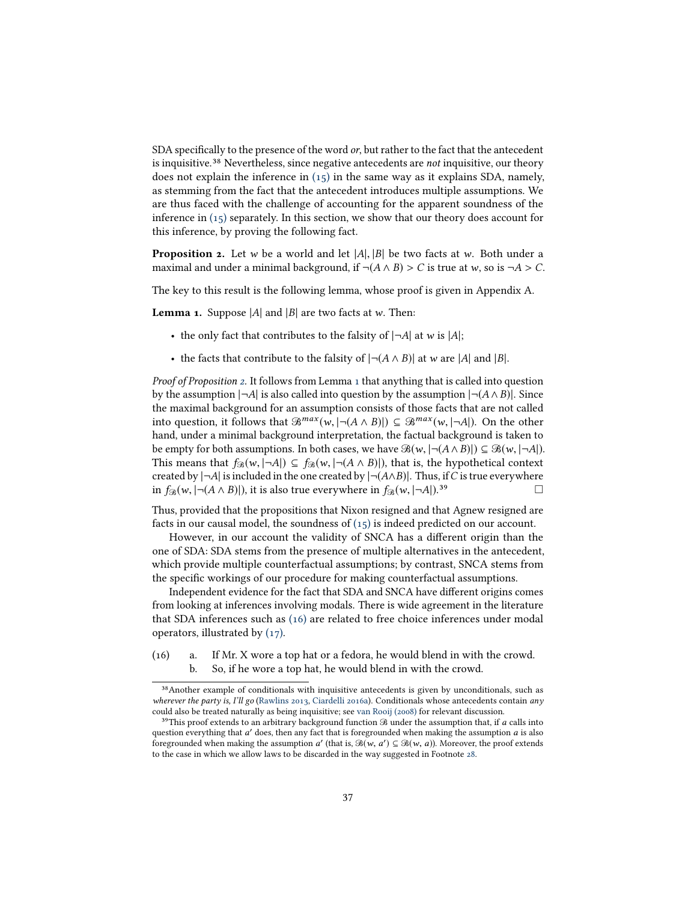SDA specifically to the presence of the word *or*, but rather to the fact that the antecedent is inquisitive.[38] Nevertheless, since negative antecedents are *not* inquisitive, our theory does not explain the inference in (15) in the same way as it explains SDA, namely, as stemming from the fact that the antecedent introduces multiple assumptions. We are thus faced with the challenge of accounting for the apparent soundness of the inference in (15) separately. In this section, we show that our theory does account for this inference, by proving the following fact.

**Proposition 2.** Let $w$ be a world and let $|A|, |B|$ be two facts at $w$. Both under a maximal and under a minimal background, if $\neg(A \wedge B) > C$ is true at $w$, so is $\neg A > C$.

The key to this result is the following lemma, whose proof is given in Appendix A.

**Lemma 1.** Suppose $|A|$ and $|B|$ are two facts at $w$. Then:

- the only fact that contributes to the falsity of $|\neg A|$ at $w$ is $|A|$;
- the facts that contribute to the falsity of $|\neg(A \wedge B)|$ at $w$ are $|A|$ and $|B|$.

*Proof of Proposition 2.* It follows from Lemma 1 that anything that is called into question by the assumption $|\neg A|$ is also called into question by the assumption $|\neg(A \wedge B)|$. Since the maximal background for an assumption consists of those facts that are not called into question, it follows that $\mathscr{B}^{max}(w, |\neg(A \wedge B)|) \subseteq \mathscr{B}^{max}(w, |\neg A|)$. On the other hand, under a minimal background interpretation, the factual background is taken to be empty for both assumptions. In both cases, we have $\mathscr{B}(w, |\neg(A \wedge B)|) \subseteq \mathscr{B}(w, |\neg A|)$. This means that $f_{\mathscr{B}}(w, |\neg A|) \subseteq f_{\mathscr{B}}(w, |\neg(A \wedge B)|)$, that is, the hypothetical context created by $|\neg A|$ is included in the one created by $|\neg(A \wedge B)|$. Thus, if $C$ is true everywhere in $f_{\mathscr{B}}(w, |\neg(A \wedge B)|)$, it is also true everywhere in $f_{\mathscr{B}}(w, |\neg A|)$.[39] □

Thus, provided that the propositions that Nixon resigned and that Agnew resigned are facts in our causal model, the soundness of (15) is indeed predicted on our account.

However, in our account the validity of SNCA has a different origin than the one of SDA: SDA stems from the presence of multiple alternatives in the antecedent, which provide multiple counterfactual assumptions; by contrast, SNCA stems from the specific workings of our procedure for making counterfactual assumptions.

Independent evidence for the fact that SDA and SNCA have different origins comes from looking at inferences involving modals. There is wide agreement in the literature that SDA inferences such as (16) are related to free choice inferences under modal operators, illustrated by (17).

(16) a. If Mr. X wore a top hat or a fedora, he would blend in with the crowd.
b. So, if he wore a top hat, he would blend in with the crowd.

---

[38] Another example of conditionals with inquisitive antecedents is given by unconditionals, such as *wherever the party is, I'll go* (Rawlins 2013, Ciardelli 2016a). Conditionals whose antecedents contain *any* could also be treated naturally as being inquisitive; see van Rooij (2008) for relevant discussion.

[39] This proof extends to an arbitrary background function $\mathscr{B}$ under the assumption that, if $a$ calls into question everything that $a'$ does, then any fact that is foregrounded when making the assumption $a$ is also foregrounded when making the assumption $a'$ (that is, $\mathscr{B}(w, a') \subseteq \mathscr{B}(w, a)$). Moreover, the proof extends to the case in which we allow laws to be discarded in the way suggested in Footnote 28.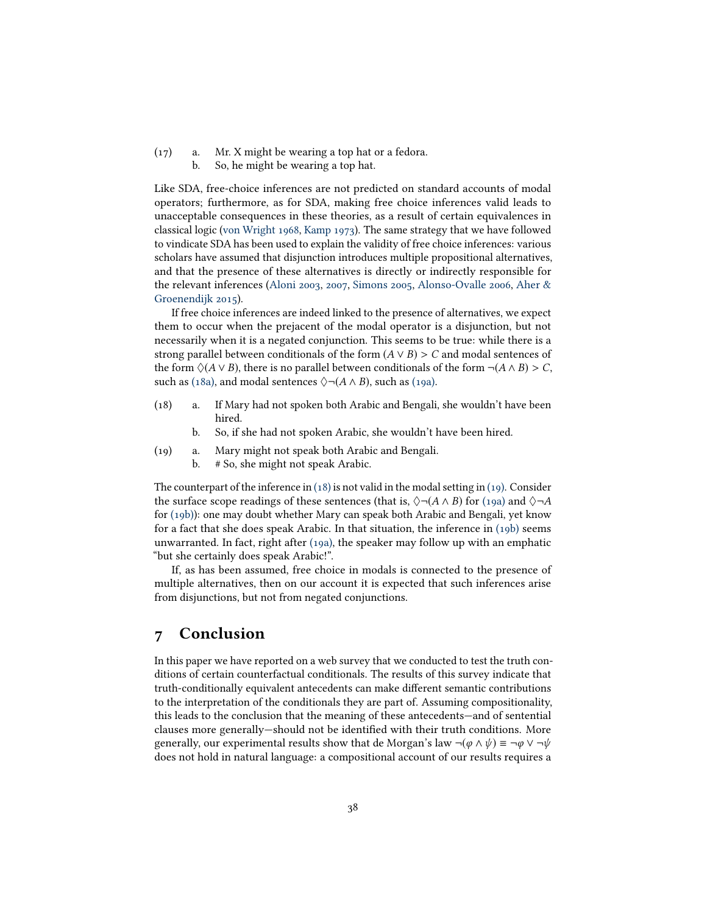(17) a. Mr. X might be wearing a top hat or a fedora.
     b. So, he might be wearing a top hat.

Like SDA, free-choice inferences are not predicted on standard accounts of modal operators; furthermore, as for SDA, making free choice inferences valid leads to unacceptable consequences in these theories, as a result of certain equivalences in classical logic (von Wright 1968, Kamp 1973). The same strategy that we have followed to vindicate SDA has been used to explain the validity of free choice inferences: various scholars have assumed that disjunction introduces multiple propositional alternatives, and that the presence of these alternatives is directly or indirectly responsible for the relevant inferences (Aloni 2003, 2007, Simons 2005, Alonso-Ovalle 2006, Aher & Groenendijk 2015).

If free choice inferences are indeed linked to the presence of alternatives, we expect them to occur when the prejacent of the modal operator is a disjunction, but not necessarily when it is a negated conjunction. This seems to be true: while there is a strong parallel between conditionals of the form $(A \vee B) > C$ and modal sentences of the form $\Diamond(A \vee B)$, there is no parallel between conditionals of the form $\neg(A \wedge B) > C$, such as (18a), and modal sentences $\Diamond\neg(A \wedge B)$, such as (19a).

(18) a. If Mary had not spoken both Arabic and Bengali, she wouldn't have been hired.
     b. So, if she had not spoken Arabic, she wouldn't have been hired.

(19) a. Mary might not speak both Arabic and Bengali.
     b. # So, she might not speak Arabic.

The counterpart of the inference in (18) is not valid in the modal setting in (19). Consider the surface scope readings of these sentences (that is, $\Diamond\neg(A \wedge B)$ for (19a) and $\Diamond\neg A$ for (19b)): one may doubt whether Mary can speak both Arabic and Bengali, yet know for a fact that she does speak Arabic. In that situation, the inference in (19b) seems unwarranted. In fact, right after (19a), the speaker may follow up with an emphatic "but she certainly does speak Arabic!".

If, as has been assumed, free choice in modals is connected to the presence of multiple alternatives, then on our account it is expected that such inferences arise from disjunctions, but not from negated conjunctions.

## 7 Conclusion

In this paper we have reported on a web survey that we conducted to test the truth conditions of certain counterfactual conditionals. The results of this survey indicate that truth-conditionally equivalent antecedents can make different semantic contributions to the interpretation of the conditionals they are part of. Assuming compositionality, this leads to the conclusion that the meaning of these antecedents—and of sentential clauses more generally—should not be identified with their truth conditions. More generally, our experimental results show that de Morgan's law $\neg(\varphi \wedge \psi) \equiv \neg\varphi \vee \neg\psi$ does not hold in natural language: a compositional account of our results requires a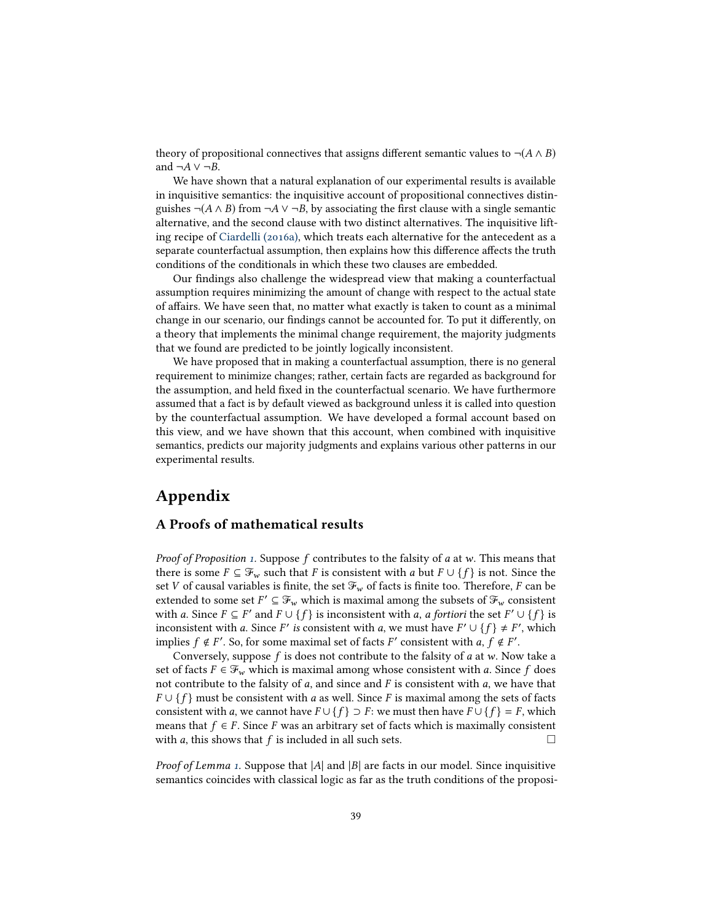theory of propositional connectives that assigns different semantic values to $\neg(A \wedge B)$ and $\neg A \vee \neg B$.

We have shown that a natural explanation of our experimental results is available in inquisitive semantics: the inquisitive account of propositional connectives distinguishes $\neg(A \wedge B)$ from $\neg A \vee \neg B$, by associating the first clause with a single semantic alternative, and the second clause with two distinct alternatives. The inquisitive lifting recipe of Ciardelli (2016a), which treats each alternative for the antecedent as a separate counterfactual assumption, then explains how this difference affects the truth conditions of the conditionals in which these two clauses are embedded.

Our findings also challenge the widespread view that making a counterfactual assumption requires minimizing the amount of change with respect to the actual state of affairs. We have seen that, no matter what exactly is taken to count as a minimal change in our scenario, our findings cannot be accounted for. To put it differently, on a theory that implements the minimal change requirement, the majority judgments that we found are predicted to be jointly logically inconsistent.

We have proposed that in making a counterfactual assumption, there is no general requirement to minimize changes; rather, certain facts are regarded as background for the assumption, and held fixed in the counterfactual scenario. We have furthermore assumed that a fact is by default viewed as background unless it is called into question by the counterfactual assumption. We have developed a formal account based on this view, and we have shown that this account, when combined with inquisitive semantics, predicts our majority judgments and explains various other patterns in our experimental results.

# Appendix

## A Proofs of mathematical results

*Proof of Proposition 1.* Suppose $f$ contributes to the falsity of $a$ at $w$. This means that there is some $F \subseteq \mathcal{F}_w$ such that $F$ is consistent with $a$ but $F \cup \{f\}$ is not. Since the set $V$ of causal variables is finite, the set $\mathcal{F}_w$ of facts is finite too. Therefore, $F$ can be extended to some set $F' \subseteq \mathcal{F}_w$ which is maximal among the subsets of $\mathcal{F}_w$ consistent with $a$. Since $F \subseteq F'$ and $F \cup \{f\}$ is inconsistent with $a$, *a fortiori* the set $F' \cup \{f\}$ is inconsistent with $a$. Since $F'$ *is* consistent with $a$, we must have $F' \cup \{f\} \neq F'$, which implies $f \notin F'$. So, for some maximal set of facts $F'$ consistent with $a$, $f \notin F'$.

Conversely, suppose $f$ is does not contribute to the falsity of $a$ at $w$. Now take a set of facts $F \in \mathcal{F}_w$ which is maximal among whose consistent with $a$. Since $f$ does not contribute to the falsity of $a$, and since and $F$ is consistent with $a$, we have that $F \cup \{f\}$ must be consistent with $a$ as well. Since $F$ is maximal among the sets of facts consistent with $a$, we cannot have $F \cup \{f\} \supset F$: we must then have $F \cup \{f\} = F$, which means that $f \in F$. Since $F$ was an arbitrary set of facts which is maximally consistent with $a$, this shows that $f$ is included in all such sets. $\square$

*Proof of Lemma 1.* Suppose that $|A|$ and $|B|$ are facts in our model. Since inquisitive semantics coincides with classical logic as far as the truth conditions of the proposi-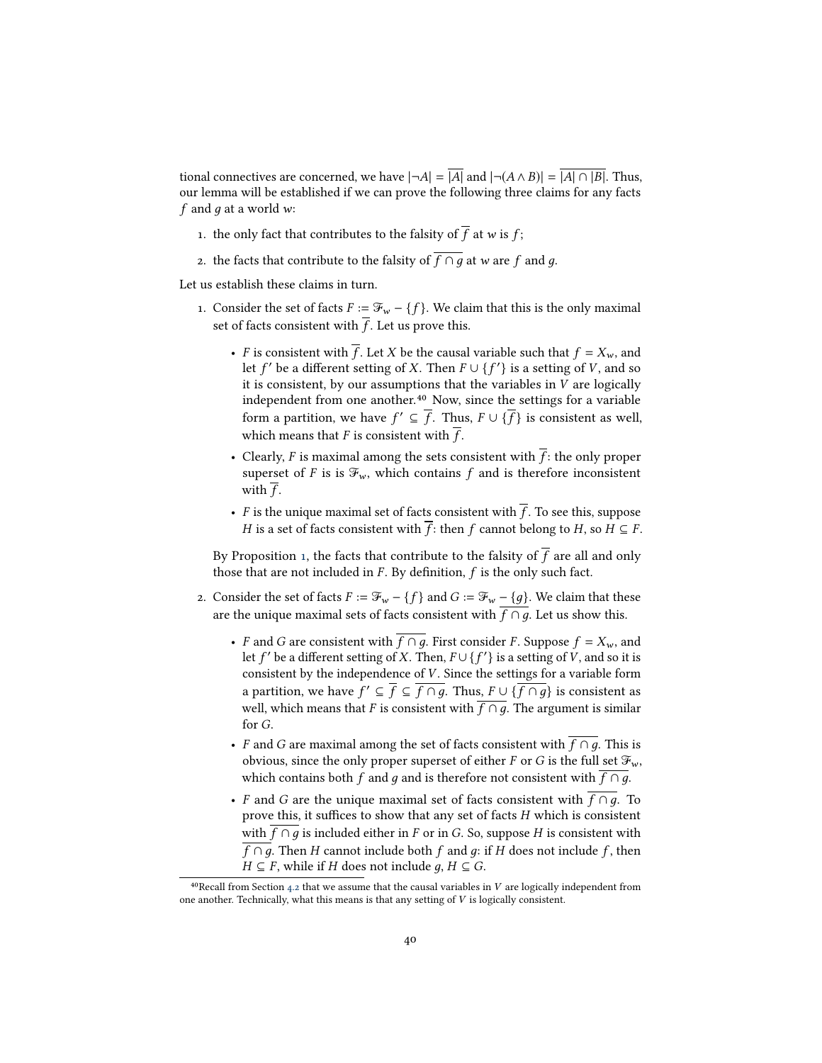tional connectives are concerned, we have $|\neg A| = \overline{|A|}$ and $|\neg(A \wedge B)| = \overline{|A| \cap |B|}$. Thus, our lemma will be established if we can prove the following three claims for any facts $f$ and $g$ at a world $w$:

1. the only fact that contributes to the falsity of $\overline{f}$ at $w$ is $f$;
2. the facts that contribute to the falsity of $\overline{f \cap g}$ at $w$ are $f$ and $g$.

Let us establish these claims in turn.

1. Consider the set of facts $F := \mathscr{F}_w - \{f\}$. We claim that this is the only maximal set of facts consistent with $\overline{f}$. Let us prove this.

   - $F$ is consistent with $\overline{f}$. Let $X$ be the causal variable such that $f = X_w$, and let $f'$ be a different setting of $X$. Then $F \cup \{f'\}$ is a setting of $V$, and so it is consistent, by our assumptions that the variables in $V$ are logically independent from one another.[40] Now, since the settings for a variable form a partition, we have $f' \subseteq \overline{f}$. Thus, $F \cup \{\overline{f}\}$ is consistent as well, which means that $F$ is consistent with $\overline{f}$.
   - Clearly, $F$ is maximal among the sets consistent with $\overline{f}$: the only proper superset of $F$ is is $\mathscr{F}_w$, which contains $f$ and is therefore inconsistent with $\overline{f}$.
   - $F$ is the unique maximal set of facts consistent with $\overline{f}$. To see this, suppose $H$ is a set of facts consistent with $\overline{f}$: then $f$ cannot belong to $H$, so $H \subseteq F$.

   By Proposition 1, the facts that contribute to the falsity of $\overline{f}$ are all and only those that are not included in $F$. By definition, $f$ is the only such fact.

2. Consider the set of facts $F := \mathscr{F}_w - \{f\}$ and $G := \mathscr{F}_w - \{g\}$. We claim that these are the unique maximal sets of facts consistent with $\overline{f \cap g}$. Let us show this.

   - $F$ and $G$ are consistent with $\overline{f \cap g}$. First consider $F$. Suppose $f = X_w$, and let $f'$ be a different setting of $X$. Then, $F \cup \{f'\}$ is a setting of $V$, and so it is consistent by the independence of $V$. Since the settings for a variable form a partition, we have $f' \subseteq \overline{f} \subseteq \overline{f \cap g}$. Thus, $F \cup \{\overline{f \cap g}\}$ is consistent as well, which means that $F$ is consistent with $\overline{f \cap g}$. The argument is similar for $G$.
   - $F$ and $G$ are maximal among the set of facts consistent with $\overline{f \cap g}$. This is obvious, since the only proper superset of either $F$ or $G$ is the full set $\mathscr{F}_w$, which contains both $f$ and $g$ and is therefore not consistent with $\overline{f \cap g}$.
   - $F$ and $G$ are the unique maximal set of facts consistent with $\overline{f \cap g}$. To prove this, it suffices to show that any set of facts $H$ which is consistent with $\overline{f \cap g}$ is included either in $F$ or in $G$. So, suppose $H$ is consistent with $\overline{f \cap g}$. Then $H$ cannot include both $f$ and $g$: if $H$ does not include $f$, then $H \subseteq F$, while if $H$ does not include $g$, $H \subseteq G$.

[40] Recall from Section 4.2 that we assume that the causal variables in $V$ are logically independent from one another. Technically, what this means is that any setting of $V$ is logically consistent.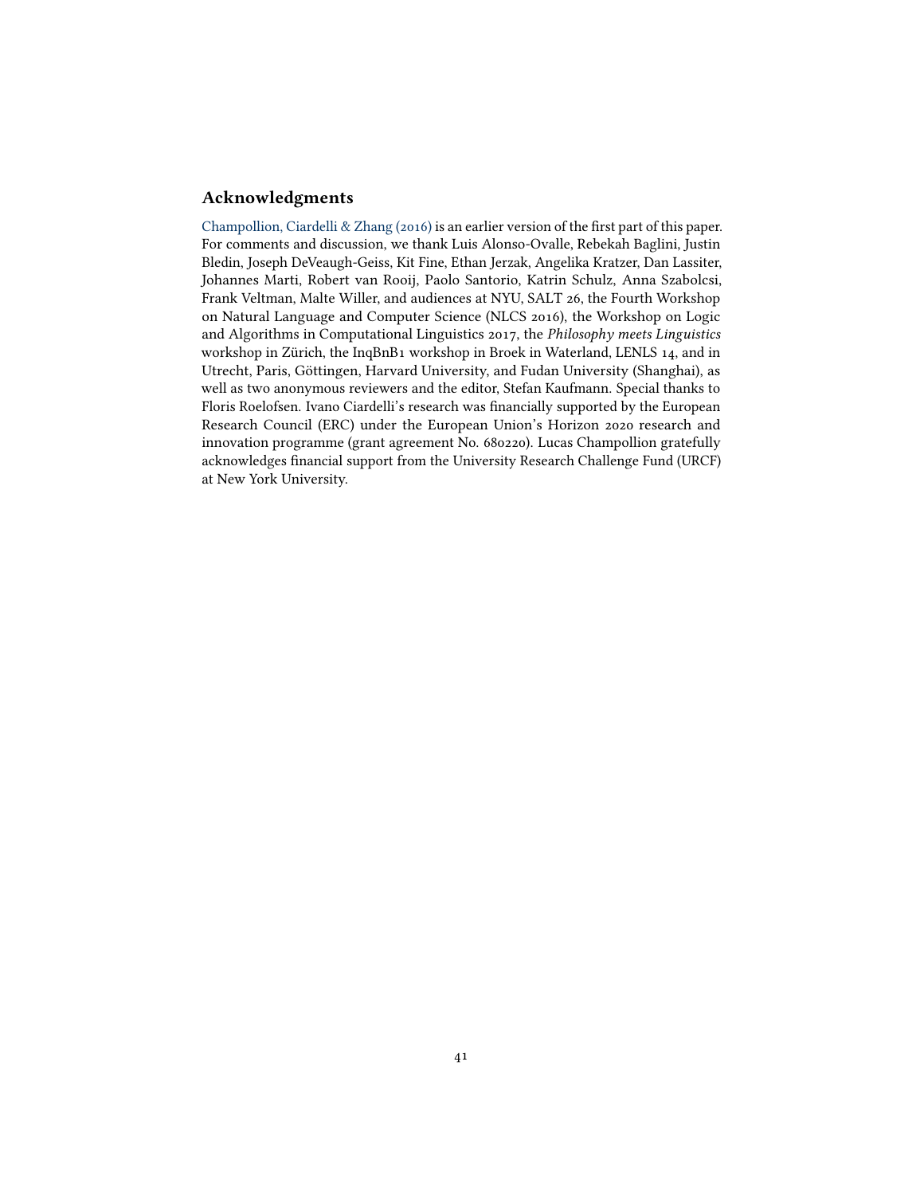## Acknowledgments

Champollion, Ciardelli & Zhang (2016) is an earlier version of the first part of this paper. For comments and discussion, we thank Luis Alonso-Ovalle, Rebekah Baglini, Justin Bledin, Joseph DeVeaugh-Geiss, Kit Fine, Ethan Jerzak, Angelika Kratzer, Dan Lassiter, Johannes Marti, Robert van Rooij, Paolo Santorio, Katrin Schulz, Anna Szabolcsi, Frank Veltman, Malte Willer, and audiences at NYU, SALT 26, the Fourth Workshop on Natural Language and Computer Science (NLCS 2016), the Workshop on Logic and Algorithms in Computational Linguistics 2017, the *Philosophy meets Linguistics* workshop in Zürich, the InqBnB1 workshop in Broek in Waterland, LENLS 14, and in Utrecht, Paris, Göttingen, Harvard University, and Fudan University (Shanghai), as well as two anonymous reviewers and the editor, Stefan Kaufmann. Special thanks to Floris Roelofsen. Ivano Ciardelli's research was financially supported by the European Research Council (ERC) under the European Union's Horizon 2020 research and innovation programme (grant agreement No. 680220). Lucas Champollion gratefully acknowledges financial support from the University Research Challenge Fund (URCF) at New York University.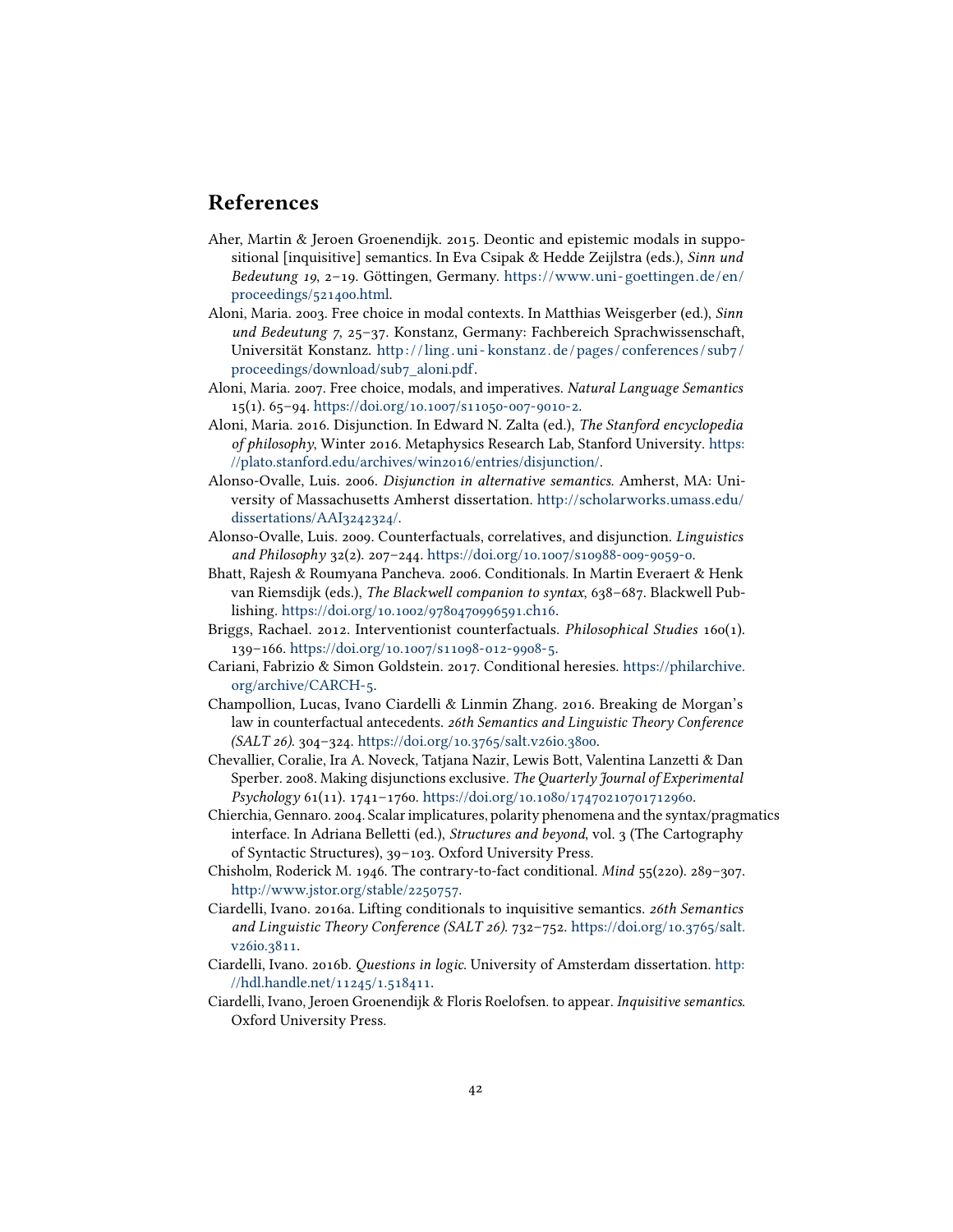## References

Aher, Martin & Jeroen Groenendijk. 2015. Deontic and epistemic modals in suppositional [inquisitive] semantics. In Eva Csipak & Hedde Zeijlstra (eds.), *Sinn und Bedeutung 19*, 2–19. Göttingen, Germany. https://www.uni-goettingen.de/en/proceedings/521400.html.

Aloni, Maria. 2003. Free choice in modal contexts. In Matthias Weisgerber (ed.), *Sinn und Bedeutung 7*, 25–37. Konstanz, Germany: Fachbereich Sprachwissenschaft, Universität Konstanz. http://ling.uni-konstanz.de/pages/conferences/sub7/proceedings/download/sub7_aloni.pdf.

Aloni, Maria. 2007. Free choice, modals, and imperatives. *Natural Language Semantics* 15(1). 65–94. https://doi.org/10.1007/s11050-007-9010-2.

Aloni, Maria. 2016. Disjunction. In Edward N. Zalta (ed.), *The Stanford encyclopedia of philosophy*, Winter 2016. Metaphysics Research Lab, Stanford University. https://plato.stanford.edu/archives/win2016/entries/disjunction/.

Alonso-Ovalle, Luis. 2006. *Disjunction in alternative semantics*. Amherst, MA: University of Massachusetts Amherst dissertation. http://scholarworks.umass.edu/dissertations/AAI3242324/.

Alonso-Ovalle, Luis. 2009. Counterfactuals, correlatives, and disjunction. *Linguistics and Philosophy* 32(2). 207–244. https://doi.org/10.1007/s10988-009-9059-0.

Bhatt, Rajesh & Roumyana Pancheva. 2006. Conditionals. In Martin Everaert & Henk van Riemsdijk (eds.), *The Blackwell companion to syntax*, 638–687. Blackwell Publishing. https://doi.org/10.1002/9780470996591.ch16.

Briggs, Rachael. 2012. Interventionist counterfactuals. *Philosophical Studies* 160(1). 139–166. https://doi.org/10.1007/s11098-012-9908-5.

Cariani, Fabrizio & Simon Goldstein. 2017. Conditional heresies. https://philarchive.org/archive/CARCH-5.

Champollion, Lucas, Ivano Ciardelli & Linmin Zhang. 2016. Breaking de Morgan's law in counterfactual antecedents. *26th Semantics and Linguistic Theory Conference (SALT 26)*. 304–324. https://doi.org/10.3765/salt.v26i0.3800.

Chevallier, Coralie, Ira A. Noveck, Tatjana Nazir, Lewis Bott, Valentina Lanzetti & Dan Sperber. 2008. Making disjunctions exclusive. *The Quarterly Journal of Experimental Psychology* 61(11). 1741–1760. https://doi.org/10.1080/17470210701712960.

Chierchia, Gennaro. 2004. Scalar implicatures, polarity phenomena and the syntax/pragmatics interface. In Adriana Belletti (ed.), *Structures and beyond*, vol. 3 (The Cartography of Syntactic Structures), 39–103. Oxford University Press.

Chisholm, Roderick M. 1946. The contrary-to-fact conditional. *Mind* 55(220). 289–307. http://www.jstor.org/stable/2250757.

Ciardelli, Ivano. 2016a. Lifting conditionals to inquisitive semantics. *26th Semantics and Linguistic Theory Conference (SALT 26)*. 732–752. https://doi.org/10.3765/salt.v26i0.3811.

Ciardelli, Ivano. 2016b. *Questions in logic*. University of Amsterdam dissertation. http://hdl.handle.net/11245/1.518411.

Ciardelli, Ivano, Jeroen Groenendijk & Floris Roelofsen. to appear. *Inquisitive semantics*. Oxford University Press.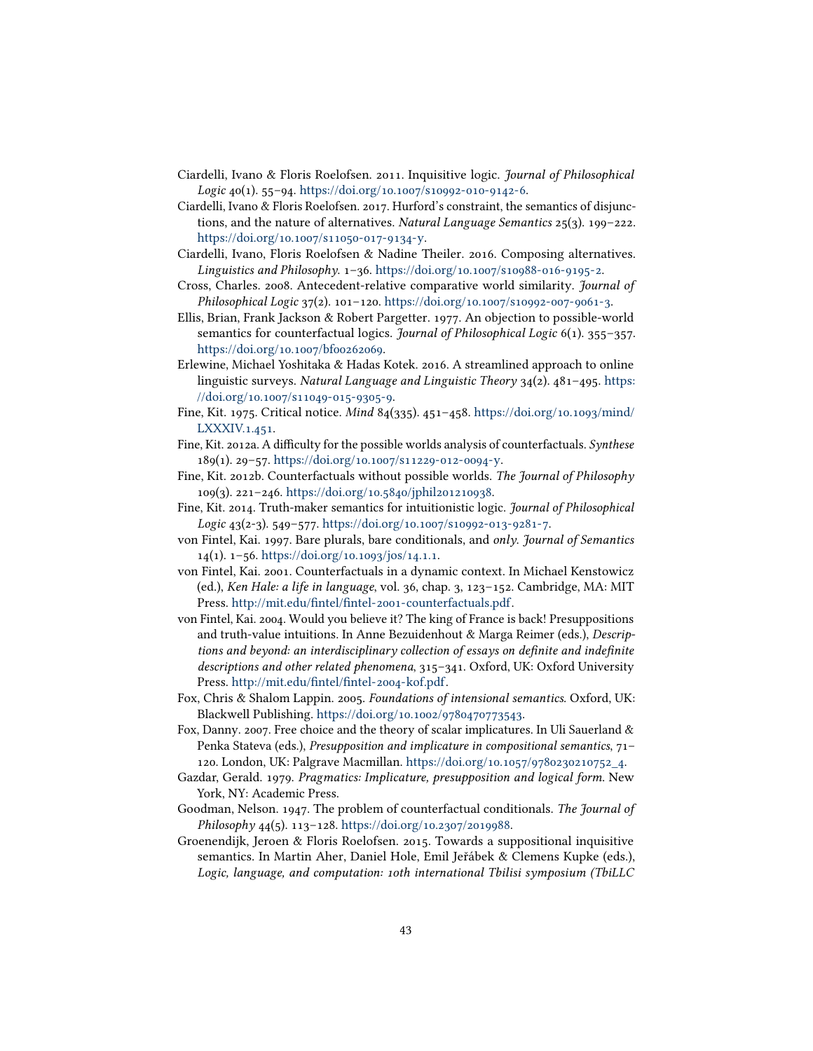Ciardelli, Ivano & Floris Roelofsen. 2011. Inquisitive logic. *Journal of Philosophical Logic* 40(1). 55–94. https://doi.org/10.1007/s10992-010-9142-6.

Ciardelli, Ivano & Floris Roelofsen. 2017. Hurford's constraint, the semantics of disjunctions, and the nature of alternatives. *Natural Language Semantics* 25(3). 199–222. https://doi.org/10.1007/s11050-017-9134-y.

Ciardelli, Ivano, Floris Roelofsen & Nadine Theiler. 2016. Composing alternatives. *Linguistics and Philosophy*. 1–36. https://doi.org/10.1007/s10988-016-9195-2.

Cross, Charles. 2008. Antecedent-relative comparative world similarity. *Journal of Philosophical Logic* 37(2). 101–120. https://doi.org/10.1007/s10992-007-9061-3.

Ellis, Brian, Frank Jackson & Robert Pargetter. 1977. An objection to possible-world semantics for counterfactual logics. *Journal of Philosophical Logic* 6(1). 355–357. https://doi.org/10.1007/bf00262069.

Erlewine, Michael Yoshitaka & Hadas Kotek. 2016. A streamlined approach to online linguistic surveys. *Natural Language and Linguistic Theory* 34(2). 481–495. https://doi.org/10.1007/s11049-015-9305-9.

Fine, Kit. 1975. Critical notice. *Mind* 84(335). 451–458. https://doi.org/10.1093/mind/LXXXIV.1.451.

Fine, Kit. 2012a. A difficulty for the possible worlds analysis of counterfactuals. *Synthese* 189(1). 29–57. https://doi.org/10.1007/s11229-012-0094-y.

Fine, Kit. 2012b. Counterfactuals without possible worlds. *The Journal of Philosophy* 109(3). 221–246. https://doi.org/10.5840/jphil201210938.

Fine, Kit. 2014. Truth-maker semantics for intuitionistic logic. *Journal of Philosophical Logic* 43(2-3). 549–577. https://doi.org/10.1007/s10992-013-9281-7.

von Fintel, Kai. 1997. Bare plurals, bare conditionals, and *only*. *Journal of Semantics* 14(1). 1–56. https://doi.org/10.1093/jos/14.1.1.

von Fintel, Kai. 2001. Counterfactuals in a dynamic context. In Michael Kenstowicz (ed.), *Ken Hale: a life in language*, vol. 36, chap. 3, 123–152. Cambridge, MA: MIT Press. http://mit.edu/fintel/fintel-2001-counterfactuals.pdf.

von Fintel, Kai. 2004. Would you believe it? The king of France is back! Presuppositions and truth-value intuitions. In Anne Bezuidenhout & Marga Reimer (eds.), *Descriptions and beyond: an interdisciplinary collection of essays on definite and indefinite descriptions and other related phenomena*, 315–341. Oxford, UK: Oxford University Press. http://mit.edu/fintel/fintel-2004-kof.pdf.

Fox, Chris & Shalom Lappin. 2005. *Foundations of intensional semantics*. Oxford, UK: Blackwell Publishing. https://doi.org/10.1002/9780470773543.

Fox, Danny. 2007. Free choice and the theory of scalar implicatures. In Uli Sauerland & Penka Stateva (eds.), *Presupposition and implicature in compositional semantics*, 71–120. London, UK: Palgrave Macmillan. https://doi.org/10.1057/9780230210752_4.

Gazdar, Gerald. 1979. *Pragmatics: Implicature, presupposition and logical form*. New York, NY: Academic Press.

Goodman, Nelson. 1947. The problem of counterfactual conditionals. *The Journal of Philosophy* 44(5). 113–128. https://doi.org/10.2307/2019988.

Groenendijk, Jeroen & Floris Roelofsen. 2015. Towards a suppositional inquisitive semantics. In Martin Aher, Daniel Hole, Emil Jeřábek & Clemens Kupke (eds.), *Logic, language, and computation: 10th international Tbilisi symposium (TbiLLC*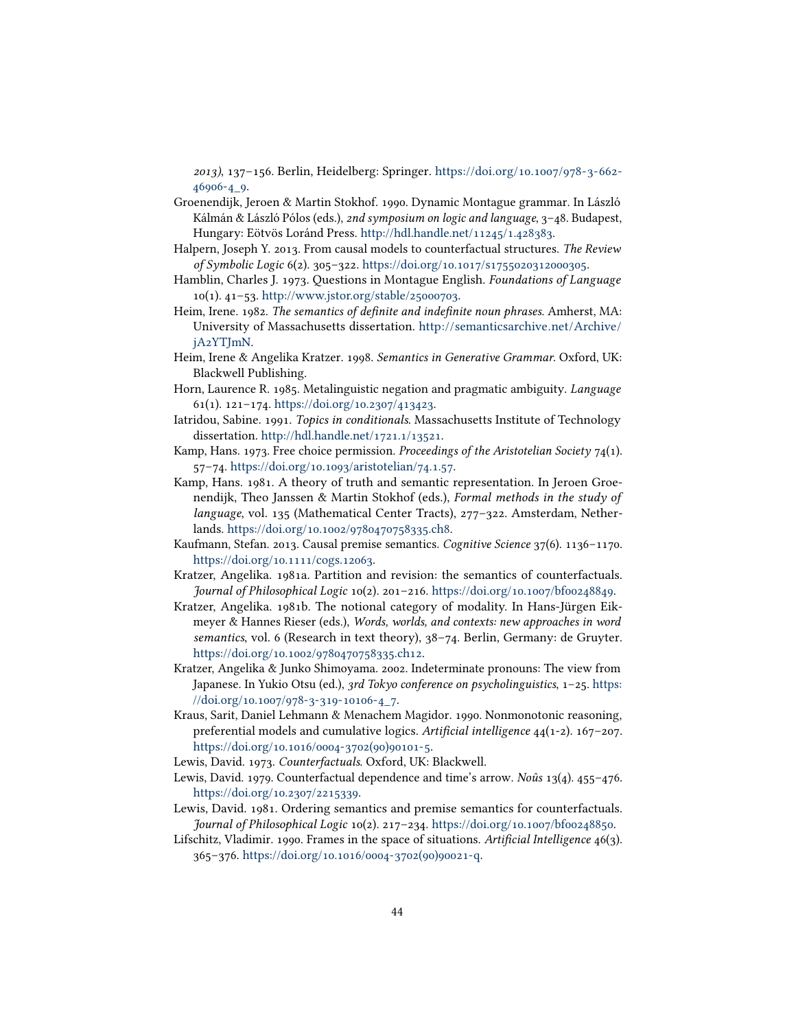*2013)*, 137–156. Berlin, Heidelberg: Springer. https://doi.org/10.1007/978-3-662-46906-4_9.

Groenendijk, Jeroen & Martin Stokhof. 1990. Dynamic Montague grammar. In László Kálmán & László Pólos (eds.), *2nd symposium on logic and language*, 3–48. Budapest, Hungary: Eötvös Loránd Press. http://hdl.handle.net/11245/1.428383.

Halpern, Joseph Y. 2013. From causal models to counterfactual structures. *The Review of Symbolic Logic* 6(2). 305–322. https://doi.org/10.1017/s1755020312000305.

Hamblin, Charles J. 1973. Questions in Montague English. *Foundations of Language* 10(1). 41–53. http://www.jstor.org/stable/25000703.

Heim, Irene. 1982. *The semantics of definite and indefinite noun phrases*. Amherst, MA: University of Massachusetts dissertation. http://semanticsarchive.net/Archive/jA2YTJmN.

Heim, Irene & Angelika Kratzer. 1998. *Semantics in Generative Grammar*. Oxford, UK: Blackwell Publishing.

Horn, Laurence R. 1985. Metalinguistic negation and pragmatic ambiguity. *Language* 61(1). 121–174. https://doi.org/10.2307/413423.

Iatridou, Sabine. 1991. *Topics in conditionals*. Massachusetts Institute of Technology dissertation. http://hdl.handle.net/1721.1/13521.

Kamp, Hans. 1973. Free choice permission. *Proceedings of the Aristotelian Society* 74(1). 57–74. https://doi.org/10.1093/aristotelian/74.1.57.

Kamp, Hans. 1981. A theory of truth and semantic representation. In Jeroen Groenendijk, Theo Janssen & Martin Stokhof (eds.), *Formal methods in the study of language*, vol. 135 (Mathematical Center Tracts), 277–322. Amsterdam, Netherlands. https://doi.org/10.1002/9780470758335.ch8.

Kaufmann, Stefan. 2013. Causal premise semantics. *Cognitive Science* 37(6). 1136–1170. https://doi.org/10.1111/cogs.12063.

Kratzer, Angelika. 1981a. Partition and revision: the semantics of counterfactuals. *Journal of Philosophical Logic* 10(2). 201–216. https://doi.org/10.1007/bf00248849.

Kratzer, Angelika. 1981b. The notional category of modality. In Hans-Jürgen Eikmeyer & Hannes Rieser (eds.), *Words, worlds, and contexts: new approaches in word semantics*, vol. 6 (Research in text theory), 38–74. Berlin, Germany: de Gruyter. https://doi.org/10.1002/9780470758335.ch12.

Kratzer, Angelika & Junko Shimoyama. 2002. Indeterminate pronouns: The view from Japanese. In Yukio Otsu (ed.), *3rd Tokyo conference on psycholinguistics*, 1–25. https://doi.org/10.1007/978-3-319-10106-4_7.

Kraus, Sarit, Daniel Lehmann & Menachem Magidor. 1990. Nonmonotonic reasoning, preferential models and cumulative logics. *Artificial intelligence* 44(1-2). 167–207. https://doi.org/10.1016/0004-3702(90)90101-5.

Lewis, David. 1973. *Counterfactuals*. Oxford, UK: Blackwell.

Lewis, David. 1979. Counterfactual dependence and time's arrow. *Noûs* 13(4). 455–476. https://doi.org/10.2307/2215339.

Lewis, David. 1981. Ordering semantics and premise semantics for counterfactuals. *Journal of Philosophical Logic* 10(2). 217–234. https://doi.org/10.1007/bf00248850.

Lifschitz, Vladimir. 1990. Frames in the space of situations. *Artificial Intelligence* 46(3). 365–376. https://doi.org/10.1016/0004-3702(90)90021-q.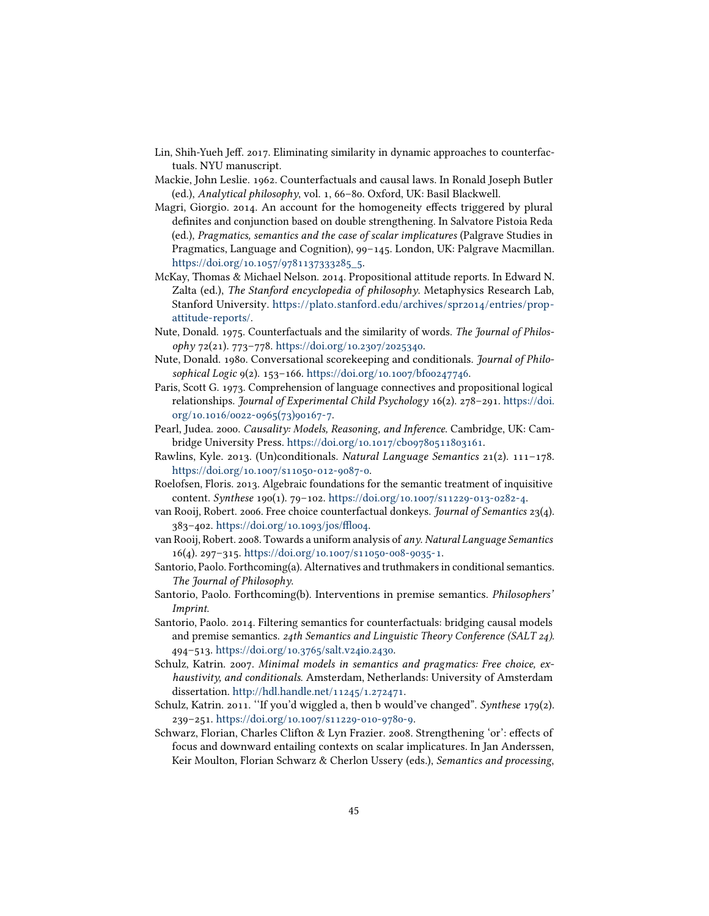Lin, Shih-Yueh Jeff. 2017. Eliminating similarity in dynamic approaches to counterfactuals. NYU manuscript.

Mackie, John Leslie. 1962. Counterfactuals and causal laws. In Ronald Joseph Butler (ed.), *Analytical philosophy*, vol. 1, 66–80. Oxford, UK: Basil Blackwell.

Magri, Giorgio. 2014. An account for the homogeneity effects triggered by plural definites and conjunction based on double strengthening. In Salvatore Pistoia Reda (ed.), *Pragmatics, semantics and the case of scalar implicatures* (Palgrave Studies in Pragmatics, Language and Cognition), 99–145. London, UK: Palgrave Macmillan. https://doi.org/10.1057/9781137333285_5.

McKay, Thomas & Michael Nelson. 2014. Propositional attitude reports. In Edward N. Zalta (ed.), *The Stanford encyclopedia of philosophy*. Metaphysics Research Lab, Stanford University. https://plato.stanford.edu/archives/spr2014/entries/prop-attitude-reports/.

Nute, Donald. 1975. Counterfactuals and the similarity of words. *The Journal of Philosophy* 72(21). 773–778. https://doi.org/10.2307/2025340.

Nute, Donald. 1980. Conversational scorekeeping and conditionals. *Journal of Philosophical Logic* 9(2). 153–166. https://doi.org/10.1007/bf00247746.

Paris, Scott G. 1973. Comprehension of language connectives and propositional logical relationships. *Journal of Experimental Child Psychology* 16(2). 278–291. https://doi.org/10.1016/0022-0965(73)90167-7.

Pearl, Judea. 2000. *Causality: Models, Reasoning, and Inference*. Cambridge, UK: Cambridge University Press. https://doi.org/10.1017/cbo9780511803161.

Rawlins, Kyle. 2013. (Un)conditionals. *Natural Language Semantics* 21(2). 111–178. https://doi.org/10.1007/s11050-012-9087-0.

Roelofsen, Floris. 2013. Algebraic foundations for the semantic treatment of inquisitive content. *Synthese* 190(1). 79–102. https://doi.org/10.1007/s11229-013-0282-4.

van Rooij, Robert. 2006. Free choice counterfactual donkeys. *Journal of Semantics* 23(4). 383–402. https://doi.org/10.1093/jos/ffl004.

van Rooij, Robert. 2008. Towards a uniform analysis of *any*. *Natural Language Semantics* 16(4). 297–315. https://doi.org/10.1007/s11050-008-9035-1.

Santorio, Paolo. Forthcoming(a). Alternatives and truthmakers in conditional semantics. *The Journal of Philosophy*.

Santorio, Paolo. Forthcoming(b). Interventions in premise semantics. *Philosophers' Imprint*.

Santorio, Paolo. 2014. Filtering semantics for counterfactuals: bridging causal models and premise semantics. *24th Semantics and Linguistic Theory Conference (SALT 24)*. 494–513. https://doi.org/10.3765/salt.v24i0.2430.

Schulz, Katrin. 2007. *Minimal models in semantics and pragmatics: Free choice, exhaustivity, and conditionals*. Amsterdam, Netherlands: University of Amsterdam dissertation. http://hdl.handle.net/11245/1.272471.

Schulz, Katrin. 2011. "If you'd wiggled a, then b would've changed". *Synthese* 179(2). 239–251. https://doi.org/10.1007/s11229-010-9780-9.

Schwarz, Florian, Charles Clifton & Lyn Frazier. 2008. Strengthening 'or': effects of focus and downward entailing contexts on scalar implicatures. In Jan Anderssen, Keir Moulton, Florian Schwarz & Cherlon Ussery (eds.), *Semantics and processing*,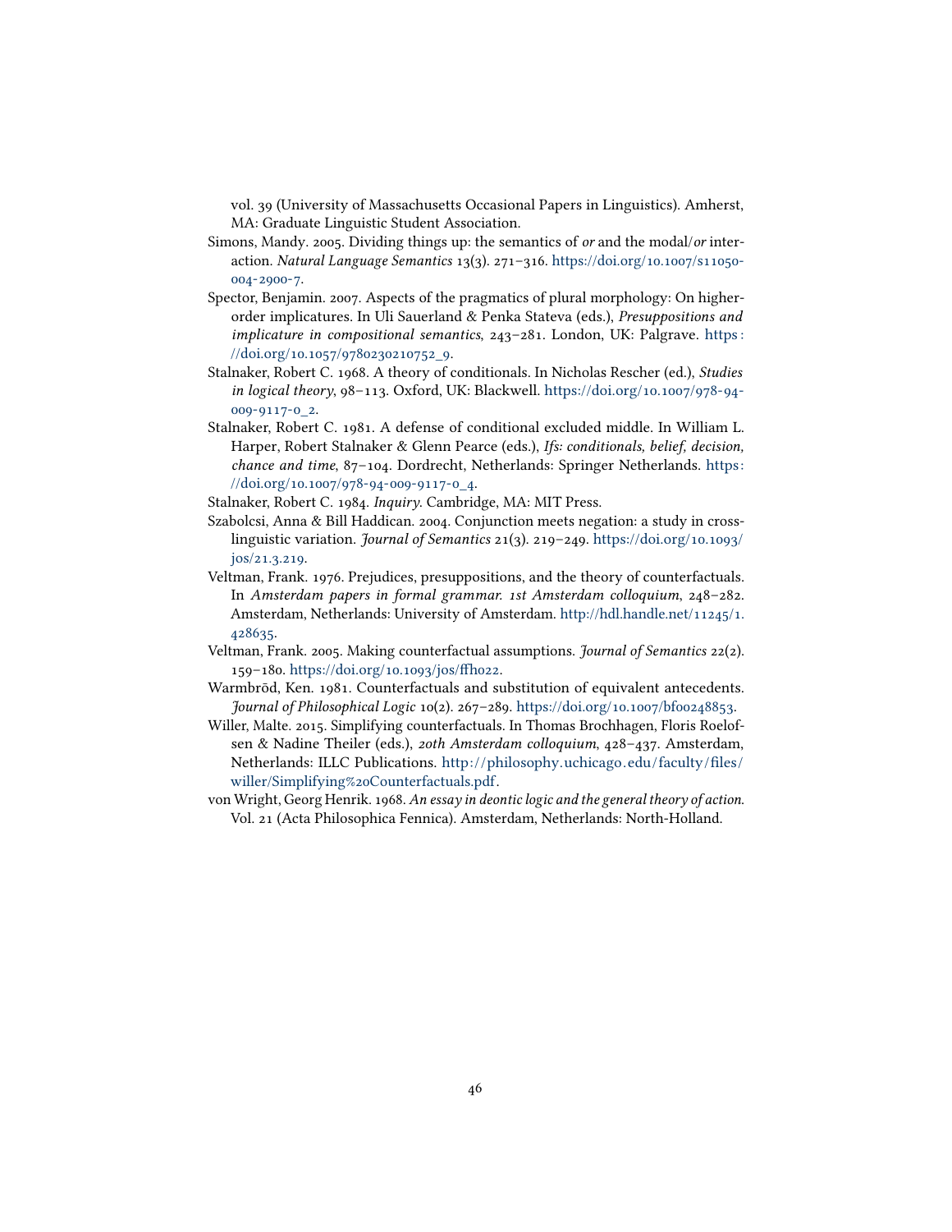vol. 39 (University of Massachusetts Occasional Papers in Linguistics). Amherst, MA: Graduate Linguistic Student Association.

Simons, Mandy. 2005. Dividing things up: the semantics of *or* and the modal/*or* interaction. *Natural Language Semantics* 13(3). 271–316. https://doi.org/10.1007/s11050-004-2900-7.

Spector, Benjamin. 2007. Aspects of the pragmatics of plural morphology: On higher-order implicatures. In Uli Sauerland & Penka Stateva (eds.), *Presuppositions and implicature in compositional semantics*, 243–281. London, UK: Palgrave. https://doi.org/10.1057/9780230210752_9.

Stalnaker, Robert C. 1968. A theory of conditionals. In Nicholas Rescher (ed.), *Studies in logical theory*, 98–113. Oxford, UK: Blackwell. https://doi.org/10.1007/978-94-009-9117-0_2.

Stalnaker, Robert C. 1981. A defense of conditional excluded middle. In William L. Harper, Robert Stalnaker & Glenn Pearce (eds.), *Ifs: conditionals, belief, decision, chance and time*, 87–104. Dordrecht, Netherlands: Springer Netherlands. https://doi.org/10.1007/978-94-009-9117-0_4.

Stalnaker, Robert C. 1984. *Inquiry*. Cambridge, MA: MIT Press.

Szabolcsi, Anna & Bill Haddican. 2004. Conjunction meets negation: a study in cross-linguistic variation. *Journal of Semantics* 21(3). 219–249. https://doi.org/10.1093/jos/21.3.219.

Veltman, Frank. 1976. Prejudices, presuppositions, and the theory of counterfactuals. In *Amsterdam papers in formal grammar. 1st Amsterdam colloquium*, 248–282. Amsterdam, Netherlands: University of Amsterdam. http://hdl.handle.net/11245/1.428635.

Veltman, Frank. 2005. Making counterfactual assumptions. *Journal of Semantics* 22(2). 159–180. https://doi.org/10.1093/jos/ffh022.

Warmbrōd, Ken. 1981. Counterfactuals and substitution of equivalent antecedents. *Journal of Philosophical Logic* 10(2). 267–289. https://doi.org/10.1007/bf00248853.

Willer, Malte. 2015. Simplifying counterfactuals. In Thomas Brochhagen, Floris Roelofsen & Nadine Theiler (eds.), *20th Amsterdam colloquium*, 428–437. Amsterdam, Netherlands: ILLC Publications. http://philosophy.uchicago.edu/faculty/files/willer/Simplifying%20Counterfactuals.pdf.

von Wright, Georg Henrik. 1968. *An essay in deontic logic and the general theory of action*. Vol. 21 (Acta Philosophica Fennica). Amsterdam, Netherlands: North-Holland.